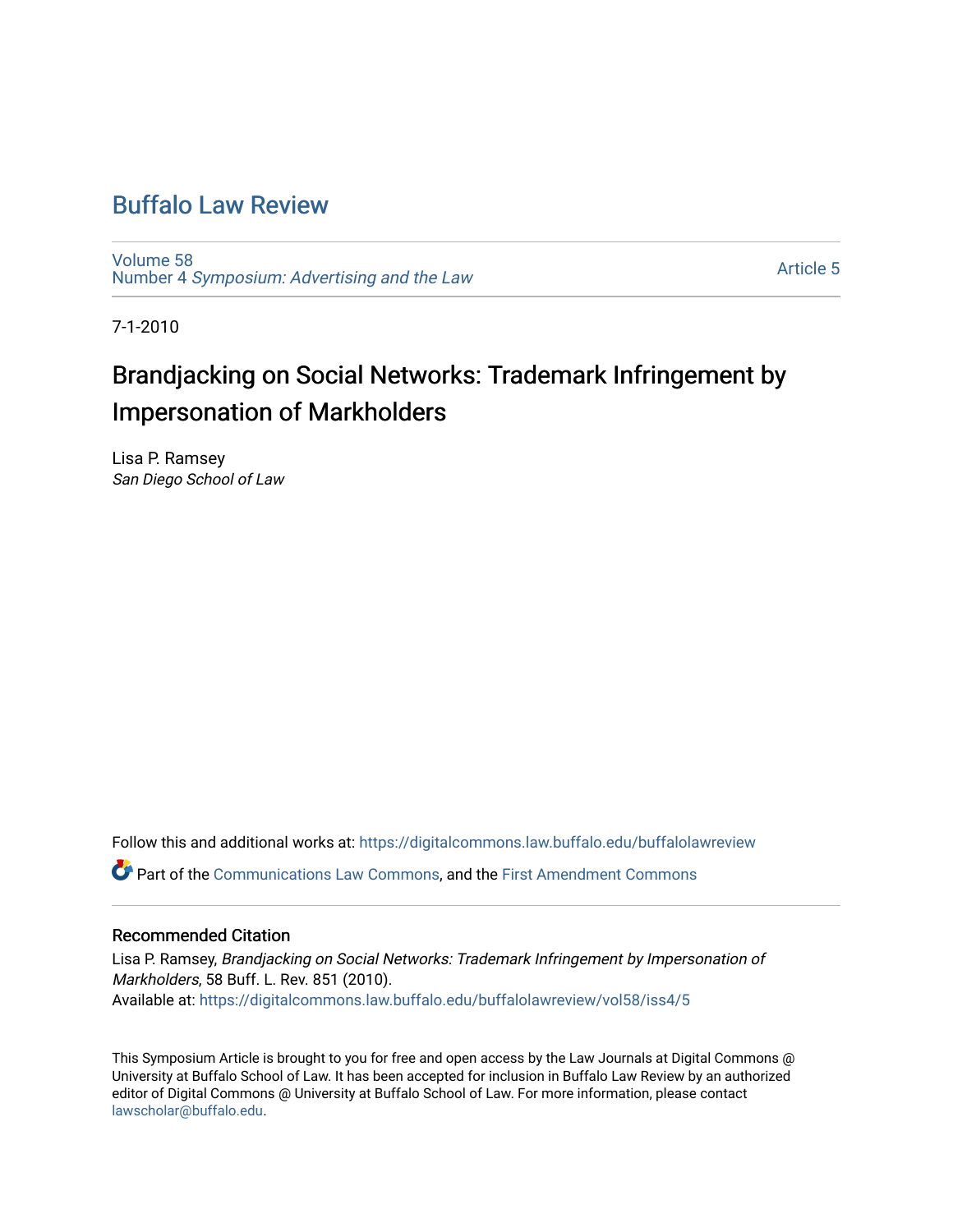# Buffalo Law Review

Volume 58
Number 4 *Symposium: Advertising and the Law*

Article 5

7-1-2010

## Brandjacking on Social Networks: Trademark Infringement by Impersonation of Markholders

Lisa P. Ramsey
*San Diego School of Law*

Follow this and additional works at: https://digitalcommons.law.buffalo.edu/buffalolawreview

Part of the Communications Law Commons, and the First Amendment Commons

### Recommended Citation

Lisa P. Ramsey, *Brandjacking on Social Networks: Trademark Infringement by Impersonation of Markholders*, 58 Buff. L. Rev. 851 (2010).
Available at: https://digitalcommons.law.buffalo.edu/buffalolawreview/vol58/iss4/5

This Symposium Article is brought to you for free and open access by the Law Journals at Digital Commons @ University at Buffalo School of Law. It has been accepted for inclusion in Buffalo Law Review by an authorized editor of Digital Commons @ University at Buffalo School of Law. For more information, please contact lawscholar@buffalo.edu.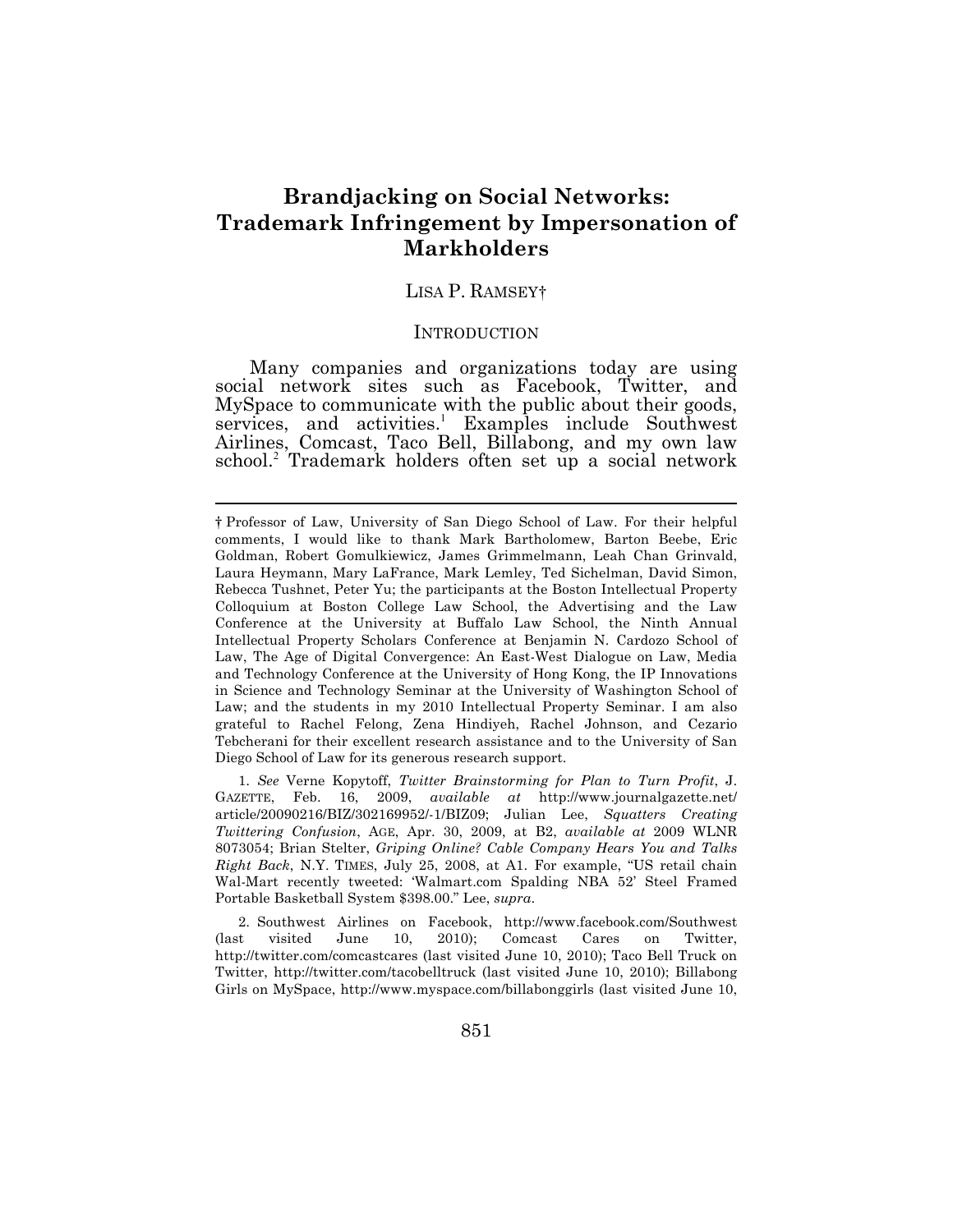# Brandjacking on Social Networks: Trademark Infringement by Impersonation of Markholders

LISA P. RAMSEY†

## INTRODUCTION

Many companies and organizations today are using social network sites such as Facebook, Twitter, and MySpace to communicate with the public about their goods, services, and activities.[1] Examples include Southwest Airlines, Comcast, Taco Bell, Billabong, and my own law school.[2] Trademark holders often set up a social network

---

† Professor of Law, University of San Diego School of Law. For their helpful comments, I would like to thank Mark Bartholomew, Barton Beebe, Eric Goldman, Robert Gomulkiewicz, James Grimmelmann, Leah Chan Grinvald, Laura Heymann, Mary LaFrance, Mark Lemley, Ted Sichelman, David Simon, Rebecca Tushnet, Peter Yu; the participants at the Boston Intellectual Property Colloquium at Boston College Law School, the Advertising and the Law Conference at the University at Buffalo Law School, the Ninth Annual Intellectual Property Scholars Conference at Benjamin N. Cardozo School of Law, The Age of Digital Convergence: An East-West Dialogue on Law, Media and Technology Conference at the University of Hong Kong, the IP Innovations in Science and Technology Seminar at the University of Washington School of Law; and the students in my 2010 Intellectual Property Seminar. I am also grateful to Rachel Felong, Zena Hindiyeh, Rachel Johnson, and Cezario Tebcherani for their excellent research assistance and to the University of San Diego School of Law for its generous research support.

1. *See* Verne Kopytoff, *Twitter Brainstorming for Plan to Turn Profit*, J. GAZETTE, Feb. 16, 2009, *available at* http://www.journalgazette.net/article/20090216/BIZ/302169952/-1/BIZ09; Julian Lee, *Squatters Creating Twittering Confusion*, AGE, Apr. 30, 2009, at B2, *available at* 2009 WLNR 8073054; Brian Stelter, *Griping Online? Cable Company Hears You and Talks Right Back*, N.Y. TIMES, July 25, 2008, at A1. For example, "US retail chain Wal-Mart recently tweeted: 'Walmart.com Spalding NBA 52' Steel Framed Portable Basketball System $398.00." Lee, *supra*.

2. Southwest Airlines on Facebook, http://www.facebook.com/Southwest (last visited June 10, 2010); Comcast Cares on Twitter, http://twitter.com/comcastcares (last visited June 10, 2010); Taco Bell Truck on Twitter, http://twitter.com/tacobelltruck (last visited June 10, 2010); Billabong Girls on MySpace, http://www.myspace.com/billabonggirls (last visited June 10,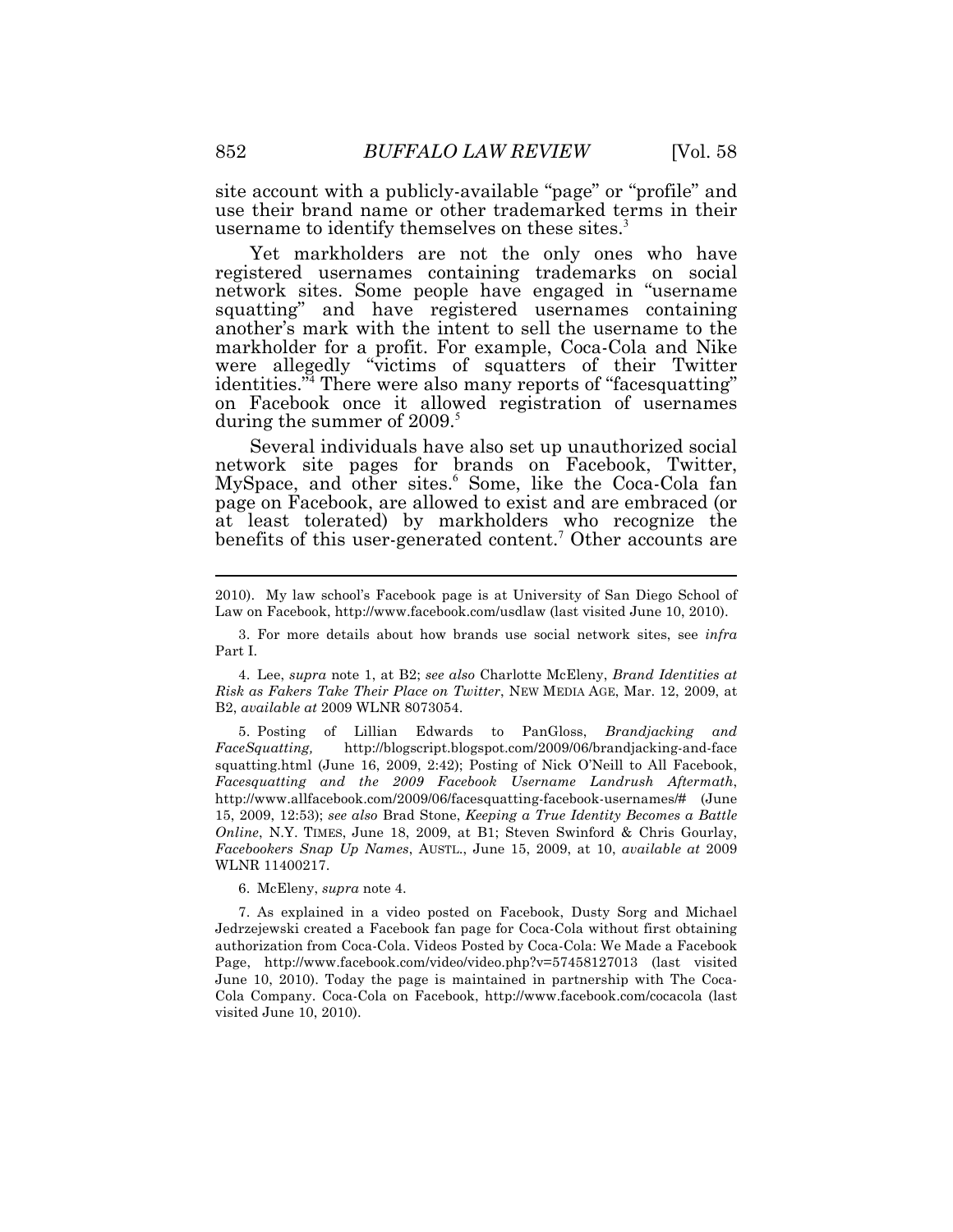site account with a publicly-available "page" or "profile" and use their brand name or other trademarked terms in their username to identify themselves on these sites.[3]

Yet markholders are not the only ones who have registered usernames containing trademarks on social network sites. Some people have engaged in "username squatting" and have registered usernames containing another's mark with the intent to sell the username to the markholder for a profit. For example, Coca-Cola and Nike were allegedly "victims of squatters of their Twitter identities."[4] There were also many reports of "facesquatting" on Facebook once it allowed registration of usernames during the summer of 2009.[5]

Several individuals have also set up unauthorized social network site pages for brands on Facebook, Twitter, MySpace, and other sites.[6] Some, like the Coca-Cola fan page on Facebook, are allowed to exist and are embraced (or at least tolerated) by markholders who recognize the benefits of this user-generated content.[7] Other accounts are

---

2010). My law school's Facebook page is at University of San Diego School of Law on Facebook, http://www.facebook.com/usdlaw (last visited June 10, 2010).

3. For more details about how brands use social network sites, see *infra* Part I.

4. Lee, *supra* note 1, at B2; *see also* Charlotte McEleny, *Brand Identities at Risk as Fakers Take Their Place on Twitter*, NEW MEDIA AGE, Mar. 12, 2009, at B2, *available at* 2009 WLNR 8073054.

5. Posting of Lillian Edwards to PanGloss, *Brandjacking and FaceSquatting,* http://blogscript.blogspot.com/2009/06/brandjacking-and-face squatting.html (June 16, 2009, 2:42); Posting of Nick O'Neill to All Facebook, *Facesquatting and the 2009 Facebook Username Landrush Aftermath*, http://www.allfacebook.com/2009/06/facesquatting-facebook-usernames/# (June 15, 2009, 12:53); *see also* Brad Stone, *Keeping a True Identity Becomes a Battle Online*, N.Y. TIMES, June 18, 2009, at B1; Steven Swinford & Chris Gourlay, *Facebookers Snap Up Names*, AUSTL., June 15, 2009, at 10, *available at* 2009 WLNR 11400217.

6. McEleny, *supra* note 4.

7. As explained in a video posted on Facebook, Dusty Sorg and Michael Jedrzejewski created a Facebook fan page for Coca-Cola without first obtaining authorization from Coca-Cola. Videos Posted by Coca-Cola: We Made a Facebook Page, http://www.facebook.com/video/video.php?v=57458127013 (last visited June 10, 2010). Today the page is maintained in partnership with The Coca-Cola Company. Coca-Cola on Facebook, http://www.facebook.com/cocacola (last visited June 10, 2010).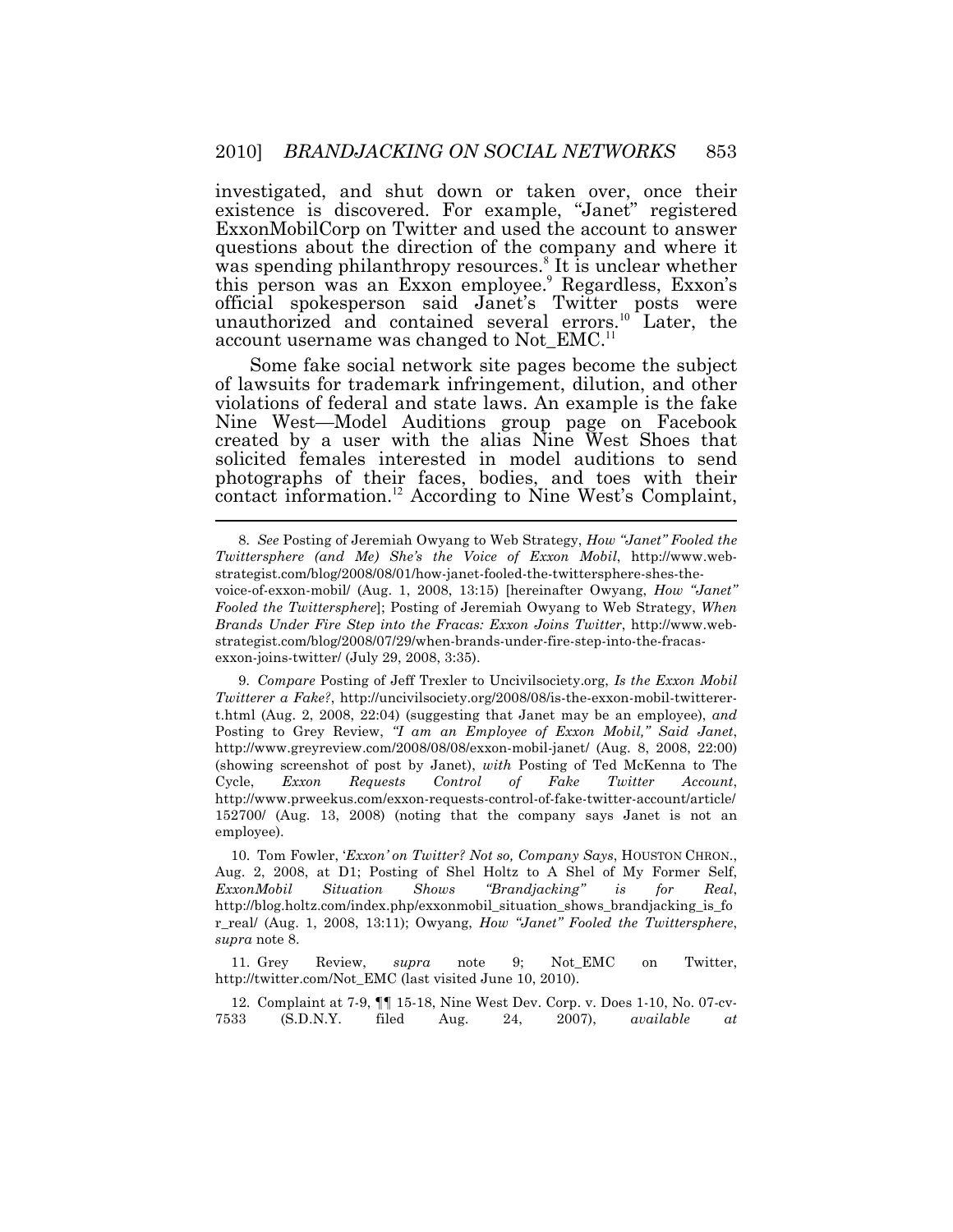investigated, and shut down or taken over, once their existence is discovered. For example, "Janet" registered ExxonMobilCorp on Twitter and used the account to answer questions about the direction of the company and where it was spending philanthropy resources.[8] It is unclear whether this person was an Exxon employee.[9] Regardless, Exxon's official spokesperson said Janet's Twitter posts were unauthorized and contained several errors.[10] Later, the account username was changed to Not_EMC.[11]

Some fake social network site pages become the subject of lawsuits for trademark infringement, dilution, and other violations of federal and state laws. An example is the fake Nine West—Model Auditions group page on Facebook created by a user with the alias Nine West Shoes that solicited females interested in model auditions to send photographs of their faces, bodies, and toes with their contact information.[12] According to Nine West's Complaint,

---

8. *See* Posting of Jeremiah Owyang to Web Strategy, *How "Janet" Fooled the Twittersphere (and Me) She's the Voice of Exxon Mobil*, http://www.web-strategist.com/blog/2008/08/01/how-janet-fooled-the-twittersphere-shes-the-voice-of-exxon-mobil/ (Aug. 1, 2008, 13:15) [hereinafter Owyang, *How "Janet" Fooled the Twittersphere*]; Posting of Jeremiah Owyang to Web Strategy, *When Brands Under Fire Step into the Fracas: Exxon Joins Twitter*, http://www.web-strategist.com/blog/2008/07/29/when-brands-under-fire-step-into-the-fracas-exxon-joins-twitter/ (July 29, 2008, 3:35).

9. *Compare* Posting of Jeff Trexler to Uncivilsociety.org, *Is the Exxon Mobil Twitterer a Fake?*, http://uncivilsociety.org/2008/08/is-the-exxon-mobil-twitterer-t.html (Aug. 2, 2008, 22:04) (suggesting that Janet may be an employee), *and* Posting to Grey Review, *"I am an Employee of Exxon Mobil," Said Janet*, http://www.greyreview.com/2008/08/08/exxon-mobil-janet/ (Aug. 8, 2008, 22:00) (showing screenshot of post by Janet), *with* Posting of Ted McKenna to The Cycle, *Exxon Requests Control of Fake Twitter Account*, http://www.prweekus.com/exxon-requests-control-of-fake-twitter-account/article/152700/ (Aug. 13, 2008) (noting that the company says Janet is not an employee).

10. Tom Fowler, *'Exxon' on Twitter? Not so, Company Says*, HOUSTON CHRON., Aug. 2, 2008, at D1; Posting of Shel Holtz to A Shel of My Former Self, *ExxonMobil Situation Shows "Brandjacking" is for Real*, http://blog.holtz.com/index.php/exxonmobil_situation_shows_brandjacking_is_for_real/ (Aug. 1, 2008, 13:11); Owyang, *How "Janet" Fooled the Twittersphere*, *supra* note 8.

11. Grey Review, *supra* note 9; Not_EMC on Twitter, http://twitter.com/Not_EMC (last visited June 10, 2010).

12. Complaint at 7-9, ¶¶ 15-18, Nine West Dev. Corp. v. Does 1-10, No. 07-cv-7533 (S.D.N.Y. filed Aug. 24, 2007), *available at*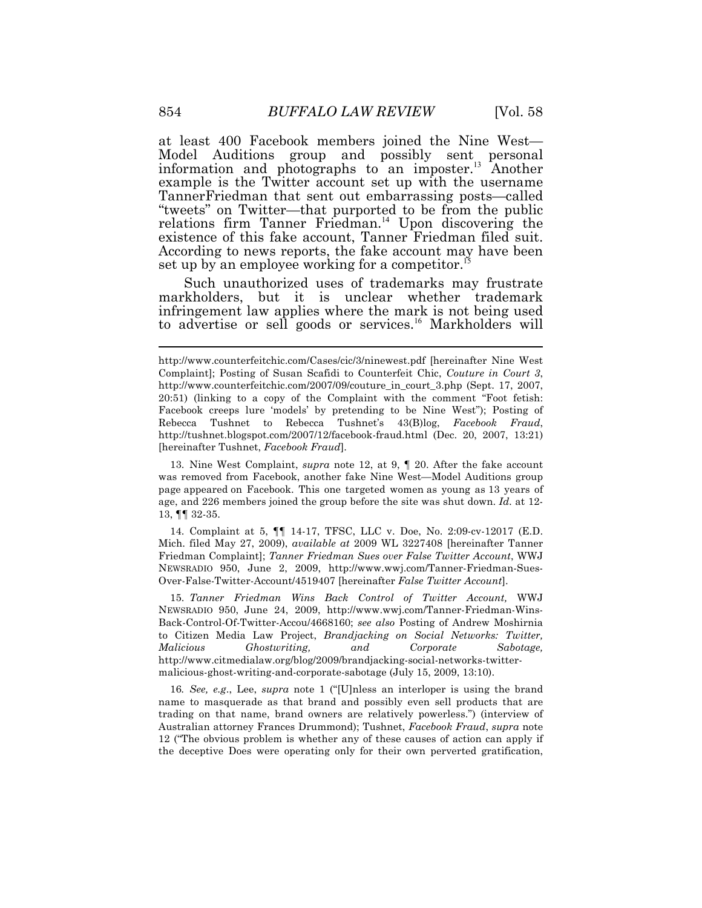at least 400 Facebook members joined the Nine West—Model Auditions group and possibly sent personal information and photographs to an imposter.[13] Another example is the Twitter account set up with the username TannerFriedman that sent out embarrassing posts—called "tweets" on Twitter—that purported to be from the public relations firm Tanner Friedman.[14] Upon discovering the existence of this fake account, Tanner Friedman filed suit. According to news reports, the fake account may have been set up by an employee working for a competitor.[15]

Such unauthorized uses of trademarks may frustrate markholders, but it is unclear whether trademark infringement law applies where the mark is not being used to advertise or sell goods or services.[16] Markholders will

---

http://www.counterfeitchic.com/Cases/cic/3/ninewest.pdf [hereinafter Nine West Complaint]; Posting of Susan Scafidi to Counterfeit Chic, *Couture in Court 3*, http://www.counterfeitchic.com/2007/09/couture_in_court_3.php (Sept. 17, 2007, 20:51) (linking to a copy of the Complaint with the comment "Foot fetish: Facebook creeps lure 'models' by pretending to be Nine West"); Posting of Rebecca Tushnet to Rebecca Tushnet's 43(B)log, *Facebook Fraud*, http://tushnet.blogspot.com/2007/12/facebook-fraud.html (Dec. 20, 2007, 13:21) [hereinafter Tushnet, *Facebook Fraud*].

13. Nine West Complaint, *supra* note 12, at 9, ¶ 20. After the fake account was removed from Facebook, another fake Nine West—Model Auditions group page appeared on Facebook. This one targeted women as young as 13 years of age, and 226 members joined the group before the site was shut down. *Id.* at 12-13, ¶¶ 32-35.

14. Complaint at 5, ¶¶ 14-17, TFSC, LLC v. Doe, No. 2:09-cv-12017 (E.D. Mich. filed May 27, 2009), *available at* 2009 WL 3227408 [hereinafter Tanner Friedman Complaint]; *Tanner Friedman Sues over False Twitter Account*, WWJ NEWSRADIO 950, June 2, 2009, http://www.wwj.com/Tanner-Friedman-Sues-Over-False-Twitter-Account/4519407 [hereinafter *False Twitter Account*].

15. *Tanner Friedman Wins Back Control of Twitter Account,* WWJ NEWSRADIO 950, June 24, 2009, http://www.wwj.com/Tanner-Friedman-Wins-Back-Control-Of-Twitter-Accou/4668160; *see also* Posting of Andrew Moshirnia to Citizen Media Law Project, *Brandjacking on Social Networks: Twitter, Malicious Ghostwriting, and Corporate Sabotage,* http://www.citmedialaw.org/blog/2009/brandjacking-social-networks-twitter-malicious-ghost-writing-and-corporate-sabotage (July 15, 2009, 13:10).

16. *See, e.g.*, Lee, *supra* note 1 ("[U]nless an interloper is using the brand name to masquerade as that brand and possibly even sell products that are trading on that name, brand owners are relatively powerless.") (interview of Australian attorney Frances Drummond); Tushnet, *Facebook Fraud*, *supra* note 12 ("The obvious problem is whether any of these causes of action can apply if the deceptive Does were operating only for their own perverted gratification,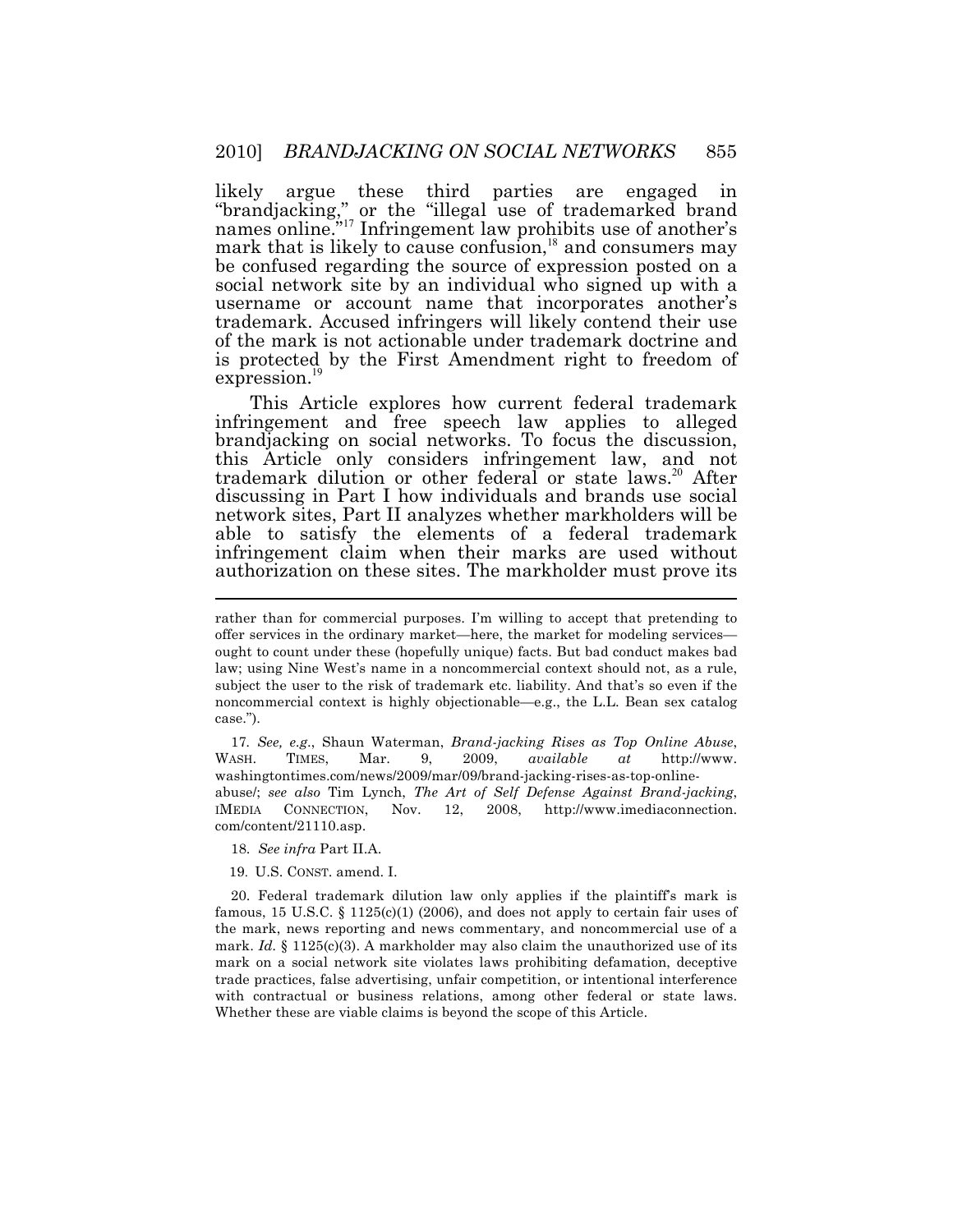likely argue these third parties are engaged in "brandjacking," or the "illegal use of trademarked brand names online."[17] Infringement law prohibits use of another's mark that is likely to cause confusion,[18] and consumers may be confused regarding the source of expression posted on a social network site by an individual who signed up with a username or account name that incorporates another's trademark. Accused infringers will likely contend their use of the mark is not actionable under trademark doctrine and is protected by the First Amendment right to freedom of expression.[19]

This Article explores how current federal trademark infringement and free speech law applies to alleged brandjacking on social networks. To focus the discussion, this Article only considers infringement law, and not trademark dilution or other federal or state laws.[20] After discussing in Part I how individuals and brands use social network sites, Part II analyzes whether markholders will be able to satisfy the elements of a federal trademark infringement claim when their marks are used without authorization on these sites. The markholder must prove its

---

rather than for commercial purposes. I'm willing to accept that pretending to offer services in the ordinary market—here, the market for modeling services—ought to count under these (hopefully unique) facts. But bad conduct makes bad law; using Nine West's name in a noncommercial context should not, as a rule, subject the user to the risk of trademark etc. liability. And that's so even if the noncommercial context is highly objectionable—e.g., the L.L. Bean sex catalog case.").

17. *See, e.g.*, Shaun Waterman, *Brand-jacking Rises as Top Online Abuse*, WASH. TIMES, Mar. 9, 2009, *available at* http://www.washingtontimes.com/news/2009/mar/09/brand-jacking-rises-as-top-online-abuse/; *see also* Tim Lynch, *The Art of Self Defense Against Brand-jacking*, IMEDIA CONNECTION, Nov. 12, 2008, http://www.imediaconnection.com/content/21110.asp.

18. *See infra* Part II.A.

19. U.S. CONST. amend. I.

20. Federal trademark dilution law only applies if the plaintiff's mark is famous, 15 U.S.C. § 1125(c)(1) (2006), and does not apply to certain fair uses of the mark, news reporting and news commentary, and noncommercial use of a mark. *Id.* § 1125(c)(3). A markholder may also claim the unauthorized use of its mark on a social network site violates laws prohibiting defamation, deceptive trade practices, false advertising, unfair competition, or intentional interference with contractual or business relations, among other federal or state laws. Whether these are viable claims is beyond the scope of this Article.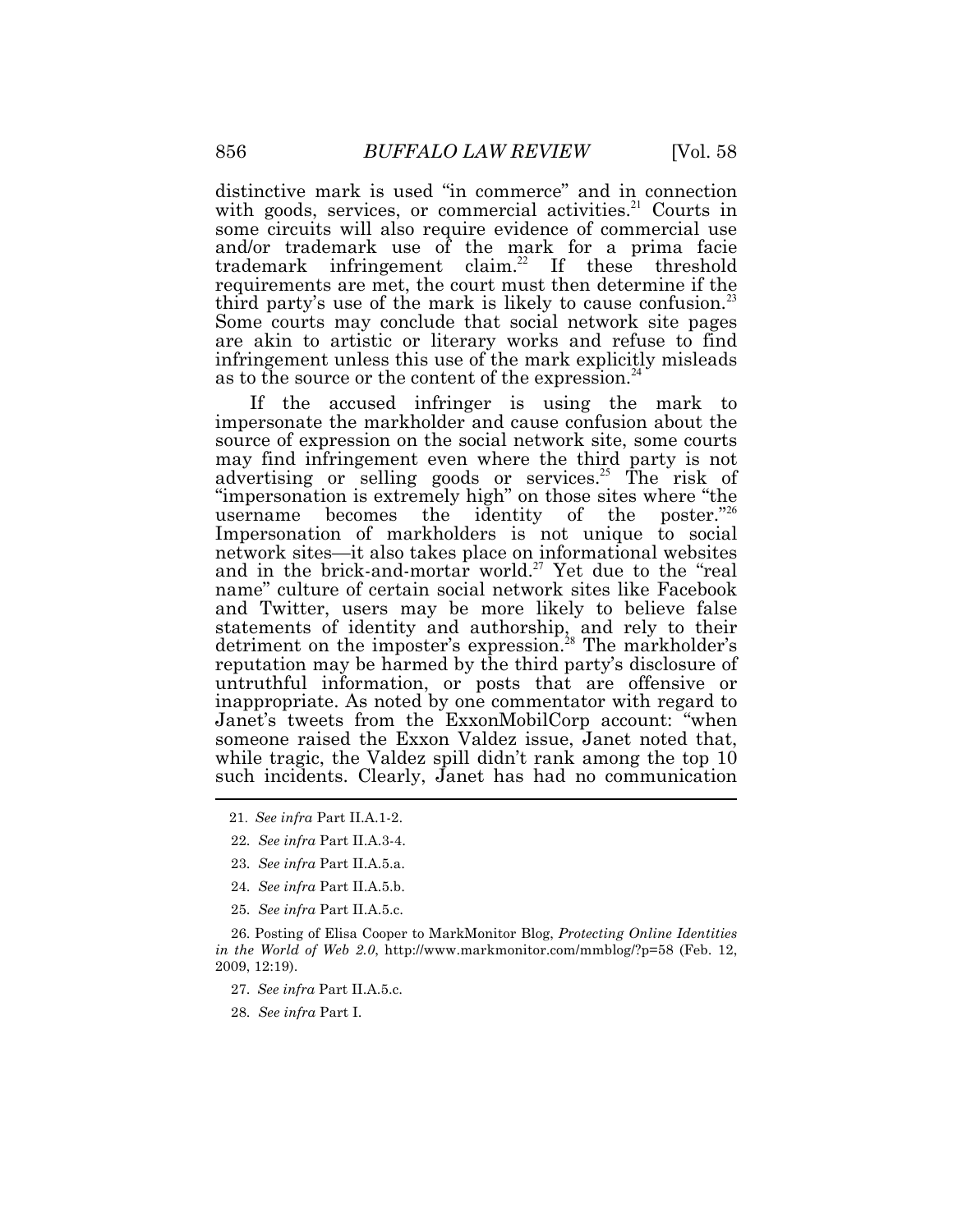distinctive mark is used "in commerce" and in connection with goods, services, or commercial activities.[21] Courts in some circuits will also require evidence of commercial use and/or trademark use of the mark for a prima facie trademark infringement claim.[22] If these threshold requirements are met, the court must then determine if the third party's use of the mark is likely to cause confusion.[23] Some courts may conclude that social network site pages are akin to artistic or literary works and refuse to find infringement unless this use of the mark explicitly misleads as to the source or the content of the expression.[24]

If the accused infringer is using the mark to impersonate the markholder and cause confusion about the source of expression on the social network site, some courts may find infringement even where the third party is not advertising or selling goods or services.[25] The risk of "impersonation is extremely high" on those sites where "the username becomes the identity of the poster."[26] Impersonation of markholders is not unique to social network sites—it also takes place on informational websites and in the brick-and-mortar world.[27] Yet due to the "real name" culture of certain social network sites like Facebook and Twitter, users may be more likely to believe false statements of identity and authorship, and rely to their detriment on the imposter's expression.[28] The markholder's reputation may be harmed by the third party's disclosure of untruthful information, or posts that are offensive or inappropriate. As noted by one commentator with regard to Janet's tweets from the ExxonMobilCorp account: "when someone raised the Exxon Valdez issue, Janet noted that, while tragic, the Valdez spill didn't rank among the top 10 such incidents. Clearly, Janet has had no communication

---

21. *See infra* Part II.A.1-2.

22. *See infra* Part II.A.3-4.

23. *See infra* Part II.A.5.a.

24. *See infra* Part II.A.5.b.

25. *See infra* Part II.A.5.c.

26. Posting of Elisa Cooper to MarkMonitor Blog, *Protecting Online Identities in the World of Web 2.0*, http://www.markmonitor.com/mmblog/?p=58 (Feb. 12, 2009, 12:19).

27. *See infra* Part II.A.5.c.

28. *See infra* Part I.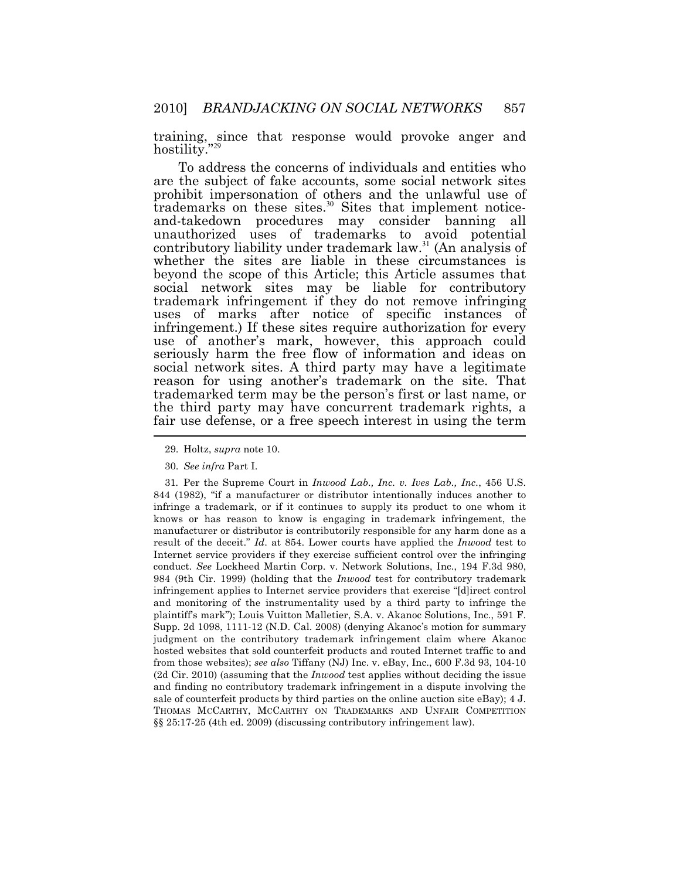training, since that response would provoke anger and hostility."[29]

To address the concerns of individuals and entities who are the subject of fake accounts, some social network sites prohibit impersonation of others and the unlawful use of trademarks on these sites.[30] Sites that implement notice-and-takedown procedures may consider banning all unauthorized uses of trademarks to avoid potential contributory liability under trademark law.[31] (An analysis of whether the sites are liable in these circumstances is beyond the scope of this Article; this Article assumes that social network sites may be liable for contributory trademark infringement if they do not remove infringing uses of marks after notice of specific instances of infringement.) If these sites require authorization for every use of another's mark, however, this approach could seriously harm the free flow of information and ideas on social network sites. A third party may have a legitimate reason for using another's trademark on the site. That trademarked term may be the person's first or last name, or the third party may have concurrent trademark rights, a fair use defense, or a free speech interest in using the term

29. Holtz, *supra* note 10.

30. *See infra* Part I.

31. Per the Supreme Court in *Inwood Lab., Inc. v. Ives Lab., Inc.*, 456 U.S. 844 (1982), "if a manufacturer or distributor intentionally induces another to infringe a trademark, or if it continues to supply its product to one whom it knows or has reason to know is engaging in trademark infringement, the manufacturer or distributor is contributorily responsible for any harm done as a result of the deceit." *Id*. at 854. Lower courts have applied the *Inwood* test to Internet service providers if they exercise sufficient control over the infringing conduct. *See* Lockheed Martin Corp. v. Network Solutions, Inc., 194 F.3d 980, 984 (9th Cir. 1999) (holding that the *Inwood* test for contributory trademark infringement applies to Internet service providers that exercise "[d]irect control and monitoring of the instrumentality used by a third party to infringe the plaintiff's mark"); Louis Vuitton Malletier, S.A. v. Akanoc Solutions, Inc., 591 F. Supp. 2d 1098, 1111-12 (N.D. Cal. 2008) (denying Akanoc's motion for summary judgment on the contributory trademark infringement claim where Akanoc hosted websites that sold counterfeit products and routed Internet traffic to and from those websites); *see also* Tiffany (NJ) Inc. v. eBay, Inc., 600 F.3d 93, 104-10 (2d Cir. 2010) (assuming that the *Inwood* test applies without deciding the issue and finding no contributory trademark infringement in a dispute involving the sale of counterfeit products by third parties on the online auction site eBay); 4 J. THOMAS MCCARTHY, MCCARTHY ON TRADEMARKS AND UNFAIR COMPETITION §§ 25:17-25 (4th ed. 2009) (discussing contributory infringement law).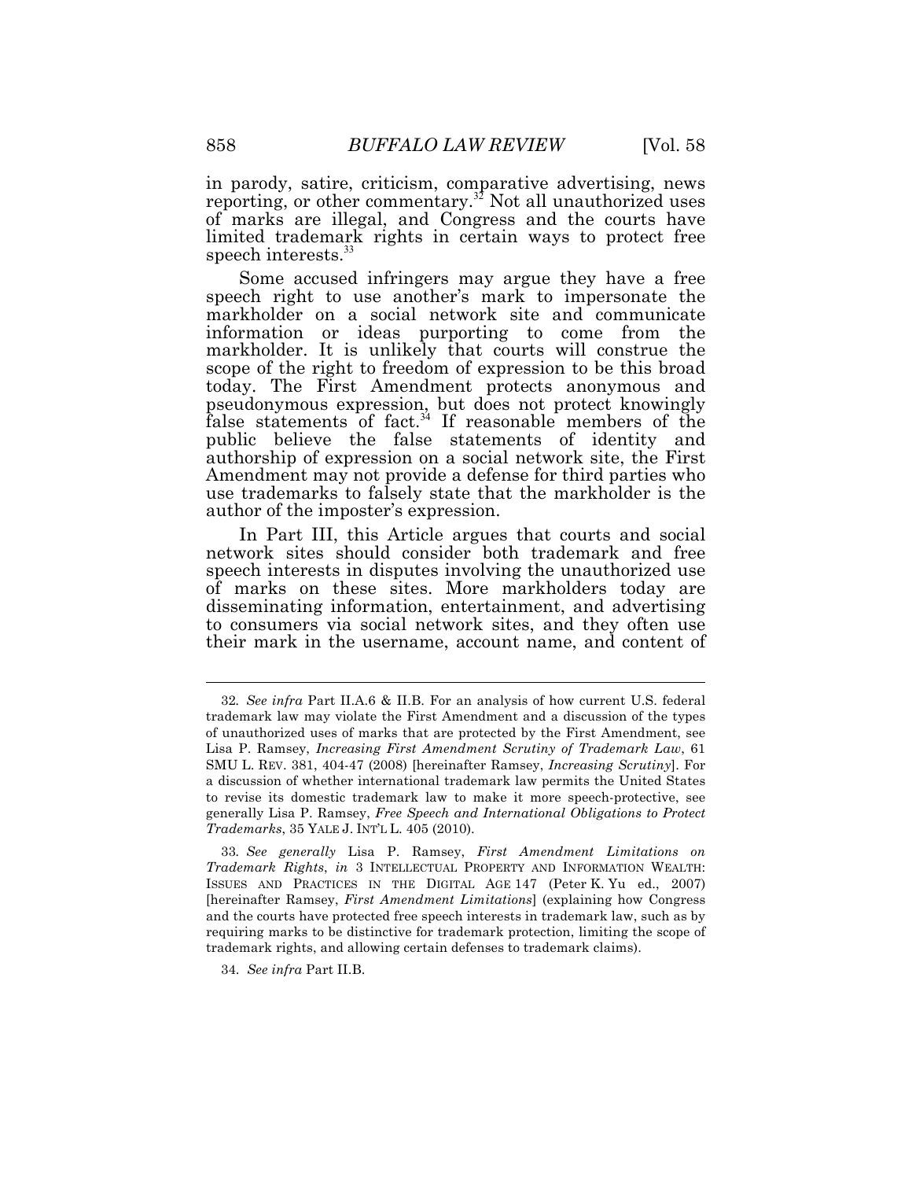in parody, satire, criticism, comparative advertising, news reporting, or other commentary.[32] Not all unauthorized uses of marks are illegal, and Congress and the courts have limited trademark rights in certain ways to protect free speech interests.[33]

Some accused infringers may argue they have a free speech right to use another's mark to impersonate the markholder on a social network site and communicate information or ideas purporting to come from the markholder. It is unlikely that courts will construe the scope of the right to freedom of expression to be this broad today. The First Amendment protects anonymous and pseudonymous expression, but does not protect knowingly false statements of fact.[34] If reasonable members of the public believe the false statements of identity and authorship of expression on a social network site, the First Amendment may not provide a defense for third parties who use trademarks to falsely state that the markholder is the author of the imposter's expression.

In Part III, this Article argues that courts and social network sites should consider both trademark and free speech interests in disputes involving the unauthorized use of marks on these sites. More markholders today are disseminating information, entertainment, and advertising to consumers via social network sites, and they often use their mark in the username, account name, and content of

---

32. *See infra* Part II.A.6 & II.B. For an analysis of how current U.S. federal trademark law may violate the First Amendment and a discussion of the types of unauthorized uses of marks that are protected by the First Amendment, see Lisa P. Ramsey, *Increasing First Amendment Scrutiny of Trademark Law*, 61 SMU L. REV. 381, 404-47 (2008) [hereinafter Ramsey, *Increasing Scrutiny*]. For a discussion of whether international trademark law permits the United States to revise its domestic trademark law to make it more speech-protective, see generally Lisa P. Ramsey, *Free Speech and International Obligations to Protect Trademarks*, 35 YALE J. INT'L L. 405 (2010).

33. *See generally* Lisa P. Ramsey, *First Amendment Limitations on Trademark Rights*, *in* 3 INTELLECTUAL PROPERTY AND INFORMATION WEALTH: ISSUES AND PRACTICES IN THE DIGITAL AGE 147 (Peter K. Yu ed., 2007) [hereinafter Ramsey, *First Amendment Limitations*] (explaining how Congress and the courts have protected free speech interests in trademark law, such as by requiring marks to be distinctive for trademark protection, limiting the scope of trademark rights, and allowing certain defenses to trademark claims).

34. *See infra* Part II.B.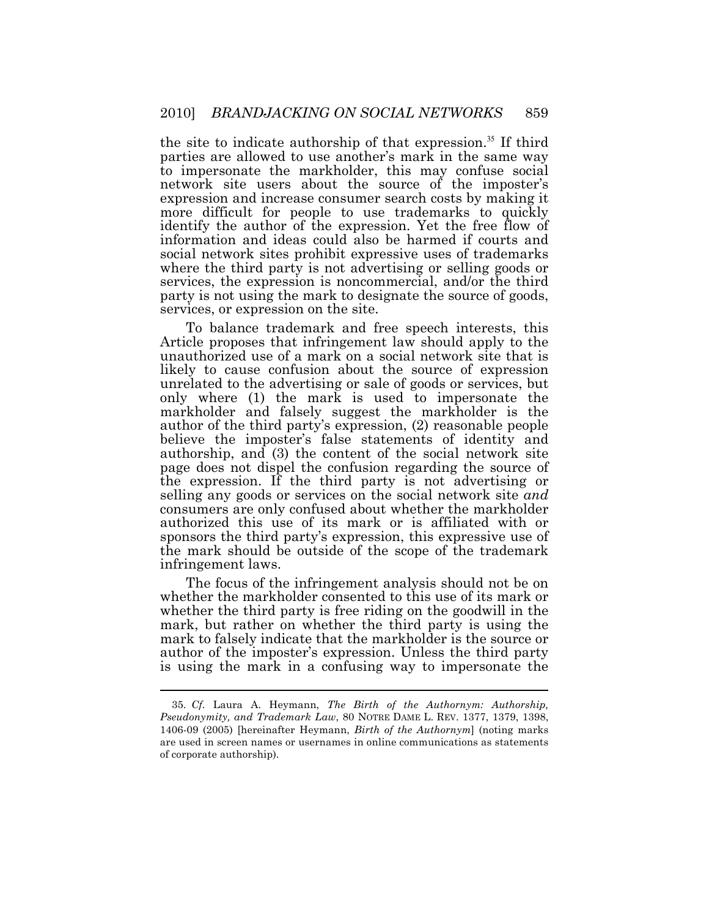the site to indicate authorship of that expression.[35] If third parties are allowed to use another's mark in the same way to impersonate the markholder, this may confuse social network site users about the source of the imposter's expression and increase consumer search costs by making it more difficult for people to use trademarks to quickly identify the author of the expression. Yet the free flow of information and ideas could also be harmed if courts and social network sites prohibit expressive uses of trademarks where the third party is not advertising or selling goods or services, the expression is noncommercial, and/or the third party is not using the mark to designate the source of goods, services, or expression on the site.

To balance trademark and free speech interests, this Article proposes that infringement law should apply to the unauthorized use of a mark on a social network site that is likely to cause confusion about the source of expression unrelated to the advertising or sale of goods or services, but only where (1) the mark is used to impersonate the markholder and falsely suggest the markholder is the author of the third party's expression, (2) reasonable people believe the imposter's false statements of identity and authorship, and (3) the content of the social network site page does not dispel the confusion regarding the source of the expression. If the third party is not advertising or selling any goods or services on the social network site *and* consumers are only confused about whether the markholder authorized this use of its mark or is affiliated with or sponsors the third party's expression, this expressive use of the mark should be outside of the scope of the trademark infringement laws.

The focus of the infringement analysis should not be on whether the markholder consented to this use of its mark or whether the third party is free riding on the goodwill in the mark, but rather on whether the third party is using the mark to falsely indicate that the markholder is the source or author of the imposter's expression. Unless the third party is using the mark in a confusing way to impersonate the

---

35. *Cf.* Laura A. Heymann, *The Birth of the Authornym: Authorship, Pseudonymity, and Trademark Law*, 80 NOTRE DAME L. REV. 1377, 1379, 1398, 1406-09 (2005) [hereinafter Heymann, *Birth of the Authornym*] (noting marks are used in screen names or usernames in online communications as statements of corporate authorship).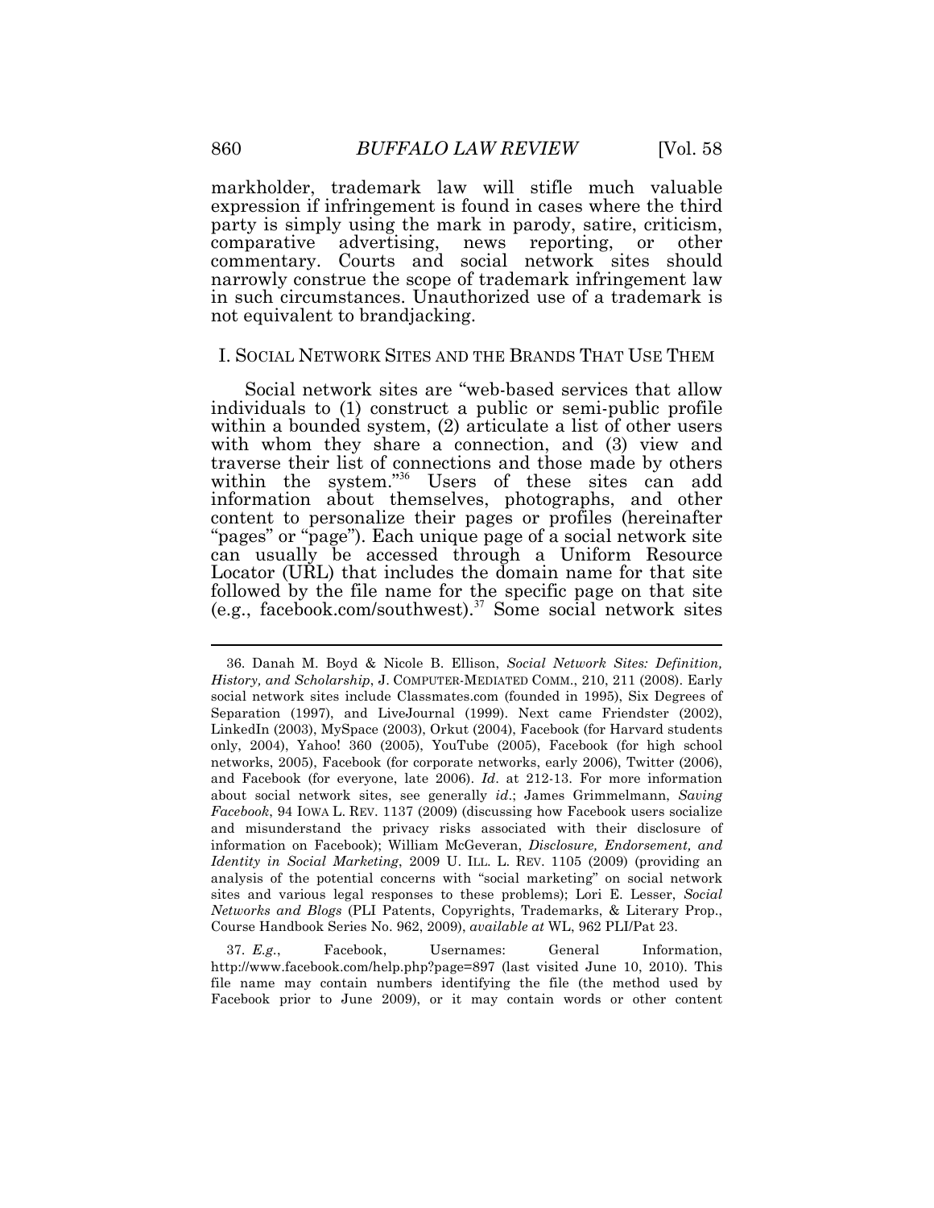markholder, trademark law will stifle much valuable expression if infringement is found in cases where the third party is simply using the mark in parody, satire, criticism, comparative advertising, news reporting, or other commentary. Courts and social network sites should narrowly construe the scope of trademark infringement law in such circumstances. Unauthorized use of a trademark is not equivalent to brandjacking.

## I. SOCIAL NETWORK SITES AND THE BRANDS THAT USE THEM

Social network sites are "web-based services that allow individuals to (1) construct a public or semi-public profile within a bounded system, (2) articulate a list of other users with whom they share a connection, and (3) view and traverse their list of connections and those made by others within the system."[36] Users of these sites can add information about themselves, photographs, and other content to personalize their pages or profiles (hereinafter "pages" or "page"). Each unique page of a social network site can usually be accessed through a Uniform Resource Locator (URL) that includes the domain name for that site followed by the file name for the specific page on that site (e.g., facebook.com/southwest).[37] Some social network sites

---

36. Danah M. Boyd & Nicole B. Ellison, *Social Network Sites: Definition, History, and Scholarship*, J. COMPUTER-MEDIATED COMM., 210, 211 (2008). Early social network sites include Classmates.com (founded in 1995), Six Degrees of Separation (1997), and LiveJournal (1999). Next came Friendster (2002), LinkedIn (2003), MySpace (2003), Orkut (2004), Facebook (for Harvard students only, 2004), Yahoo! 360 (2005), YouTube (2005), Facebook (for high school networks, 2005), Facebook (for corporate networks, early 2006), Twitter (2006), and Facebook (for everyone, late 2006). *Id*. at 212-13. For more information about social network sites, see generally *id*.; James Grimmelmann, *Saving Facebook*, 94 IOWA L. REV. 1137 (2009) (discussing how Facebook users socialize and misunderstand the privacy risks associated with their disclosure of information on Facebook); William McGeveran, *Disclosure, Endorsement, and Identity in Social Marketing*, 2009 U. ILL. L. REV. 1105 (2009) (providing an analysis of the potential concerns with "social marketing" on social network sites and various legal responses to these problems); Lori E. Lesser, *Social Networks and Blogs* (PLI Patents, Copyrights, Trademarks, & Literary Prop., Course Handbook Series No. 962, 2009), *available at* WL, 962 PLI/Pat 23.

37. *E.g.*, Facebook, Usernames: General Information, http://www.facebook.com/help.php?page=897 (last visited June 10, 2010). This file name may contain numbers identifying the file (the method used by Facebook prior to June 2009), or it may contain words or other content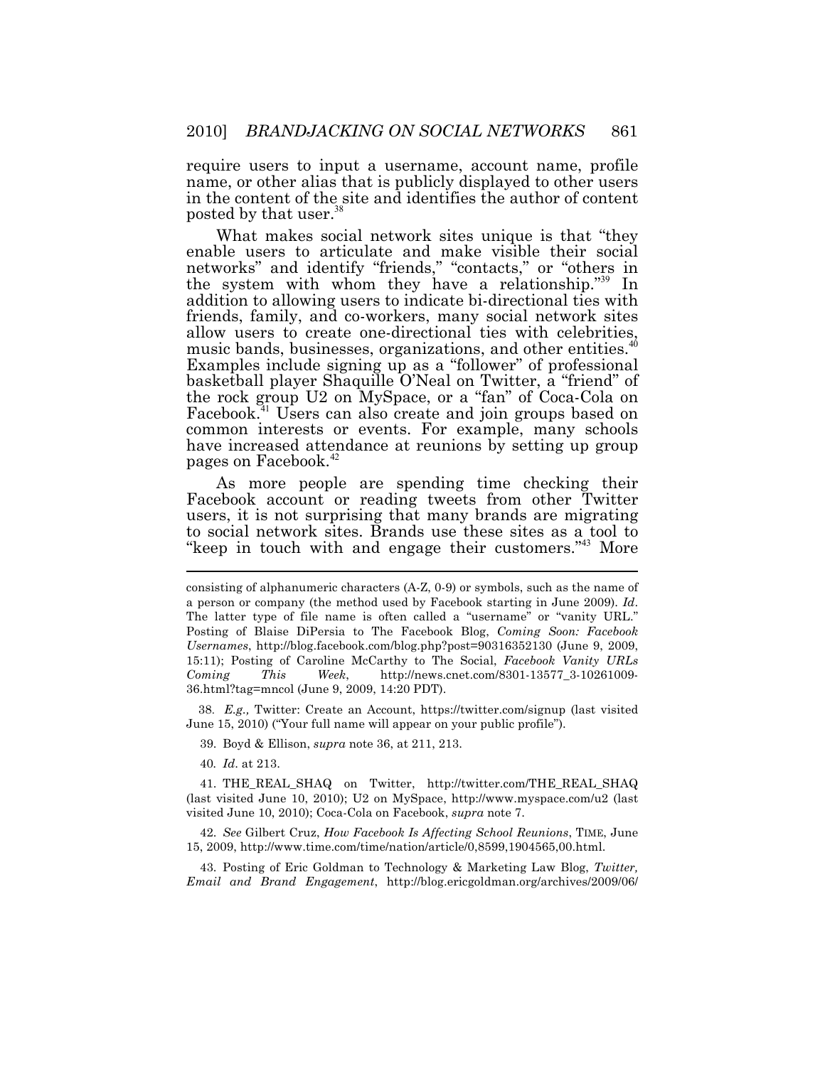require users to input a username, account name, profile name, or other alias that is publicly displayed to other users in the content of the site and identifies the author of content posted by that user.[38]

What makes social network sites unique is that "they enable users to articulate and make visible their social networks" and identify "friends," "contacts," or "others in the system with whom they have a relationship."[39] In addition to allowing users to indicate bi-directional ties with friends, family, and co-workers, many social network sites allow users to create one-directional ties with celebrities, music bands, businesses, organizations, and other entities.[40] Examples include signing up as a "follower" of professional basketball player Shaquille O'Neal on Twitter, a "friend" of the rock group U2 on MySpace, or a "fan" of Coca-Cola on Facebook.[41] Users can also create and join groups based on common interests or events. For example, many schools have increased attendance at reunions by setting up group pages on Facebook.[42]

As more people are spending time checking their Facebook account or reading tweets from other Twitter users, it is not surprising that many brands are migrating to social network sites. Brands use these sites as a tool to "keep in touch with and engage their customers."[43] More

---

consisting of alphanumeric characters (A-Z, 0-9) or symbols, such as the name of a person or company (the method used by Facebook starting in June 2009). *Id*. The latter type of file name is often called a "username" or "vanity URL." Posting of Blaise DiPersia to The Facebook Blog, *Coming Soon: Facebook Usernames*, http://blog.facebook.com/blog.php?post=90316352130 (June 9, 2009, 15:11); Posting of Caroline McCarthy to The Social, *Facebook Vanity URLs Coming This Week*, http://news.cnet.com/8301-13577_3-10261009-36.html?tag=mncol (June 9, 2009, 14:20 PDT).

38. *E.g.,* Twitter: Create an Account, https://twitter.com/signup (last visited June 15, 2010) ("Your full name will appear on your public profile").

39. Boyd & Ellison, *supra* note 36, at 211, 213.

40. *Id*. at 213.

41. THE_REAL_SHAQ on Twitter, http://twitter.com/THE_REAL_SHAQ (last visited June 10, 2010); U2 on MySpace, http://www.myspace.com/u2 (last visited June 10, 2010); Coca-Cola on Facebook, *supra* note 7.

42. *See* Gilbert Cruz, *How Facebook Is Affecting School Reunions*, TIME, June 15, 2009, http://www.time.com/time/nation/article/0,8599,1904565,00.html.

43. Posting of Eric Goldman to Technology & Marketing Law Blog, *Twitter, Email and Brand Engagement*, http://blog.ericgoldman.org/archives/2009/06/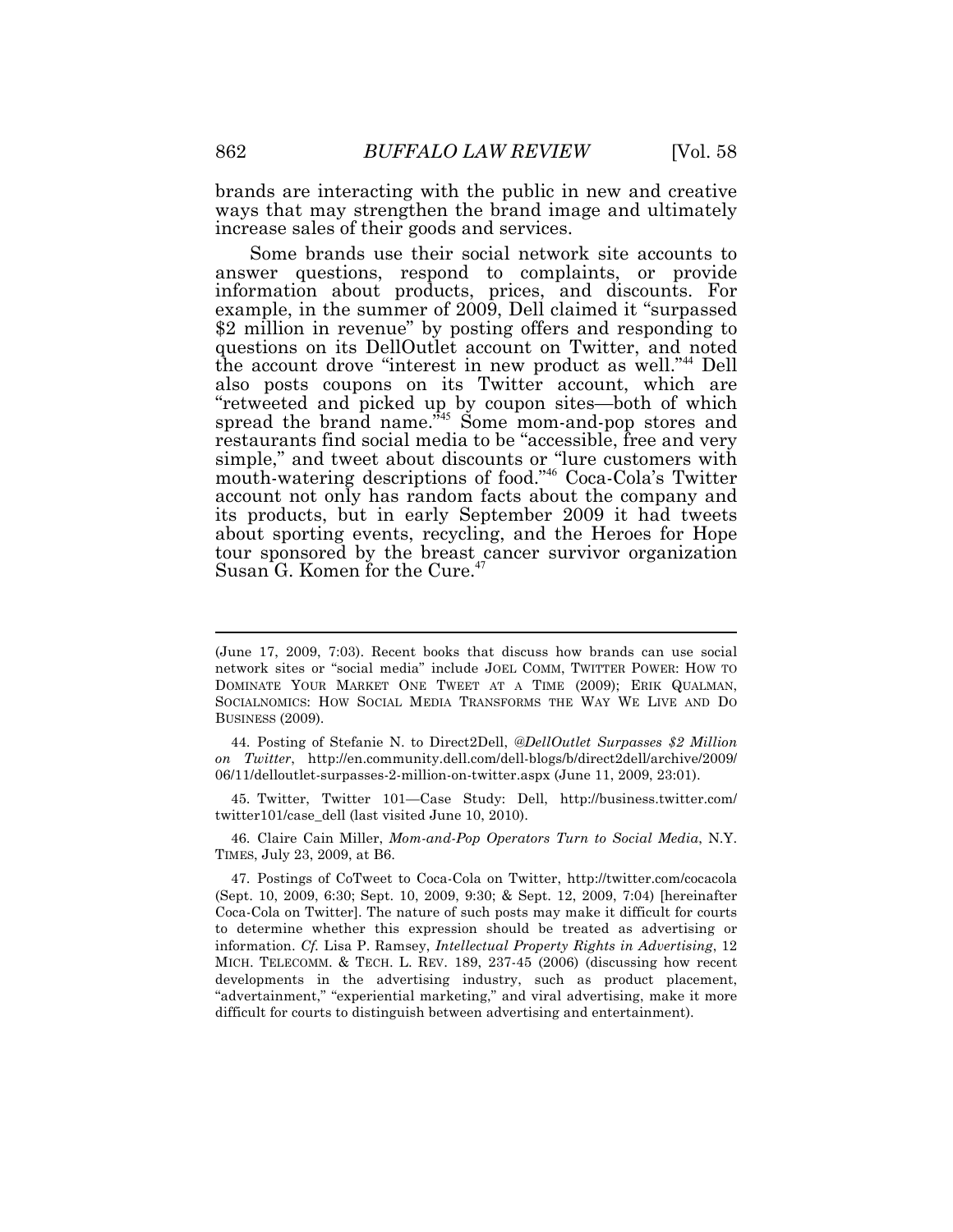brands are interacting with the public in new and creative ways that may strengthen the brand image and ultimately increase sales of their goods and services.

Some brands use their social network site accounts to answer questions, respond to complaints, or provide information about products, prices, and discounts. For example, in the summer of 2009, Dell claimed it "surpassed $2 million in revenue" by posting offers and responding to questions on its DellOutlet account on Twitter, and noted the account drove "interest in new product as well."[44] Dell also posts coupons on its Twitter account, which are "retweeted and picked up by coupon sites—both of which spread the brand name."[45] Some mom-and-pop stores and restaurants find social media to be "accessible, free and very simple," and tweet about discounts or "lure customers with mouth-watering descriptions of food."[46] Coca-Cola's Twitter account not only has random facts about the company and its products, but in early September 2009 it had tweets about sporting events, recycling, and the Heroes for Hope tour sponsored by the breast cancer survivor organization Susan G. Komen for the Cure.[47]

---

(June 17, 2009, 7:03). Recent books that discuss how brands can use social network sites or "social media" include JOEL COMM, TWITTER POWER: HOW TO DOMINATE YOUR MARKET ONE TWEET AT A TIME (2009); ERIK QUALMAN, SOCIALNOMICS: HOW SOCIAL MEDIA TRANSFORMS THE WAY WE LIVE AND DO BUSINESS (2009).

44. Posting of Stefanie N. to Direct2Dell, *@DellOutlet Surpasses $2 Million on Twitter*, http://en.community.dell.com/dell-blogs/b/direct2dell/archive/2009/06/11/delloutlet-surpasses-2-million-on-twitter.aspx (June 11, 2009, 23:01).

45. Twitter, Twitter 101—Case Study: Dell, http://business.twitter.com/twitter101/case_dell (last visited June 10, 2010).

46. Claire Cain Miller, *Mom-and-Pop Operators Turn to Social Media*, N.Y. TIMES, July 23, 2009, at B6.

47. Postings of CoTweet to Coca-Cola on Twitter, http://twitter.com/cocacola (Sept. 10, 2009, 6:30; Sept. 10, 2009, 9:30; & Sept. 12, 2009, 7:04) [hereinafter Coca-Cola on Twitter]. The nature of such posts may make it difficult for courts to determine whether this expression should be treated as advertising or information. *Cf.* Lisa P. Ramsey, *Intellectual Property Rights in Advertising*, 12 MICH. TELECOMM. & TECH. L. REV. 189, 237-45 (2006) (discussing how recent developments in the advertising industry, such as product placement, "advertainment," "experiential marketing," and viral advertising, make it more difficult for courts to distinguish between advertising and entertainment).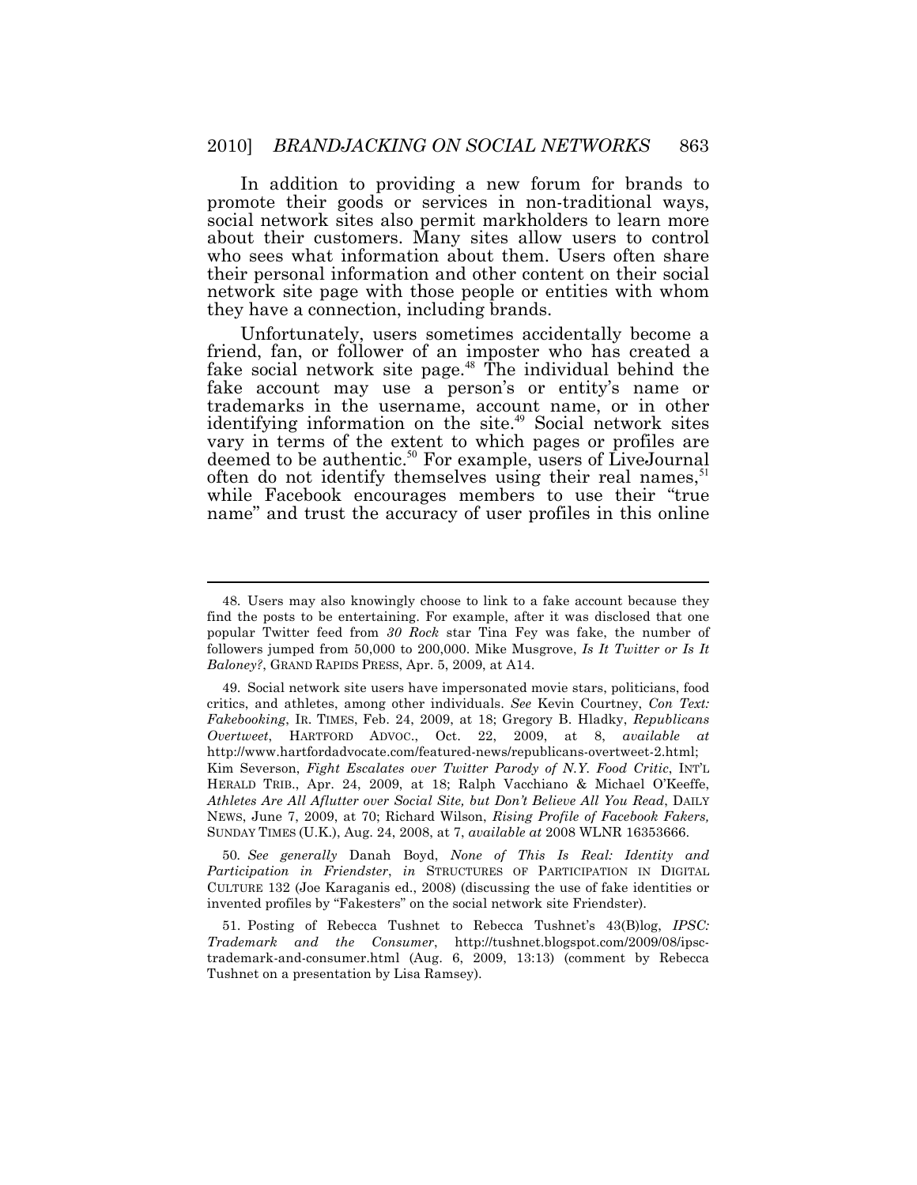In addition to providing a new forum for brands to promote their goods or services in non-traditional ways, social network sites also permit markholders to learn more about their customers. Many sites allow users to control who sees what information about them. Users often share their personal information and other content on their social network site page with those people or entities with whom they have a connection, including brands.

Unfortunately, users sometimes accidentally become a friend, fan, or follower of an imposter who has created a fake social network site page.[48] The individual behind the fake account may use a person's or entity's name or trademarks in the username, account name, or in other identifying information on the site.[49] Social network sites vary in terms of the extent to which pages or profiles are deemed to be authentic.[50] For example, users of LiveJournal often do not identify themselves using their real names,[51] while Facebook encourages members to use their "true name" and trust the accuracy of user profiles in this online

---

48. Users may also knowingly choose to link to a fake account because they find the posts to be entertaining. For example, after it was disclosed that one popular Twitter feed from *30 Rock* star Tina Fey was fake, the number of followers jumped from 50,000 to 200,000. Mike Musgrove, *Is It Twitter or Is It Baloney?*, GRAND RAPIDS PRESS, Apr. 5, 2009, at A14.

49. Social network site users have impersonated movie stars, politicians, food critics, and athletes, among other individuals. *See* Kevin Courtney, *Con Text: Fakebooking*, IR. TIMES, Feb. 24, 2009, at 18; Gregory B. Hladky, *Republicans Overtweet*, HARTFORD ADVOC., Oct. 22, 2009, at 8, *available at* http://www.hartfordadvocate.com/featured-news/republicans-overtweet-2.html; Kim Severson, *Fight Escalates over Twitter Parody of N.Y. Food Critic*, INT'L HERALD TRIB., Apr. 24, 2009, at 18; Ralph Vacchiano & Michael O'Keeffe, *Athletes Are All Aflutter over Social Site, but Don't Believe All You Read*, DAILY NEWS, June 7, 2009, at 70; Richard Wilson, *Rising Profile of Facebook Fakers,* SUNDAY TIMES (U.K.), Aug. 24, 2008, at 7, *available at* 2008 WLNR 16353666.

50. *See generally* Danah Boyd, *None of This Is Real: Identity and Participation in Friendster*, *in* STRUCTURES OF PARTICIPATION IN DIGITAL CULTURE 132 (Joe Karaganis ed., 2008) (discussing the use of fake identities or invented profiles by "Fakesters" on the social network site Friendster).

51. Posting of Rebecca Tushnet to Rebecca Tushnet's 43(B)log, *IPSC: Trademark and the Consumer*, http://tushnet.blogspot.com/2009/08/ipsc-trademark-and-consumer.html (Aug. 6, 2009, 13:13) (comment by Rebecca Tushnet on a presentation by Lisa Ramsey).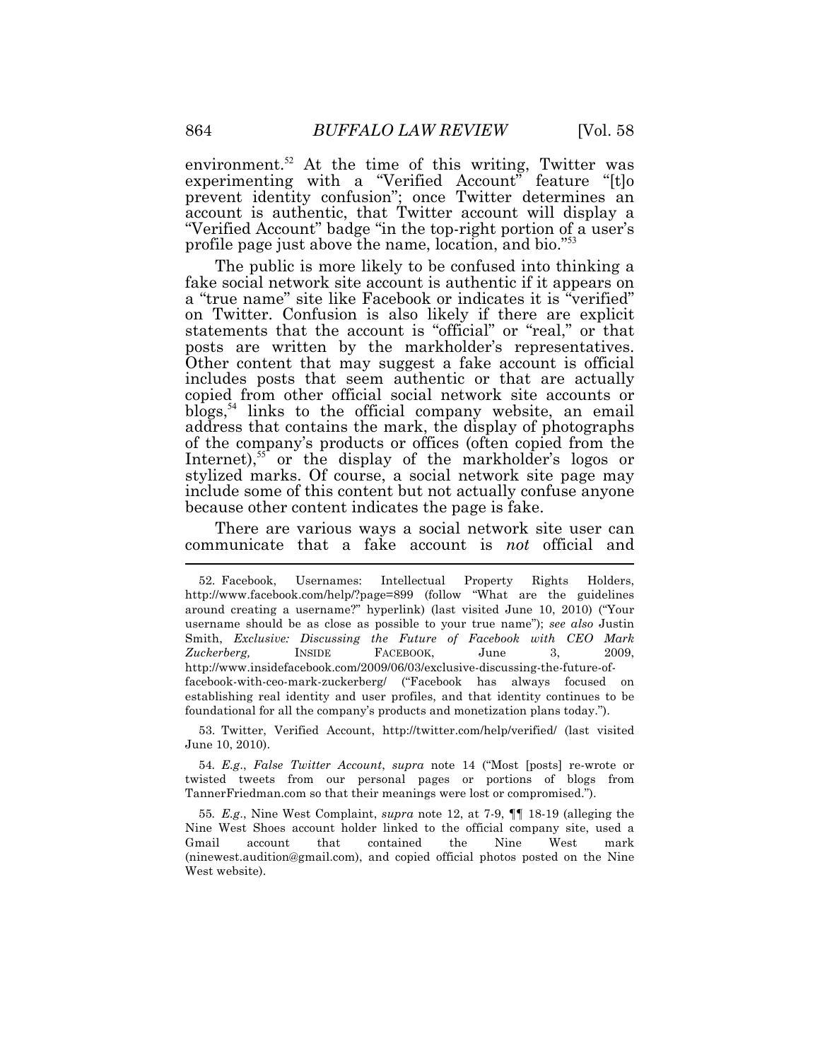environment.[52] At the time of this writing, Twitter was experimenting with a "Verified Account" feature "[t]o prevent identity confusion"; once Twitter determines an account is authentic, that Twitter account will display a "Verified Account" badge "in the top-right portion of a user's profile page just above the name, location, and bio."[53]

The public is more likely to be confused into thinking a fake social network site account is authentic if it appears on a "true name" site like Facebook or indicates it is "verified" on Twitter. Confusion is also likely if there are explicit statements that the account is "official" or "real," or that posts are written by the markholder's representatives. Other content that may suggest a fake account is official includes posts that seem authentic or that are actually copied from other official social network site accounts or blogs,[54] links to the official company website, an email address that contains the mark, the display of photographs of the company's products or offices (often copied from the Internet),[55] or the display of the markholder's logos or stylized marks. Of course, a social network site page may include some of this content but not actually confuse anyone because other content indicates the page is fake.

There are various ways a social network site user can communicate that a fake account is *not* official and

---

52. Facebook, Usernames: Intellectual Property Rights Holders, http://www.facebook.com/help/?page=899 (follow "What are the guidelines around creating a username?" hyperlink) (last visited June 10, 2010) ("Your username should be as close as possible to your true name"); *see also* Justin Smith, *Exclusive: Discussing the Future of Facebook with CEO Mark Zuckerberg,* INSIDE FACEBOOK, June 3, 2009, http://www.insidefacebook.com/2009/06/03/exclusive-discussing-the-future-of-facebook-with-ceo-mark-zuckerberg/ ("Facebook has always focused on establishing real identity and user profiles, and that identity continues to be foundational for all the company's products and monetization plans today.").

53. Twitter, Verified Account, http://twitter.com/help/verified/ (last visited June 10, 2010).

54. *E.g.*, *False Twitter Account*, *supra* note 14 ("Most [posts] re-wrote or twisted tweets from our personal pages or portions of blogs from TannerFriedman.com so that their meanings were lost or compromised.").

55. *E.g.*, Nine West Complaint, *supra* note 12, at 7-9, ¶¶ 18-19 (alleging the Nine West Shoes account holder linked to the official company site, used a Gmail account that contained the Nine West mark (ninewest.audition@gmail.com), and copied official photos posted on the Nine West website).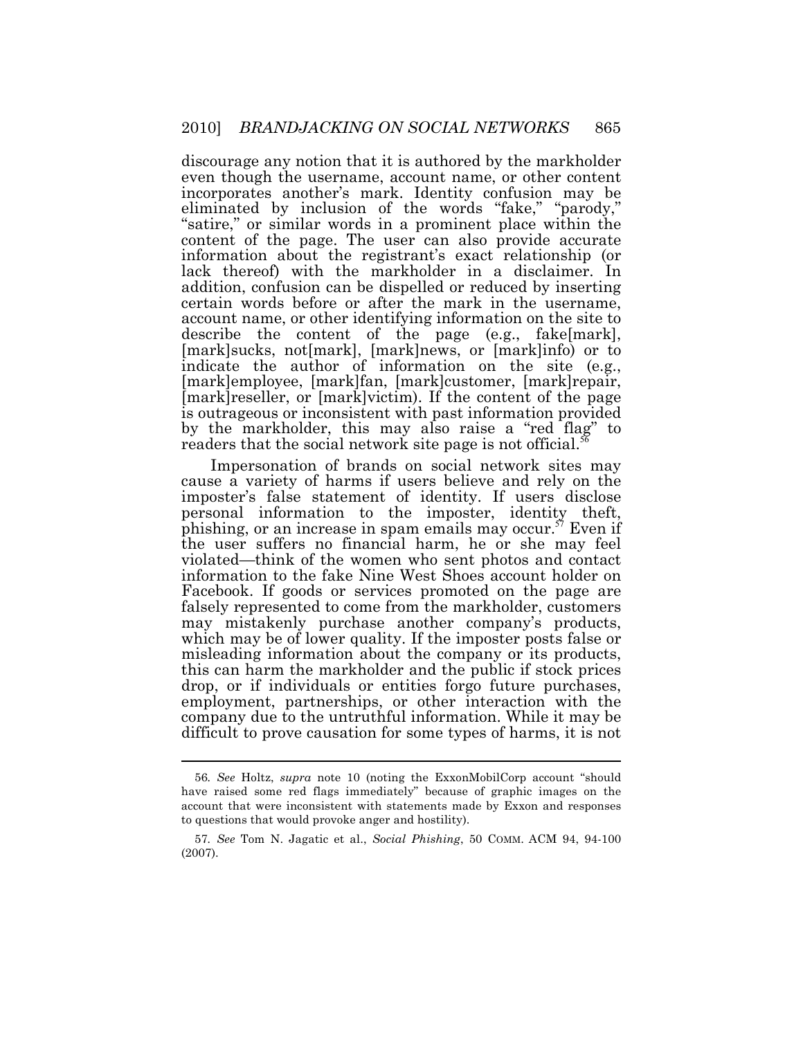discourage any notion that it is authored by the markholder even though the username, account name, or other content incorporates another's mark. Identity confusion may be eliminated by inclusion of the words "fake," "parody," "satire," or similar words in a prominent place within the content of the page. The user can also provide accurate information about the registrant's exact relationship (or lack thereof) with the markholder in a disclaimer. In addition, confusion can be dispelled or reduced by inserting certain words before or after the mark in the username, account name, or other identifying information on the site to describe the content of the page (e.g., fake[mark], [mark]sucks, not[mark], [mark]news, or [mark]info) or to indicate the author of information on the site (e.g., [mark]employee, [mark]fan, [mark]customer, [mark]repair, [mark]reseller, or [mark]victim). If the content of the page is outrageous or inconsistent with past information provided by the markholder, this may also raise a "red flag" to readers that the social network site page is not official.[56]

Impersonation of brands on social network sites may cause a variety of harms if users believe and rely on the imposter's false statement of identity. If users disclose personal information to the imposter, identity theft, phishing, or an increase in spam emails may occur.[57] Even if the user suffers no financial harm, he or she may feel violated—think of the women who sent photos and contact information to the fake Nine West Shoes account holder on Facebook. If goods or services promoted on the page are falsely represented to come from the markholder, customers may mistakenly purchase another company's products, which may be of lower quality. If the imposter posts false or misleading information about the company or its products, this can harm the markholder and the public if stock prices drop, or if individuals or entities forgo future purchases, employment, partnerships, or other interaction with the company due to the untruthful information. While it may be difficult to prove causation for some types of harms, it is not

---

56. *See* Holtz, *supra* note 10 (noting the ExxonMobilCorp account "should have raised some red flags immediately" because of graphic images on the account that were inconsistent with statements made by Exxon and responses to questions that would provoke anger and hostility).

57. *See* Tom N. Jagatic et al., *Social Phishing*, 50 COMM. ACM 94, 94-100 (2007).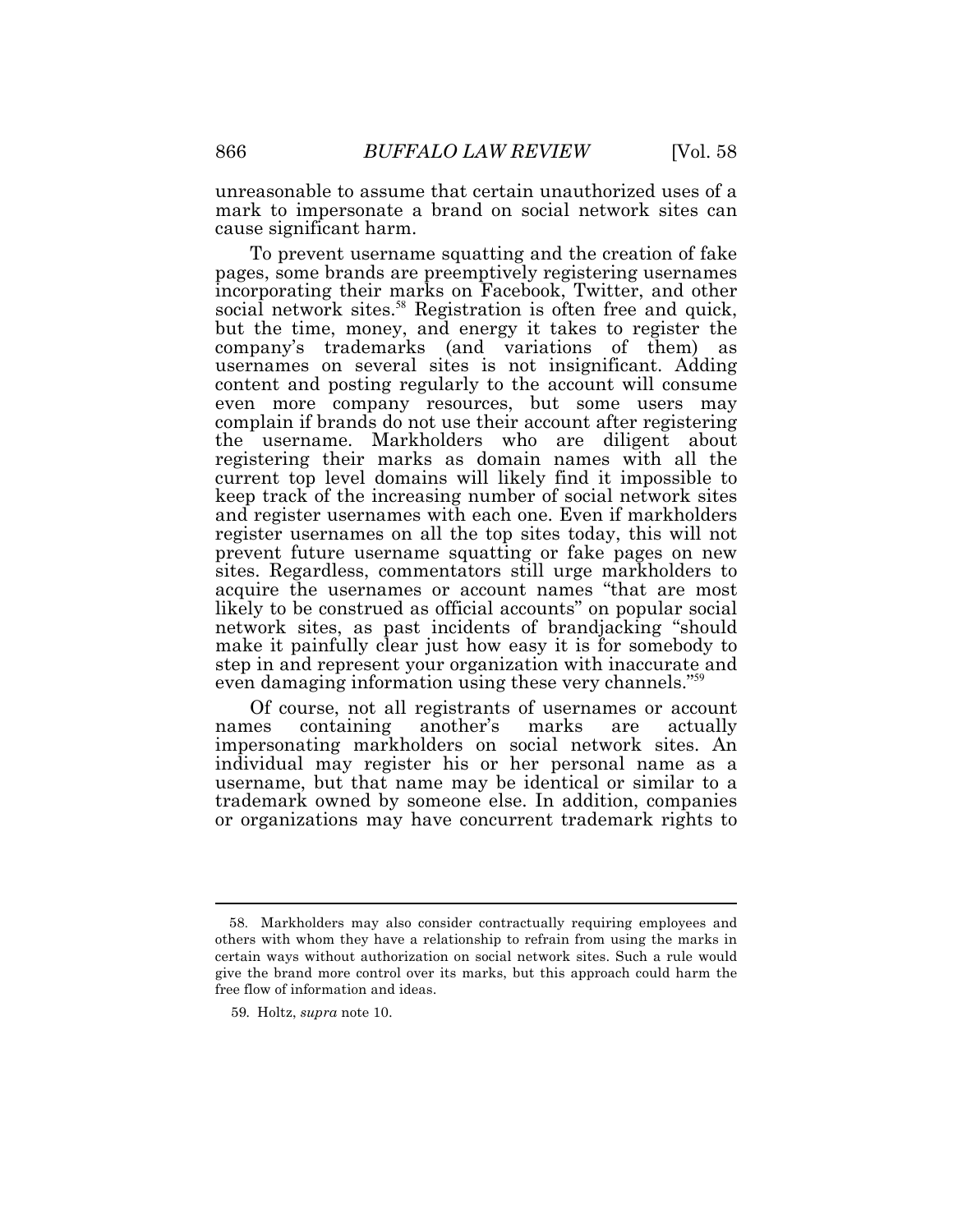unreasonable to assume that certain unauthorized uses of a mark to impersonate a brand on social network sites can cause significant harm.

To prevent username squatting and the creation of fake pages, some brands are preemptively registering usernames incorporating their marks on Facebook, Twitter, and other social network sites.[58] Registration is often free and quick, but the time, money, and energy it takes to register the company's trademarks (and variations of them) as usernames on several sites is not insignificant. Adding content and posting regularly to the account will consume even more company resources, but some users may complain if brands do not use their account after registering the username. Markholders who are diligent about registering their marks as domain names with all the current top level domains will likely find it impossible to keep track of the increasing number of social network sites and register usernames with each one. Even if markholders register usernames on all the top sites today, this will not prevent future username squatting or fake pages on new sites. Regardless, commentators still urge markholders to acquire the usernames or account names "that are most likely to be construed as official accounts" on popular social network sites, as past incidents of brandjacking "should make it painfully clear just how easy it is for somebody to step in and represent your organization with inaccurate and even damaging information using these very channels."[59]

Of course, not all registrants of usernames or account names containing another's marks are actually impersonating markholders on social network sites. An individual may register his or her personal name as a username, but that name may be identical or similar to a trademark owned by someone else. In addition, companies or organizations may have concurrent trademark rights to

---

58. Markholders may also consider contractually requiring employees and others with whom they have a relationship to refrain from using the marks in certain ways without authorization on social network sites. Such a rule would give the brand more control over its marks, but this approach could harm the free flow of information and ideas.

59. Holtz, *supra* note 10.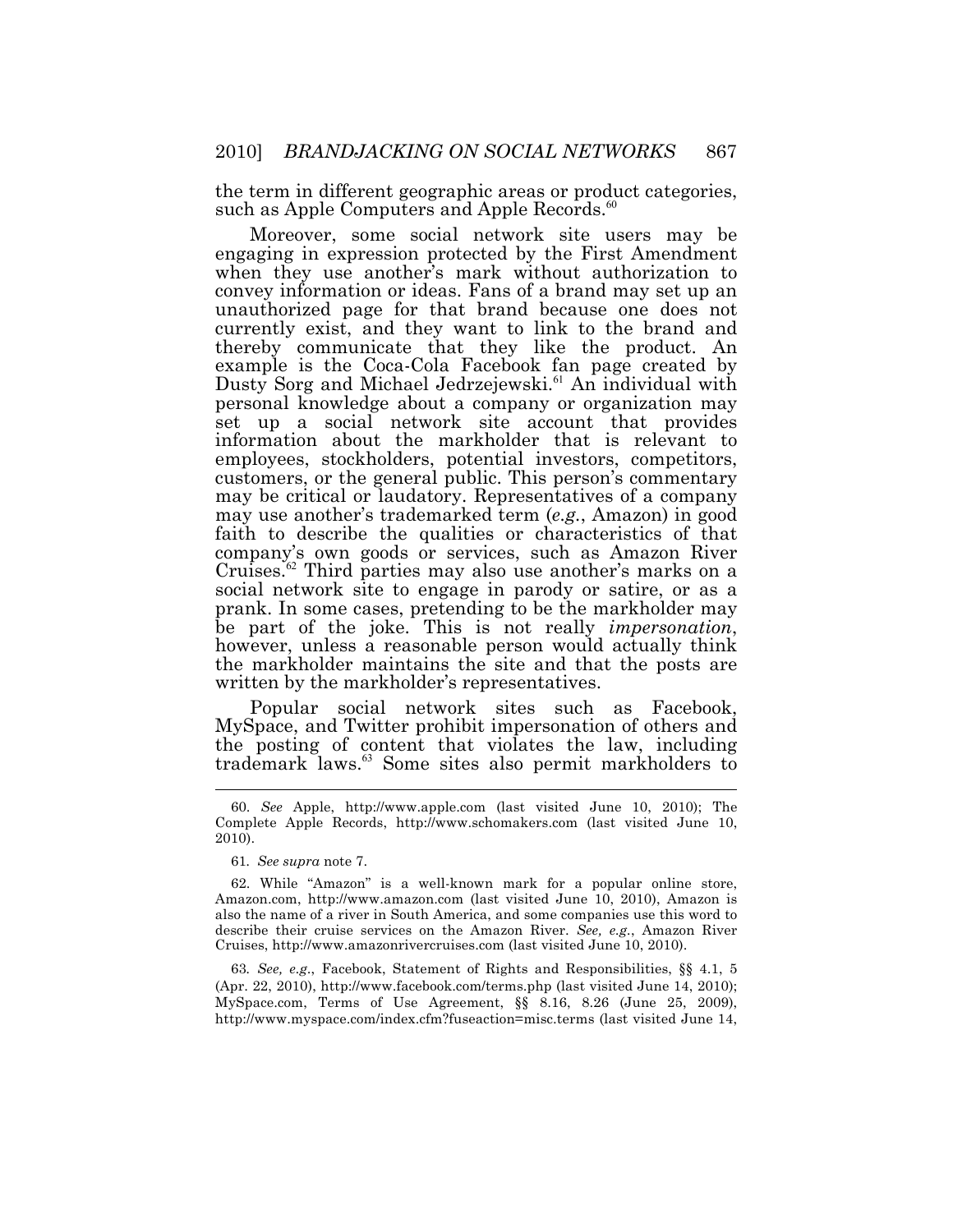the term in different geographic areas or product categories, such as Apple Computers and Apple Records.[60]

Moreover, some social network site users may be engaging in expression protected by the First Amendment when they use another's mark without authorization to convey information or ideas. Fans of a brand may set up an unauthorized page for that brand because one does not currently exist, and they want to link to the brand and thereby communicate that they like the product. An example is the Coca-Cola Facebook fan page created by Dusty Sorg and Michael Jedrzejewski.[61] An individual with personal knowledge about a company or organization may set up a social network site account that provides information about the markholder that is relevant to employees, stockholders, potential investors, competitors, customers, or the general public. This person's commentary may be critical or laudatory. Representatives of a company may use another's trademarked term (*e.g.*, Amazon) in good faith to describe the qualities or characteristics of that company's own goods or services, such as Amazon River Cruises.[62] Third parties may also use another's marks on a social network site to engage in parody or satire, or as a prank. In some cases, pretending to be the markholder may be part of the joke. This is not really *impersonation*, however, unless a reasonable person would actually think the markholder maintains the site and that the posts are written by the markholder's representatives.

Popular social network sites such as Facebook, MySpace, and Twitter prohibit impersonation of others and the posting of content that violates the law, including trademark laws.[63] Some sites also permit markholders to

---

60. *See* Apple, http://www.apple.com (last visited June 10, 2010); The Complete Apple Records, http://www.schomakers.com (last visited June 10, 2010).

61. *See supra* note 7.

62. While "Amazon" is a well-known mark for a popular online store, Amazon.com, http://www.amazon.com (last visited June 10, 2010), Amazon is also the name of a river in South America, and some companies use this word to describe their cruise services on the Amazon River. *See, e.g.*, Amazon River Cruises, http://www.amazonrivercruises.com (last visited June 10, 2010).

63. *See, e.g.*, Facebook, Statement of Rights and Responsibilities, §§ 4.1, 5 (Apr. 22, 2010), http://www.facebook.com/terms.php (last visited June 14, 2010); MySpace.com, Terms of Use Agreement, §§ 8.16, 8.26 (June 25, 2009), http://www.myspace.com/index.cfm?fuseaction=misc.terms (last visited June 14,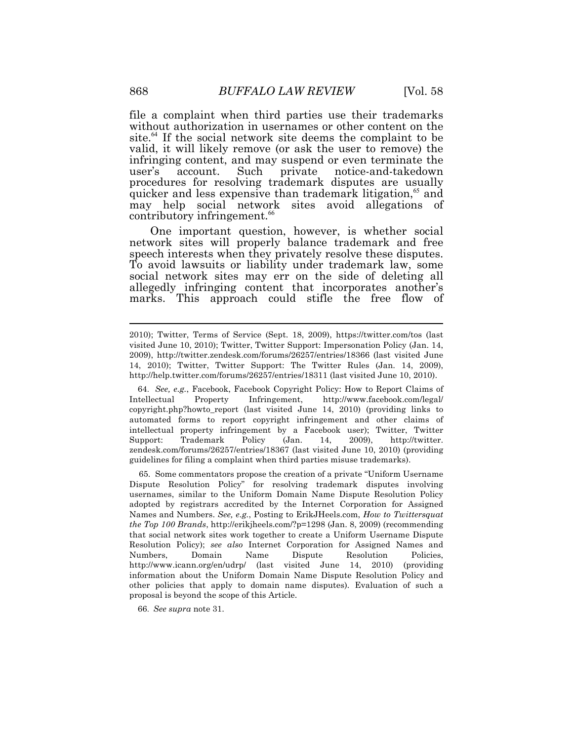file a complaint when third parties use their trademarks without authorization in usernames or other content on the site.[64] If the social network site deems the complaint to be valid, it will likely remove (or ask the user to remove) the infringing content, and may suspend or even terminate the user's account. Such private notice-and-takedown procedures for resolving trademark disputes are usually quicker and less expensive than trademark litigation,[65] and may help social network sites avoid allegations of contributory infringement.[66]

One important question, however, is whether social network sites will properly balance trademark and free speech interests when they privately resolve these disputes. To avoid lawsuits or liability under trademark law, some social network sites may err on the side of deleting all allegedly infringing content that incorporates another's marks. This approach could stifle the free flow of

---

2010); Twitter, Terms of Service (Sept. 18, 2009), https://twitter.com/tos (last visited June 10, 2010); Twitter, Twitter Support: Impersonation Policy (Jan. 14, 2009), http://twitter.zendesk.com/forums/26257/entries/18366 (last visited June 14, 2010); Twitter, Twitter Support: The Twitter Rules (Jan. 14, 2009), http://help.twitter.com/forums/26257/entries/18311 (last visited June 10, 2010).

64. *See, e.g.*, Facebook, Facebook Copyright Policy: How to Report Claims of Intellectual Property Infringement, http://www.facebook.com/legal/copyright.php?howto_report (last visited June 14, 2010) (providing links to automated forms to report copyright infringement and other claims of intellectual property infringement by a Facebook user); Twitter, Twitter Support: Trademark Policy (Jan. 14, 2009), http://twitter.zendesk.com/forums/26257/entries/18367 (last visited June 10, 2010) (providing guidelines for filing a complaint when third parties misuse trademarks).

65. Some commentators propose the creation of a private "Uniform Username Dispute Resolution Policy" for resolving trademark disputes involving usernames, similar to the Uniform Domain Name Dispute Resolution Policy adopted by registrars accredited by the Internet Corporation for Assigned Names and Numbers. *See, e.g.*, Posting to ErikJHeels.com, *How to Twittersquat the Top 100 Brands*, http://erikjheels.com/?p=1298 (Jan. 8, 2009) (recommending that social network sites work together to create a Uniform Username Dispute Resolution Policy); *see also* Internet Corporation for Assigned Names and Numbers, Domain Name Dispute Resolution Policies, http://www.icann.org/en/udrp/ (last visited June 14, 2010) (providing information about the Uniform Domain Name Dispute Resolution Policy and other policies that apply to domain name disputes). Evaluation of such a proposal is beyond the scope of this Article.

66. *See supra* note 31.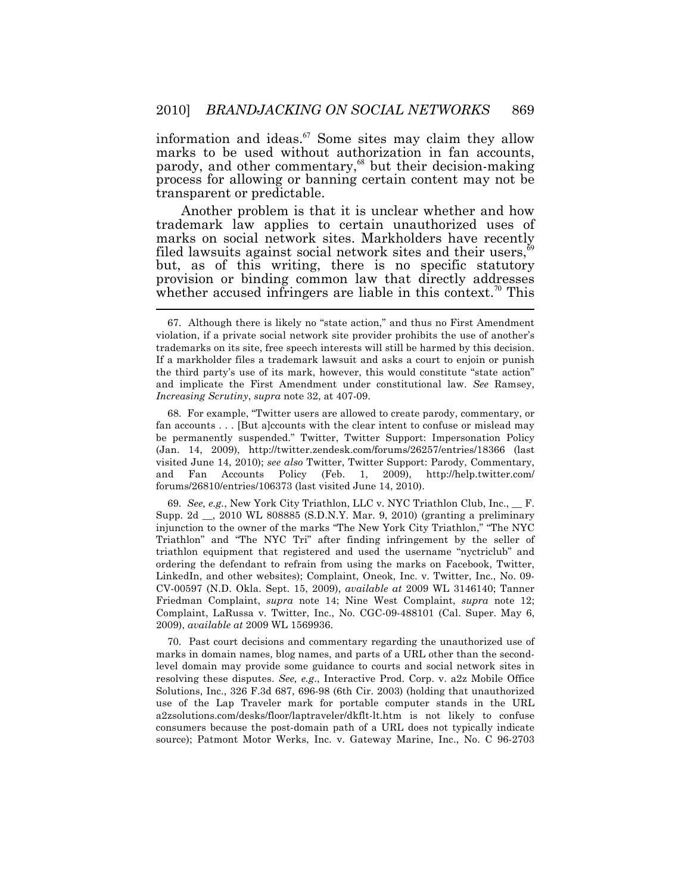information and ideas.[67] Some sites may claim they allow marks to be used without authorization in fan accounts, parody, and other commentary,[68] but their decision-making process for allowing or banning certain content may not be transparent or predictable.

Another problem is that it is unclear whether and how trademark law applies to certain unauthorized uses of marks on social network sites. Markholders have recently filed lawsuits against social network sites and their users,[69] but, as of this writing, there is no specific statutory provision or binding common law that directly addresses whether accused infringers are liable in this context.[70] This

---

67. Although there is likely no "state action," and thus no First Amendment violation, if a private social network site provider prohibits the use of another's trademarks on its site, free speech interests will still be harmed by this decision. If a markholder files a trademark lawsuit and asks a court to enjoin or punish the third party's use of its mark, however, this would constitute "state action" and implicate the First Amendment under constitutional law. *See* Ramsey, *Increasing Scrutiny*, *supra* note 32, at 407-09.

68. For example, "Twitter users are allowed to create parody, commentary, or fan accounts . . . [But a]ccounts with the clear intent to confuse or mislead may be permanently suspended." Twitter, Twitter Support: Impersonation Policy (Jan. 14, 2009), http://twitter.zendesk.com/forums/26257/entries/18366 (last visited June 14, 2010); *see also* Twitter, Twitter Support: Parody, Commentary, and Fan Accounts Policy (Feb. 1, 2009), http://help.twitter.com/forums/26810/entries/106373 (last visited June 14, 2010).

69. *See, e.g.*, New York City Triathlon, LLC v. NYC Triathlon Club, Inc., __ F. Supp. 2d __, 2010 WL 808885 (S.D.N.Y. Mar. 9, 2010) (granting a preliminary injunction to the owner of the marks "The New York City Triathlon," "The NYC Triathlon" and "The NYC Tri" after finding infringement by the seller of triathlon equipment that registered and used the username "nyctriclub" and ordering the defendant to refrain from using the marks on Facebook, Twitter, LinkedIn, and other websites); Complaint, Oneok, Inc. v. Twitter, Inc., No. 09-CV-00597 (N.D. Okla. Sept. 15, 2009), *available at* 2009 WL 3146140; Tanner Friedman Complaint, *supra* note 14; Nine West Complaint, *supra* note 12; Complaint, LaRussa v. Twitter, Inc., No. CGC-09-488101 (Cal. Super. May 6, 2009), *available at* 2009 WL 1569936.

70. Past court decisions and commentary regarding the unauthorized use of marks in domain names, blog names, and parts of a URL other than the second-level domain may provide some guidance to courts and social network sites in resolving these disputes. *See, e.g.*, Interactive Prod. Corp. v. a2z Mobile Office Solutions, Inc., 326 F.3d 687, 696-98 (6th Cir. 2003) (holding that unauthorized use of the Lap Traveler mark for portable computer stands in the URL a2zsolutions.com/desks/floor/laptraveler/dkflt-lt.htm is not likely to confuse consumers because the post-domain path of a URL does not typically indicate source); Patmont Motor Werks, Inc. v. Gateway Marine, Inc., No. C 96-2703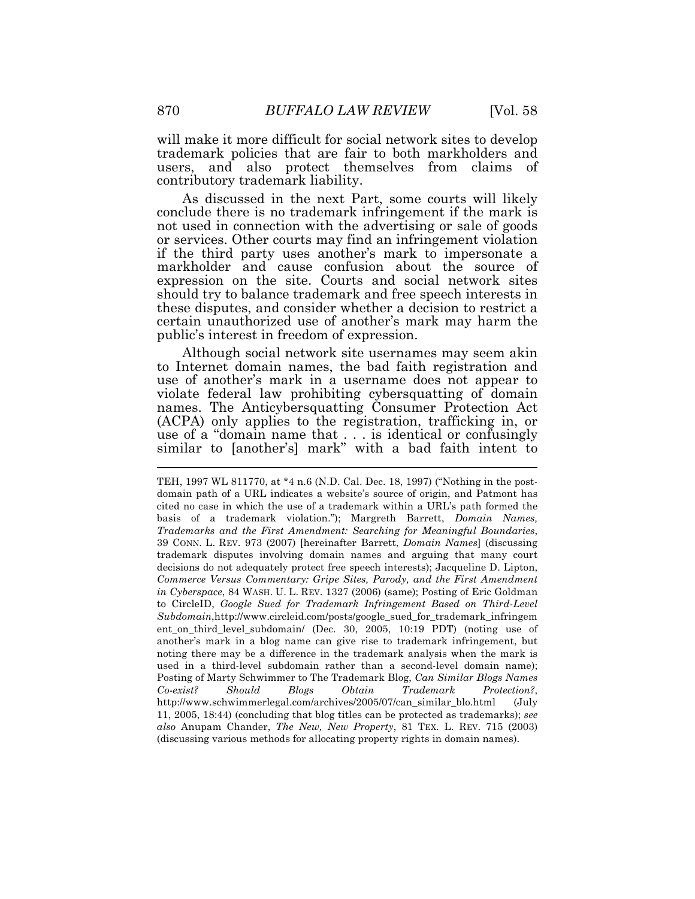will make it more difficult for social network sites to develop trademark policies that are fair to both markholders and users, and also protect themselves from claims of contributory trademark liability.

As discussed in the next Part, some courts will likely conclude there is no trademark infringement if the mark is not used in connection with the advertising or sale of goods or services. Other courts may find an infringement violation if the third party uses another's mark to impersonate a markholder and cause confusion about the source of expression on the site. Courts and social network sites should try to balance trademark and free speech interests in these disputes, and consider whether a decision to restrict a certain unauthorized use of another's mark may harm the public's interest in freedom of expression.

Although social network site usernames may seem akin to Internet domain names, the bad faith registration and use of another's mark in a username does not appear to violate federal law prohibiting cybersquatting of domain names. The Anticybersquatting Consumer Protection Act (ACPA) only applies to the registration, trafficking in, or use of a "domain name that . . . is identical or confusingly similar to [another's] mark" with a bad faith intent to

---

TEH, 1997 WL 811770, at *4 n.6 (N.D. Cal. Dec. 18, 1997) ("Nothing in the post-domain path of a URL indicates a website's source of origin, and Patmont has cited no case in which the use of a trademark within a URL's path formed the basis of a trademark violation."); Margreth Barrett, *Domain Names, Trademarks and the First Amendment: Searching for Meaningful Boundaries*, 39 CONN. L. REV. 973 (2007) [hereinafter Barrett, *Domain Names*] (discussing trademark disputes involving domain names and arguing that many court decisions do not adequately protect free speech interests); Jacqueline D. Lipton, *Commerce Versus Commentary: Gripe Sites, Parody, and the First Amendment in Cyberspace*, 84 WASH. U. L. REV. 1327 (2006) (same); Posting of Eric Goldman to CircleID, *Google Sued for Trademark Infringement Based on Third-Level Subdomain*,http://www.circleid.com/posts/google_sued_for_trademark_infringement_on_third_level_subdomain/ (Dec. 30, 2005, 10:19 PDT) (noting use of another's mark in a blog name can give rise to trademark infringement, but noting there may be a difference in the trademark analysis when the mark is used in a third-level subdomain rather than a second-level domain name); Posting of Marty Schwimmer to The Trademark Blog, *Can Similar Blogs Names Co-exist? Should Blogs Obtain Trademark Protection?*, http://www.schwimmerlegal.com/archives/2005/07/can_similar_blo.html (July 11, 2005, 18:44) (concluding that blog titles can be protected as trademarks); *see also* Anupam Chander, *The New, New Property*, 81 TEX. L. REV. 715 (2003) (discussing various methods for allocating property rights in domain names).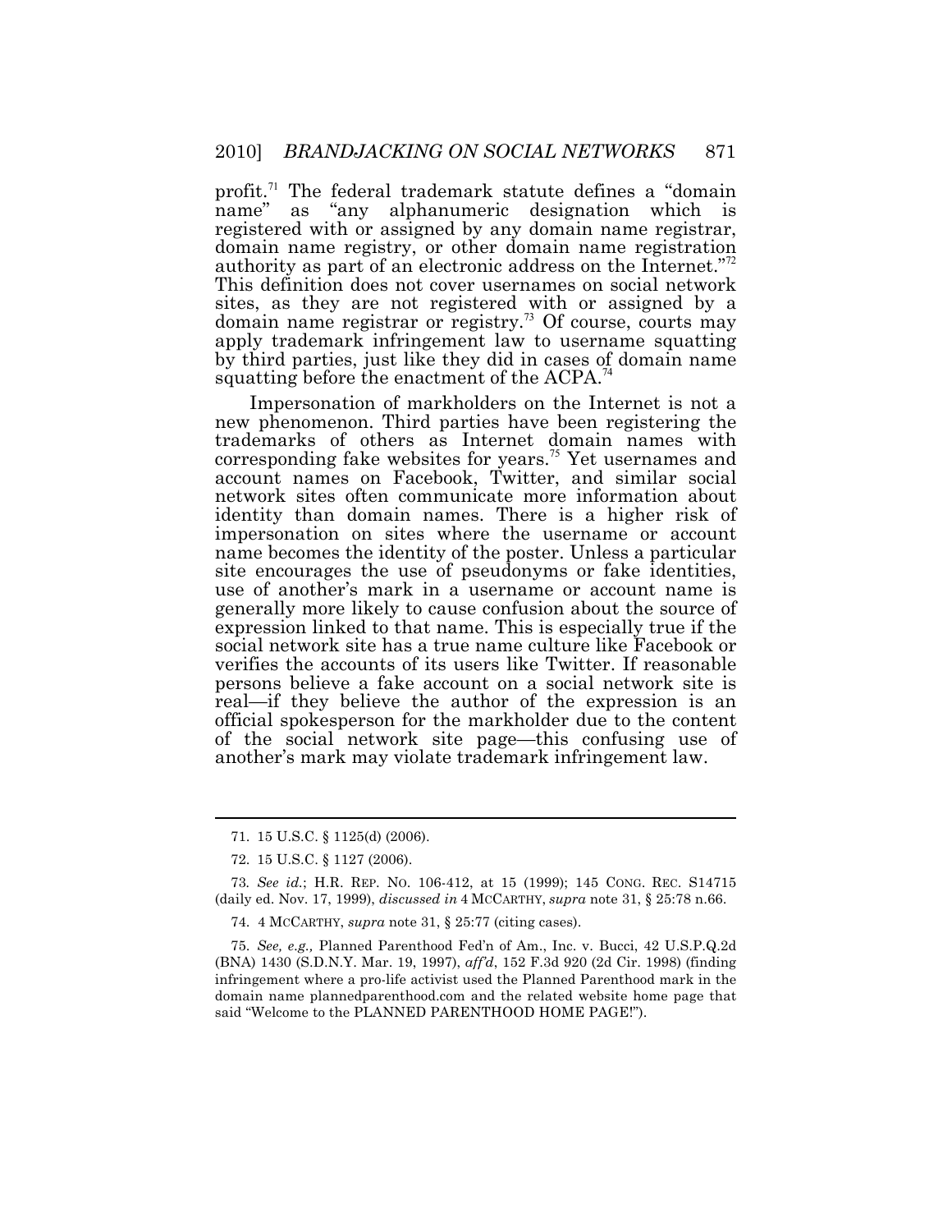profit.[71] The federal trademark statute defines a "domain name" as "any alphanumeric designation which is registered with or assigned by any domain name registrar, domain name registry, or other domain name registration authority as part of an electronic address on the Internet."[72] This definition does not cover usernames on social network sites, as they are not registered with or assigned by a domain name registrar or registry.[73] Of course, courts may apply trademark infringement law to username squatting by third parties, just like they did in cases of domain name squatting before the enactment of the ACPA.[74]

Impersonation of markholders on the Internet is not a new phenomenon. Third parties have been registering the trademarks of others as Internet domain names with corresponding fake websites for years.[75] Yet usernames and account names on Facebook, Twitter, and similar social network sites often communicate more information about identity than domain names. There is a higher risk of impersonation on sites where the username or account name becomes the identity of the poster. Unless a particular site encourages the use of pseudonyms or fake identities, use of another's mark in a username or account name is generally more likely to cause confusion about the source of expression linked to that name. This is especially true if the social network site has a true name culture like Facebook or verifies the accounts of its users like Twitter. If reasonable persons believe a fake account on a social network site is real—if they believe the author of the expression is an official spokesperson for the markholder due to the content of the social network site page—this confusing use of another's mark may violate trademark infringement law.

---

71. 15 U.S.C. § 1125(d) (2006).

72. 15 U.S.C. § 1127 (2006).

73. *See id.*; H.R. REP. NO. 106-412, at 15 (1999); 145 CONG. REC. S14715 (daily ed. Nov. 17, 1999), *discussed in* 4 MCCARTHY, *supra* note 31, § 25:78 n.66.

74. 4 MCCARTHY, *supra* note 31, § 25:77 (citing cases).

75. *See, e.g.,* Planned Parenthood Fed'n of Am., Inc. v. Bucci, 42 U.S.P.Q.2d (BNA) 1430 (S.D.N.Y. Mar. 19, 1997), *aff'd*, 152 F.3d 920 (2d Cir. 1998) (finding infringement where a pro-life activist used the Planned Parenthood mark in the domain name plannedparenthood.com and the related website home page that said "Welcome to the PLANNED PARENTHOOD HOME PAGE!").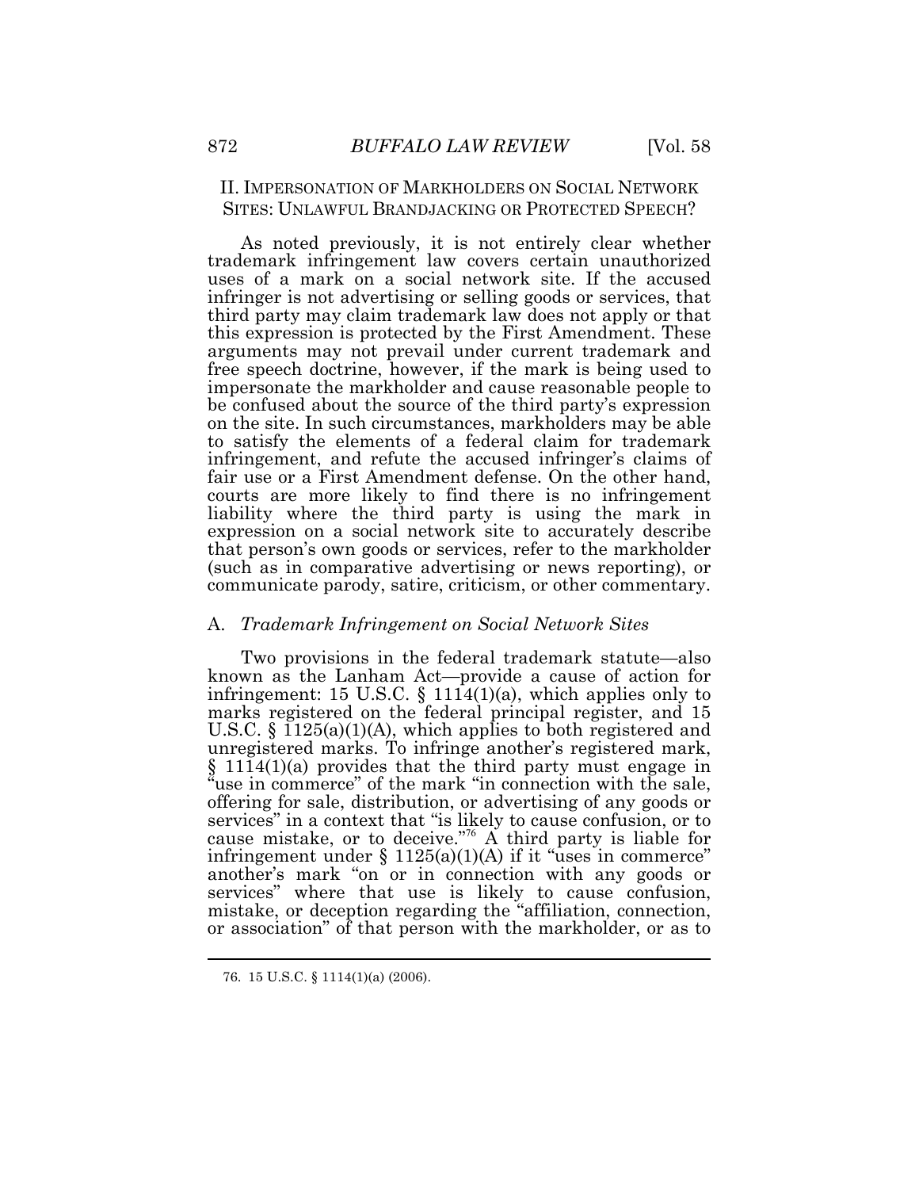## II. IMPERSONATION OF MARKHOLDERS ON SOCIAL NETWORK SITES: UNLAWFUL BRANDJACKING OR PROTECTED SPEECH?

As noted previously, it is not entirely clear whether trademark infringement law covers certain unauthorized uses of a mark on a social network site. If the accused infringer is not advertising or selling goods or services, that third party may claim trademark law does not apply or that this expression is protected by the First Amendment. These arguments may not prevail under current trademark and free speech doctrine, however, if the mark is being used to impersonate the markholder and cause reasonable people to be confused about the source of the third party's expression on the site. In such circumstances, markholders may be able to satisfy the elements of a federal claim for trademark infringement, and refute the accused infringer's claims of fair use or a First Amendment defense. On the other hand, courts are more likely to find there is no infringement liability where the third party is using the mark in expression on a social network site to accurately describe that person's own goods or services, refer to the markholder (such as in comparative advertising or news reporting), or communicate parody, satire, criticism, or other commentary.

### A. *Trademark Infringement on Social Network Sites*

Two provisions in the federal trademark statute—also known as the Lanham Act—provide a cause of action for infringement: 15 U.S.C. § 1114(1)(a), which applies only to marks registered on the federal principal register, and 15 U.S.C. § 1125(a)(1)(A), which applies to both registered and unregistered marks. To infringe another's registered mark, § 1114(1)(a) provides that the third party must engage in "use in commerce" of the mark "in connection with the sale, offering for sale, distribution, or advertising of any goods or services" in a context that "is likely to cause confusion, or to cause mistake, or to deceive."[76] A third party is liable for infringement under § 1125(a)(1)(A) if it "uses in commerce" another's mark "on or in connection with any goods or services" where that use is likely to cause confusion, mistake, or deception regarding the "affiliation, connection, or association" of that person with the markholder, or as to

76. 15 U.S.C. § 1114(1)(a) (2006).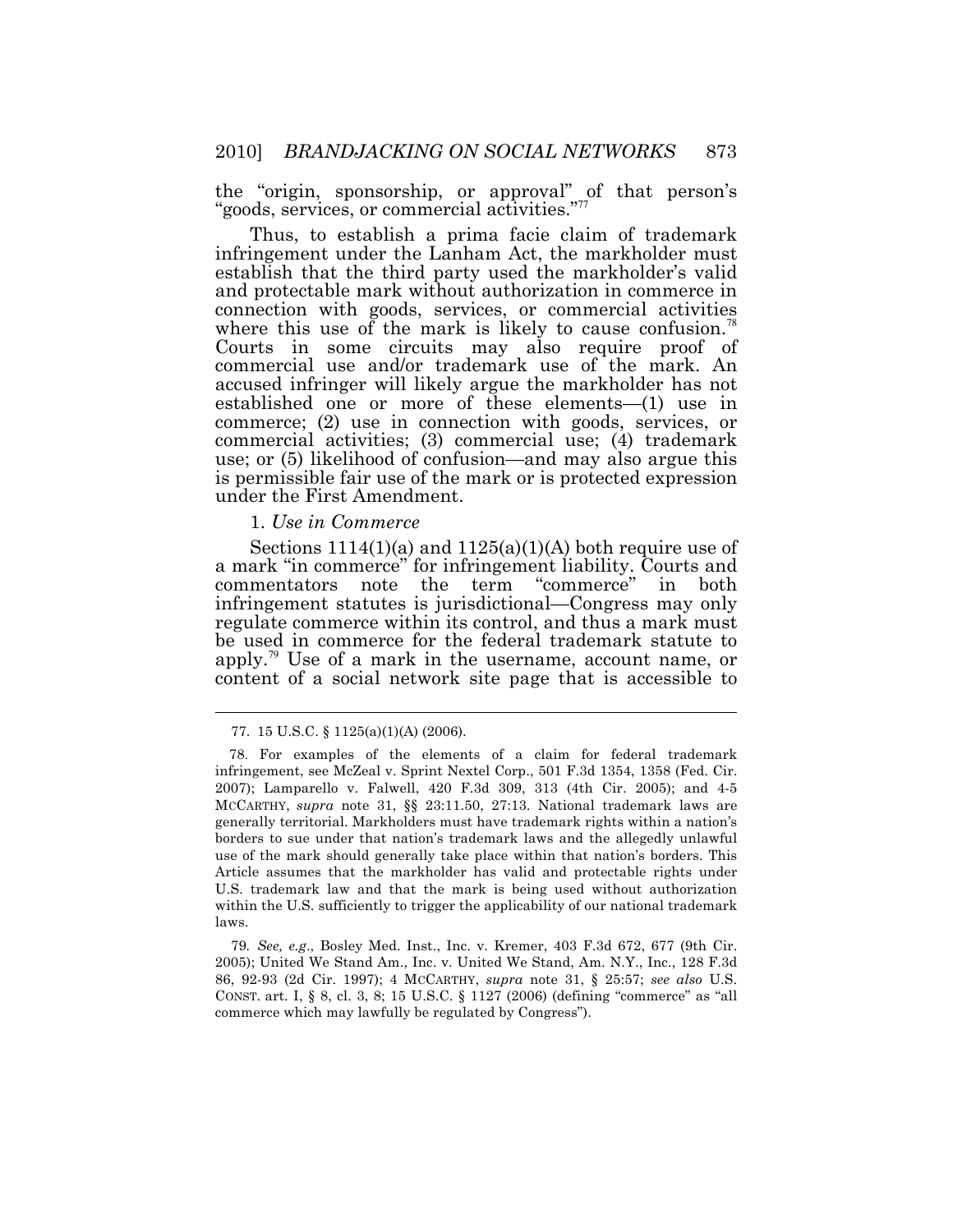the "origin, sponsorship, or approval" of that person's "goods, services, or commercial activities."[77]

Thus, to establish a prima facie claim of trademark infringement under the Lanham Act, the markholder must establish that the third party used the markholder's valid and protectable mark without authorization in commerce in connection with goods, services, or commercial activities where this use of the mark is likely to cause confusion.[78] Courts in some circuits may also require proof of commercial use and/or trademark use of the mark. An accused infringer will likely argue the markholder has not established one or more of these elements—(1) use in commerce; (2) use in connection with goods, services, or commercial activities; (3) commercial use; (4) trademark use; or (5) likelihood of confusion—and may also argue this is permissible fair use of the mark or is protected expression under the First Amendment.

1. *Use in Commerce*

Sections 1114(1)(a) and 1125(a)(1)(A) both require use of a mark "in commerce" for infringement liability. Courts and commentators note the term "commerce" in both infringement statutes is jurisdictional—Congress may only regulate commerce within its control, and thus a mark must be used in commerce for the federal trademark statute to apply.[79] Use of a mark in the username, account name, or content of a social network site page that is accessible to

---

77. 15 U.S.C. § 1125(a)(1)(A) (2006).

78. For examples of the elements of a claim for federal trademark infringement, see McZeal v. Sprint Nextel Corp., 501 F.3d 1354, 1358 (Fed. Cir. 2007); Lamparello v. Falwell, 420 F.3d 309, 313 (4th Cir. 2005); and 4-5 MCCARTHY, *supra* note 31, §§ 23:11.50, 27:13. National trademark laws are generally territorial. Markholders must have trademark rights within a nation's borders to sue under that nation's trademark laws and the allegedly unlawful use of the mark should generally take place within that nation's borders. This Article assumes that the markholder has valid and protectable rights under U.S. trademark law and that the mark is being used without authorization within the U.S. sufficiently to trigger the applicability of our national trademark laws.

79. *See, e.g*., Bosley Med. Inst., Inc. v. Kremer, 403 F.3d 672, 677 (9th Cir. 2005); United We Stand Am., Inc. v. United We Stand, Am. N.Y., Inc., 128 F.3d 86, 92-93 (2d Cir. 1997); 4 MCCARTHY, *supra* note 31, § 25:57; *see also* U.S. CONST. art. I, § 8, cl. 3, 8; 15 U.S.C. § 1127 (2006) (defining "commerce" as "all commerce which may lawfully be regulated by Congress").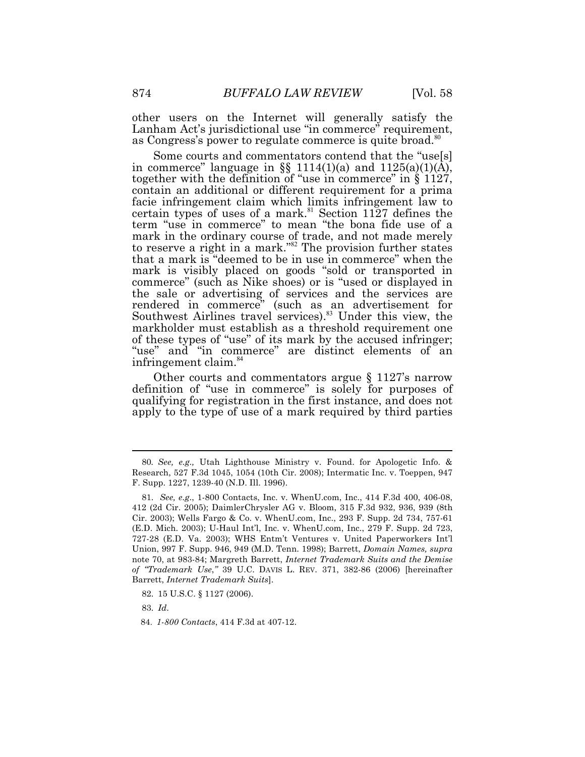other users on the Internet will generally satisfy the Lanham Act's jurisdictional use "in commerce" requirement, as Congress's power to regulate commerce is quite broad.[80]

Some courts and commentators contend that the "use[s] in commerce" language in §§ 1114(1)(a) and 1125(a)(1)(A), together with the definition of "use in commerce" in § 1127, contain an additional or different requirement for a prima facie infringement claim which limits infringement law to certain types of uses of a mark.[81] Section 1127 defines the term "use in commerce" to mean "the bona fide use of a mark in the ordinary course of trade, and not made merely to reserve a right in a mark."[82] The provision further states that a mark is "deemed to be in use in commerce" when the mark is visibly placed on goods "sold or transported in commerce" (such as Nike shoes) or is "used or displayed in the sale or advertising of services and the services are rendered in commerce" (such as an advertisement for Southwest Airlines travel services).[83] Under this view, the markholder must establish as a threshold requirement one of these types of "use" of its mark by the accused infringer; "use" and "in commerce" are distinct elements of an infringement claim.[84]

Other courts and commentators argue § 1127's narrow definition of "use in commerce" is solely for purposes of qualifying for registration in the first instance, and does not apply to the type of use of a mark required by third parties

---

80. *See, e.g.,* Utah Lighthouse Ministry v. Found. for Apologetic Info. & Research, 527 F.3d 1045, 1054 (10th Cir. 2008); Intermatic Inc. v. Toeppen, 947 F. Supp. 1227, 1239-40 (N.D. Ill. 1996).

81. *See, e.g.*, 1-800 Contacts, Inc. v. WhenU.com, Inc., 414 F.3d 400, 406-08, 412 (2d Cir. 2005); DaimlerChrysler AG v. Bloom, 315 F.3d 932, 936, 939 (8th Cir. 2003); Wells Fargo & Co. v. WhenU.com, Inc., 293 F. Supp. 2d 734, 757-61 (E.D. Mich. 2003); U-Haul Int'l, Inc. v. WhenU.com, Inc., 279 F. Supp. 2d 723, 727-28 (E.D. Va. 2003); WHS Entm't Ventures v. United Paperworkers Int'l Union, 997 F. Supp. 946, 949 (M.D. Tenn. 1998); Barrett, *Domain Names, supra* note 70, at 983-84; Margreth Barrett, *Internet Trademark Suits and the Demise of "Trademark Use*,*"* 39 U.C. DAVIS L. REV. 371, 382-86 (2006) [hereinafter Barrett, *Internet Trademark Suits*].

82. 15 U.S.C. § 1127 (2006).

83. *Id.*

84. *1-800 Contacts*, 414 F.3d at 407-12.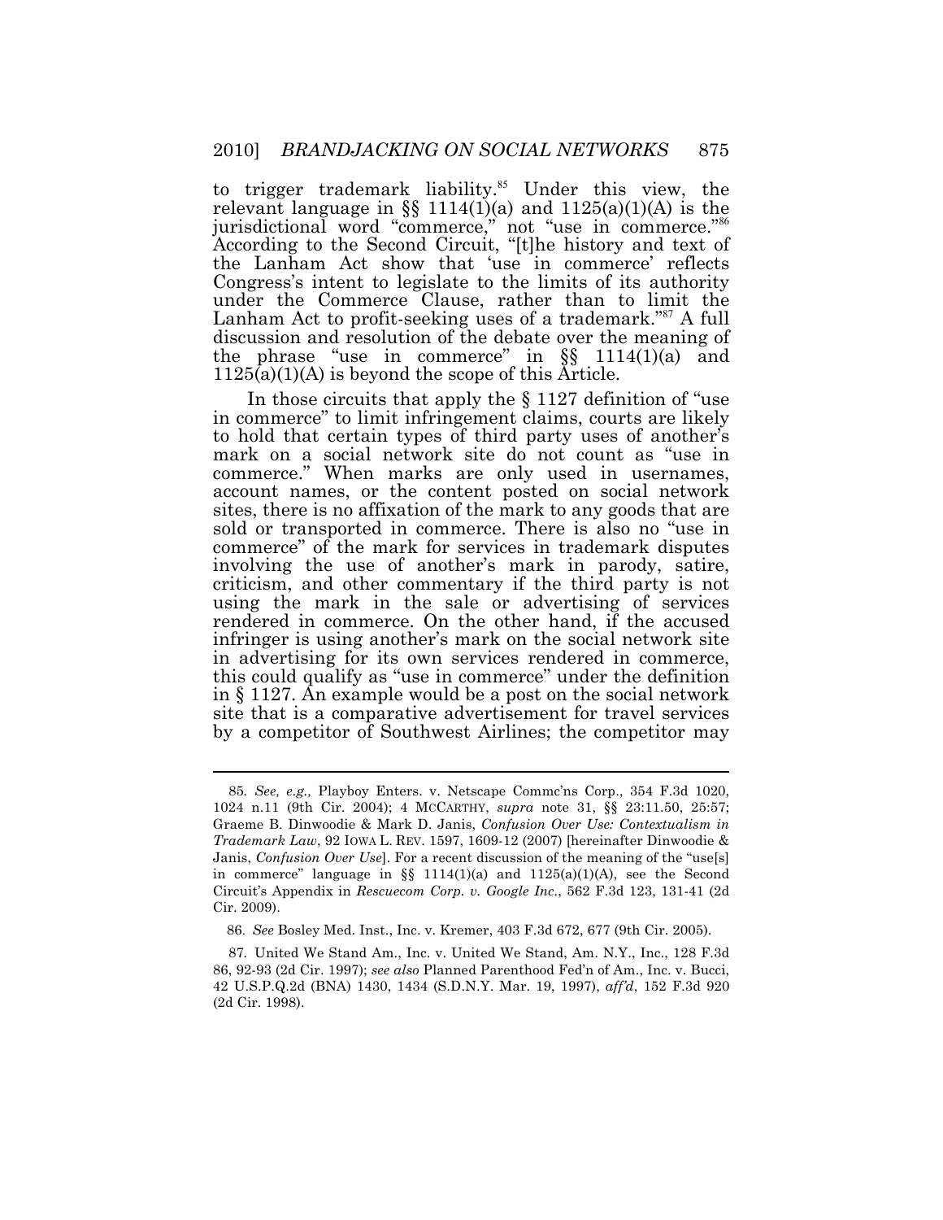to trigger trademark liability.[85] Under this view, the relevant language in §§ 1114(1)(a) and 1125(a)(1)(A) is the jurisdictional word "commerce," not "use in commerce."[86] According to the Second Circuit, "[t]he history and text of the Lanham Act show that 'use in commerce' reflects Congress's intent to legislate to the limits of its authority under the Commerce Clause, rather than to limit the Lanham Act to profit-seeking uses of a trademark."[87] A full discussion and resolution of the debate over the meaning of the phrase "use in commerce" in §§ 1114(1)(a) and 1125(a)(1)(A) is beyond the scope of this Article.

In those circuits that apply the § 1127 definition of "use in commerce" to limit infringement claims, courts are likely to hold that certain types of third party uses of another's mark on a social network site do not count as "use in commerce." When marks are only used in usernames, account names, or the content posted on social network sites, there is no affixation of the mark to any goods that are sold or transported in commerce. There is also no "use in commerce" of the mark for services in trademark disputes involving the use of another's mark in parody, satire, criticism, and other commentary if the third party is not using the mark in the sale or advertising of services rendered in commerce. On the other hand, if the accused infringer is using another's mark on the social network site in advertising for its own services rendered in commerce, this could qualify as "use in commerce" under the definition in § 1127. An example would be a post on the social network site that is a comparative advertisement for travel services by a competitor of Southwest Airlines; the competitor may

---

85. *See, e.g.,* Playboy Enters. v. Netscape Commc'ns Corp., 354 F.3d 1020, 1024 n.11 (9th Cir. 2004); 4 MCCARTHY, *supra* note 31, §§ 23:11.50, 25:57; Graeme B. Dinwoodie & Mark D. Janis, *Confusion Over Use: Contextualism in Trademark Law*, 92 IOWA L. REV. 1597, 1609-12 (2007) [hereinafter Dinwoodie & Janis, *Confusion Over Use*]. For a recent discussion of the meaning of the "use[s] in commerce" language in §§ 1114(1)(a) and 1125(a)(1)(A), see the Second Circuit's Appendix in *Rescuecom Corp. v. Google Inc.*, 562 F.3d 123, 131-41 (2d Cir. 2009).

86. *See* Bosley Med. Inst., Inc. v. Kremer, 403 F.3d 672, 677 (9th Cir. 2005).

87. United We Stand Am., Inc. v. United We Stand, Am. N.Y., Inc., 128 F.3d 86, 92-93 (2d Cir. 1997); *see also* Planned Parenthood Fed'n of Am., Inc. v. Bucci, 42 U.S.P.Q.2d (BNA) 1430, 1434 (S.D.N.Y. Mar. 19, 1997), *aff'd*, 152 F.3d 920 (2d Cir. 1998).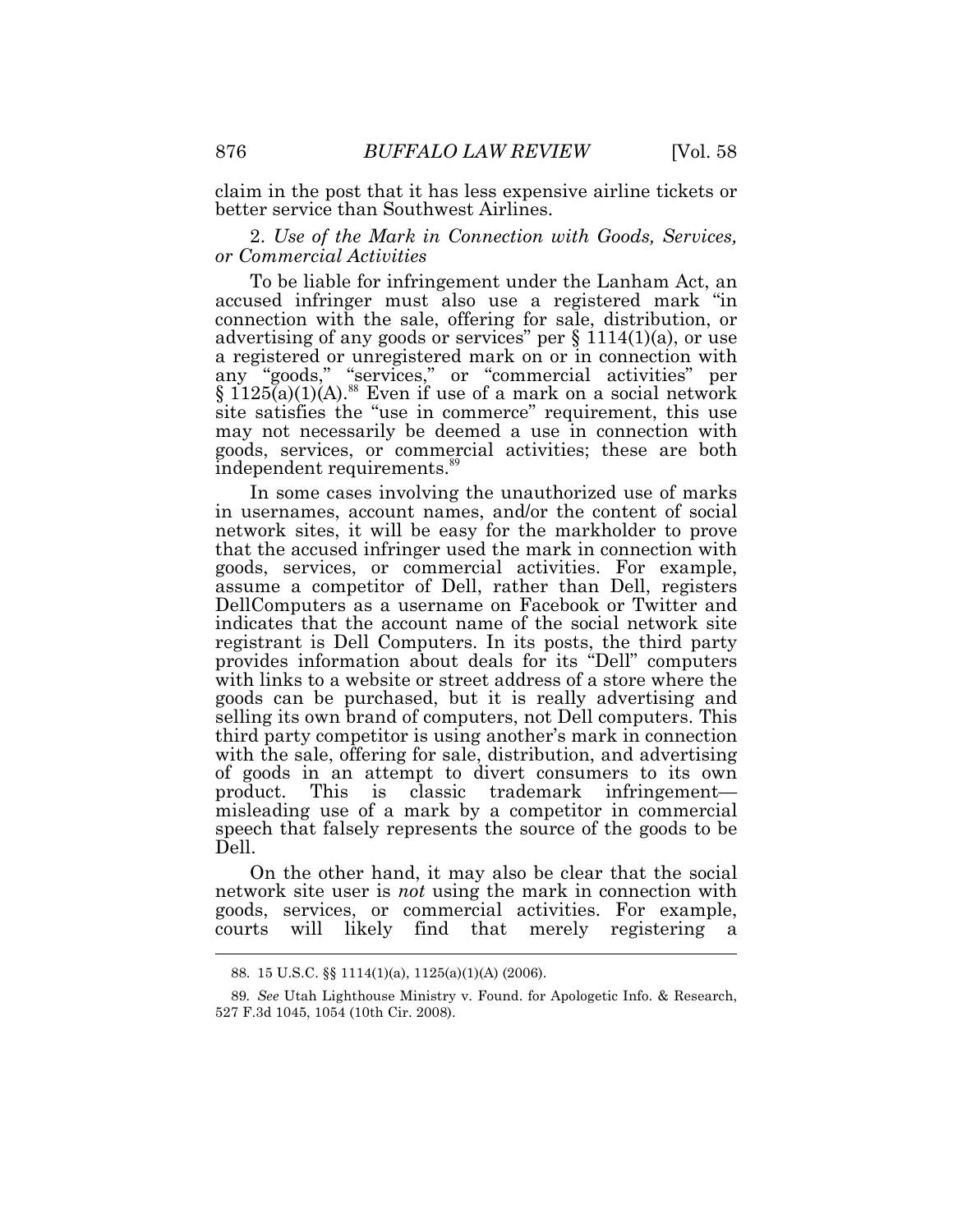claim in the post that it has less expensive airline tickets or better service than Southwest Airlines.

2. *Use of the Mark in Connection with Goods, Services, or Commercial Activities*

To be liable for infringement under the Lanham Act, an accused infringer must also use a registered mark "in connection with the sale, offering for sale, distribution, or advertising of any goods or services" per § 1114(1)(a), or use a registered or unregistered mark on or in connection with any "goods," "services," or "commercial activities" per § 1125(a)(1)(A).[88] Even if use of a mark on a social network site satisfies the "use in commerce" requirement, this use may not necessarily be deemed a use in connection with goods, services, or commercial activities; these are both independent requirements.[89]

In some cases involving the unauthorized use of marks in usernames, account names, and/or the content of social network sites, it will be easy for the markholder to prove that the accused infringer used the mark in connection with goods, services, or commercial activities. For example, assume a competitor of Dell, rather than Dell, registers DellComputers as a username on Facebook or Twitter and indicates that the account name of the social network site registrant is Dell Computers. In its posts, the third party provides information about deals for its "Dell" computers with links to a website or street address of a store where the goods can be purchased, but it is really advertising and selling its own brand of computers, not Dell computers. This third party competitor is using another's mark in connection with the sale, offering for sale, distribution, and advertising of goods in an attempt to divert consumers to its own product. This is classic trademark infringement—misleading use of a mark by a competitor in commercial speech that falsely represents the source of the goods to be Dell.

On the other hand, it may also be clear that the social network site user is *not* using the mark in connection with goods, services, or commercial activities. For example, courts will likely find that merely registering a

---

88. 15 U.S.C. §§ 1114(1)(a), 1125(a)(1)(A) (2006).

89. *See* Utah Lighthouse Ministry v. Found. for Apologetic Info. & Research, 527 F.3d 1045, 1054 (10th Cir. 2008).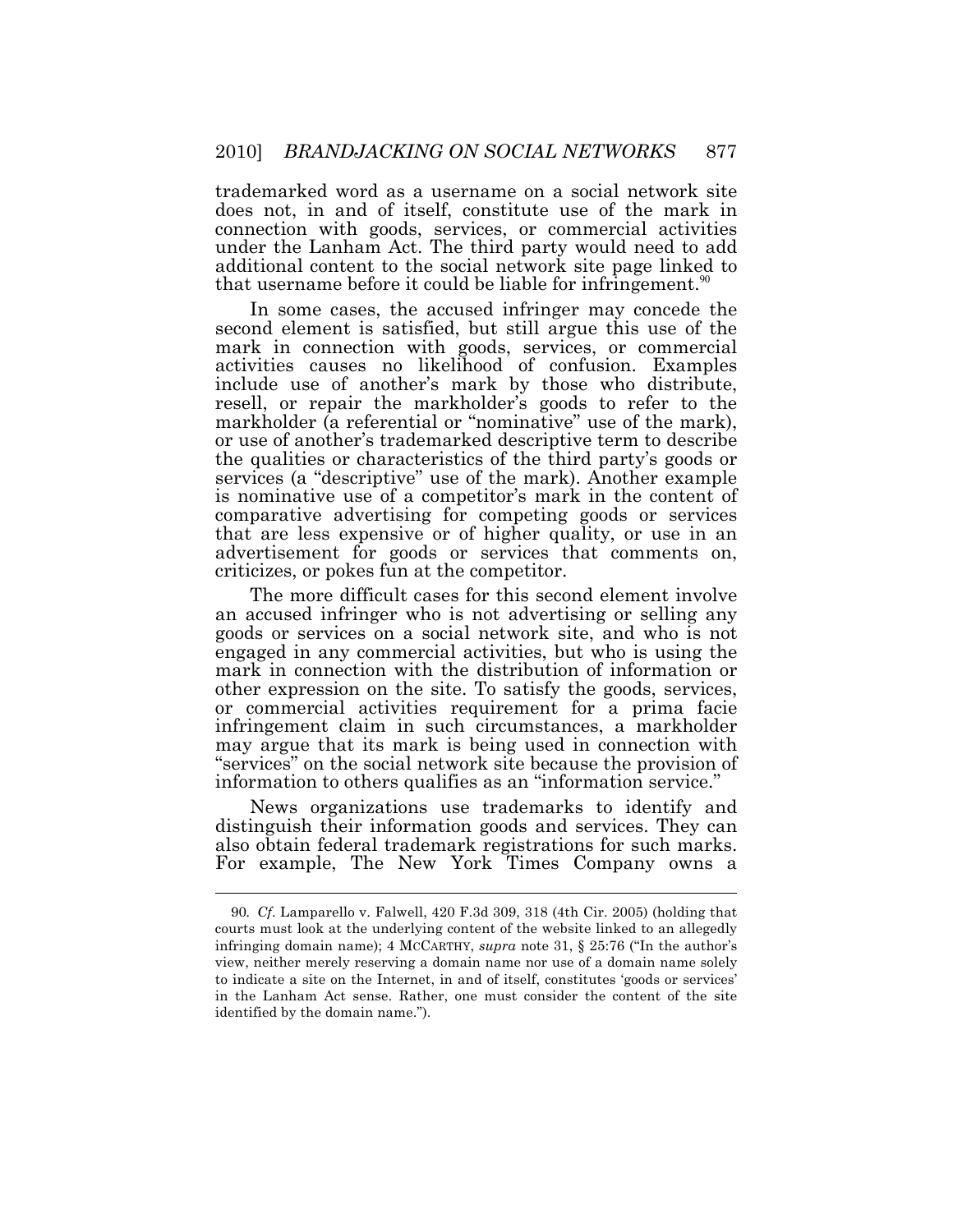trademarked word as a username on a social network site does not, in and of itself, constitute use of the mark in connection with goods, services, or commercial activities under the Lanham Act. The third party would need to add additional content to the social network site page linked to that username before it could be liable for infringement.[90]

In some cases, the accused infringer may concede the second element is satisfied, but still argue this use of the mark in connection with goods, services, or commercial activities causes no likelihood of confusion. Examples include use of another's mark by those who distribute, resell, or repair the markholder's goods to refer to the markholder (a referential or "nominative" use of the mark), or use of another's trademarked descriptive term to describe the qualities or characteristics of the third party's goods or services (a "descriptive" use of the mark). Another example is nominative use of a competitor's mark in the content of comparative advertising for competing goods or services that are less expensive or of higher quality, or use in an advertisement for goods or services that comments on, criticizes, or pokes fun at the competitor.

The more difficult cases for this second element involve an accused infringer who is not advertising or selling any goods or services on a social network site, and who is not engaged in any commercial activities, but who is using the mark in connection with the distribution of information or other expression on the site. To satisfy the goods, services, or commercial activities requirement for a prima facie infringement claim in such circumstances, a markholder may argue that its mark is being used in connection with "services" on the social network site because the provision of information to others qualifies as an "information service."

News organizations use trademarks to identify and distinguish their information goods and services. They can also obtain federal trademark registrations for such marks. For example, The New York Times Company owns a

---

90. *Cf.* Lamparello v. Falwell, 420 F.3d 309, 318 (4th Cir. 2005) (holding that courts must look at the underlying content of the website linked to an allegedly infringing domain name); 4 MCCARTHY, *supra* note 31, § 25:76 ("In the author's view, neither merely reserving a domain name nor use of a domain name solely to indicate a site on the Internet, in and of itself, constitutes 'goods or services' in the Lanham Act sense. Rather, one must consider the content of the site identified by the domain name.").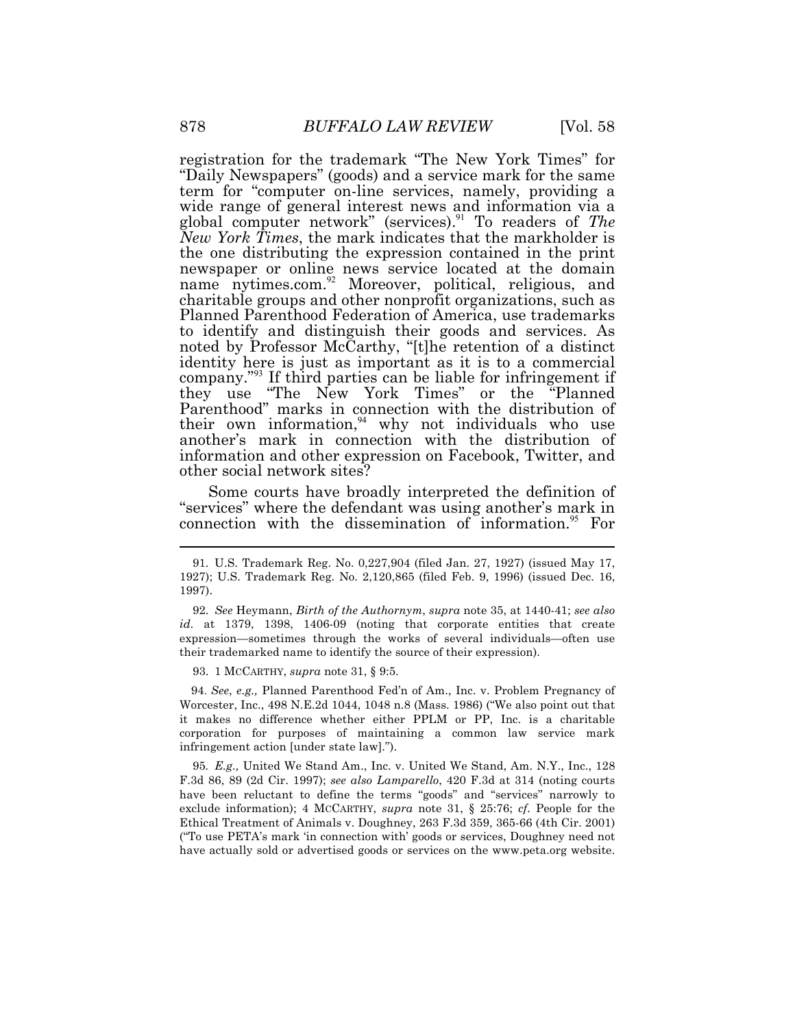registration for the trademark "The New York Times" for "Daily Newspapers" (goods) and a service mark for the same term for "computer on-line services, namely, providing a wide range of general interest news and information via a global computer network" (services).[91] To readers of *The New York Times*, the mark indicates that the markholder is the one distributing the expression contained in the print newspaper or online news service located at the domain name nytimes.com.[92] Moreover, political, religious, and charitable groups and other nonprofit organizations, such as Planned Parenthood Federation of America, use trademarks to identify and distinguish their goods and services. As noted by Professor McCarthy, "[t]he retention of a distinct identity here is just as important as it is to a commercial company."[93] If third parties can be liable for infringement if they use "The New York Times" or the "Planned Parenthood" marks in connection with the distribution of their own information,[94] why not individuals who use another's mark in connection with the distribution of information and other expression on Facebook, Twitter, and other social network sites?

Some courts have broadly interpreted the definition of "services" where the defendant was using another's mark in connection with the dissemination of information.[95] For

---

91. U.S. Trademark Reg. No. 0,227,904 (filed Jan. 27, 1927) (issued May 17, 1927); U.S. Trademark Reg. No. 2,120,865 (filed Feb. 9, 1996) (issued Dec. 16, 1997).

92. *See* Heymann, *Birth of the Authornym*, *supra* note 35, at 1440-41; *see also id.* at 1379, 1398, 1406-09 (noting that corporate entities that create expression—sometimes through the works of several individuals—often use their trademarked name to identify the source of their expression).

93. 1 MCCARTHY, *supra* note 31, § 9:5.

94. *See*, *e.g.,* Planned Parenthood Fed'n of Am., Inc. v. Problem Pregnancy of Worcester, Inc., 498 N.E.2d 1044, 1048 n.8 (Mass. 1986) ("We also point out that it makes no difference whether either PPLM or PP, Inc. is a charitable corporation for purposes of maintaining a common law service mark infringement action [under state law].").

95. *E.g.,* United We Stand Am., Inc. v. United We Stand, Am. N.Y., Inc., 128 F.3d 86, 89 (2d Cir. 1997); *see also Lamparello*, 420 F.3d at 314 (noting courts have been reluctant to define the terms "goods" and "services" narrowly to exclude information); 4 MCCARTHY, *supra* note 31, § 25:76; *cf.* People for the Ethical Treatment of Animals v. Doughney, 263 F.3d 359, 365-66 (4th Cir. 2001) ("To use PETA's mark 'in connection with' goods or services, Doughney need not have actually sold or advertised goods or services on the www.peta.org website.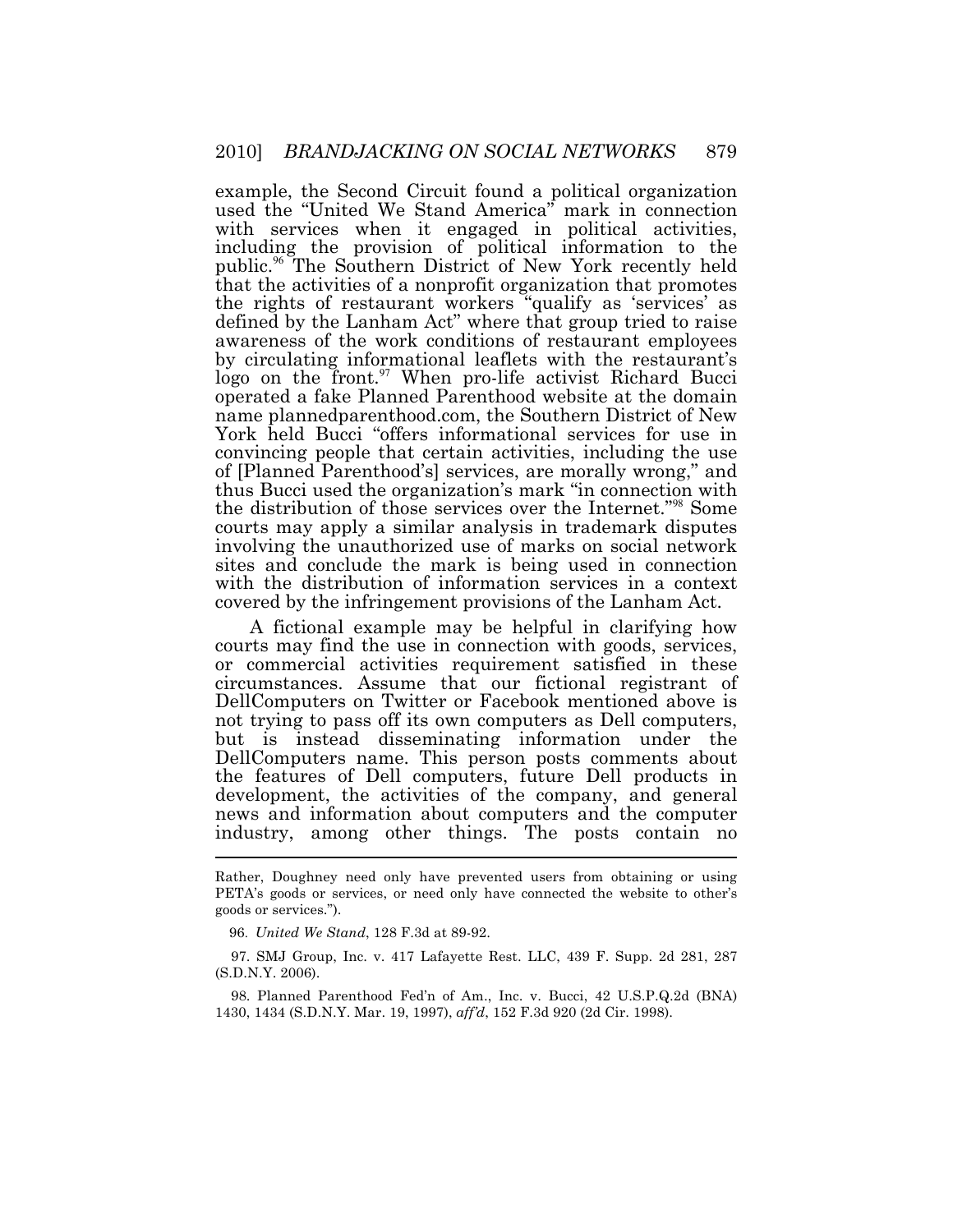example, the Second Circuit found a political organization used the "United We Stand America" mark in connection with services when it engaged in political activities, including the provision of political information to the public.[96] The Southern District of New York recently held that the activities of a nonprofit organization that promotes the rights of restaurant workers "qualify as 'services' as defined by the Lanham Act" where that group tried to raise awareness of the work conditions of restaurant employees by circulating informational leaflets with the restaurant's logo on the front.[97] When pro-life activist Richard Bucci operated a fake Planned Parenthood website at the domain name plannedparenthood.com, the Southern District of New York held Bucci "offers informational services for use in convincing people that certain activities, including the use of [Planned Parenthood's] services, are morally wrong," and thus Bucci used the organization's mark "in connection with the distribution of those services over the Internet."[98] Some courts may apply a similar analysis in trademark disputes involving the unauthorized use of marks on social network sites and conclude the mark is being used in connection with the distribution of information services in a context covered by the infringement provisions of the Lanham Act.

A fictional example may be helpful in clarifying how courts may find the use in connection with goods, services, or commercial activities requirement satisfied in these circumstances. Assume that our fictional registrant of DellComputers on Twitter or Facebook mentioned above is not trying to pass off its own computers as Dell computers, but is instead disseminating information under the DellComputers name. This person posts comments about the features of Dell computers, future Dell products in development, the activities of the company, and general news and information about computers and the computer industry, among other things. The posts contain no

---

Rather, Doughney need only have prevented users from obtaining or using PETA's goods or services, or need only have connected the website to other's goods or services.").

96. *United We Stand*, 128 F.3d at 89-92.

97. SMJ Group, Inc. v. 417 Lafayette Rest. LLC, 439 F. Supp. 2d 281, 287 (S.D.N.Y. 2006).

98. Planned Parenthood Fed'n of Am., Inc. v. Bucci, 42 U.S.P.Q.2d (BNA) 1430, 1434 (S.D.N.Y. Mar. 19, 1997), *aff'd*, 152 F.3d 920 (2d Cir. 1998).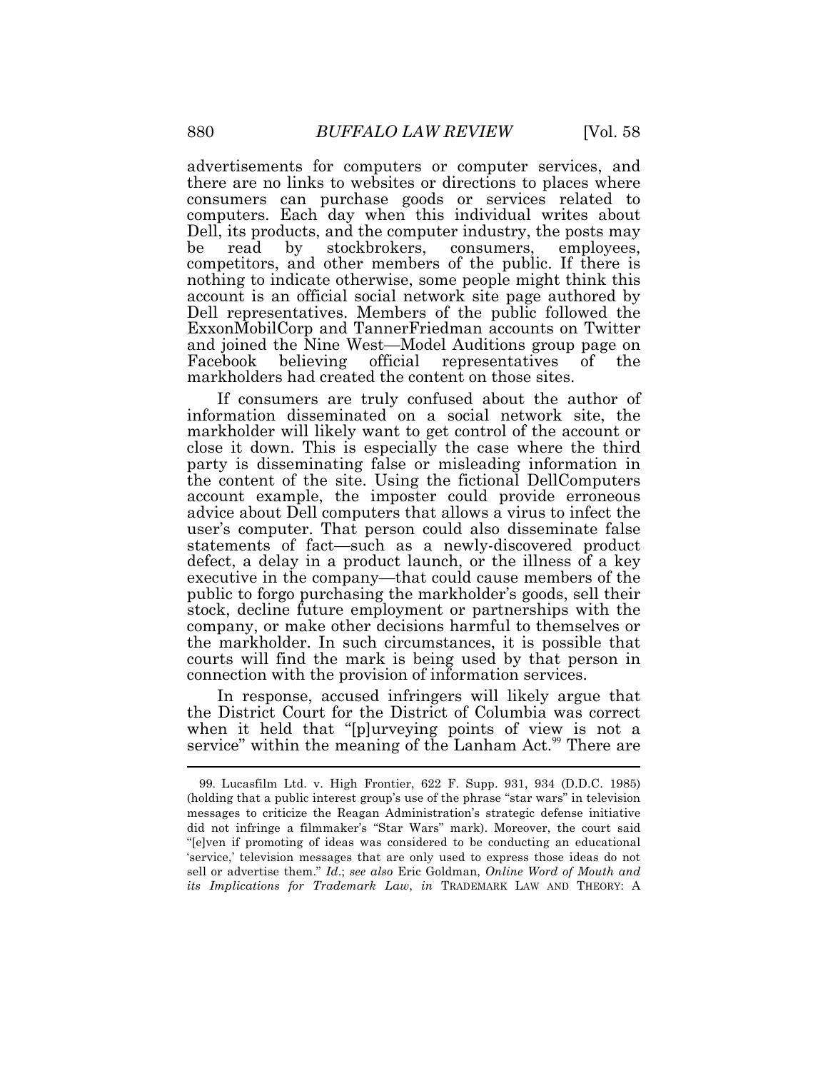advertisements for computers or computer services, and there are no links to websites or directions to places where consumers can purchase goods or services related to computers. Each day when this individual writes about Dell, its products, and the computer industry, the posts may be read by stockbrokers, consumers, employees, competitors, and other members of the public. If there is nothing to indicate otherwise, some people might think this account is an official social network site page authored by Dell representatives. Members of the public followed the ExxonMobilCorp and TannerFriedman accounts on Twitter and joined the Nine West—Model Auditions group page on Facebook believing official representatives of the markholders had created the content on those sites.

If consumers are truly confused about the author of information disseminated on a social network site, the markholder will likely want to get control of the account or close it down. This is especially the case where the third party is disseminating false or misleading information in the content of the site. Using the fictional DellComputers account example, the imposter could provide erroneous advice about Dell computers that allows a virus to infect the user's computer. That person could also disseminate false statements of fact—such as a newly-discovered product defect, a delay in a product launch, or the illness of a key executive in the company—that could cause members of the public to forgo purchasing the markholder's goods, sell their stock, decline future employment or partnerships with the company, or make other decisions harmful to themselves or the markholder. In such circumstances, it is possible that courts will find the mark is being used by that person in connection with the provision of information services.

In response, accused infringers will likely argue that the District Court for the District of Columbia was correct when it held that "[p]urveying points of view is not a service" within the meaning of the Lanham Act.[99] There are

---

99. Lucasfilm Ltd. v. High Frontier, 622 F. Supp. 931, 934 (D.D.C. 1985) (holding that a public interest group's use of the phrase "star wars" in television messages to criticize the Reagan Administration's strategic defense initiative did not infringe a filmmaker's "Star Wars" mark). Moreover, the court said "[e]ven if promoting of ideas was considered to be conducting an educational 'service,' television messages that are only used to express those ideas do not sell or advertise them." *Id*.; *see also* Eric Goldman, *Online Word of Mouth and its Implications for Trademark Law*, *in* TRADEMARK LAW AND THEORY: A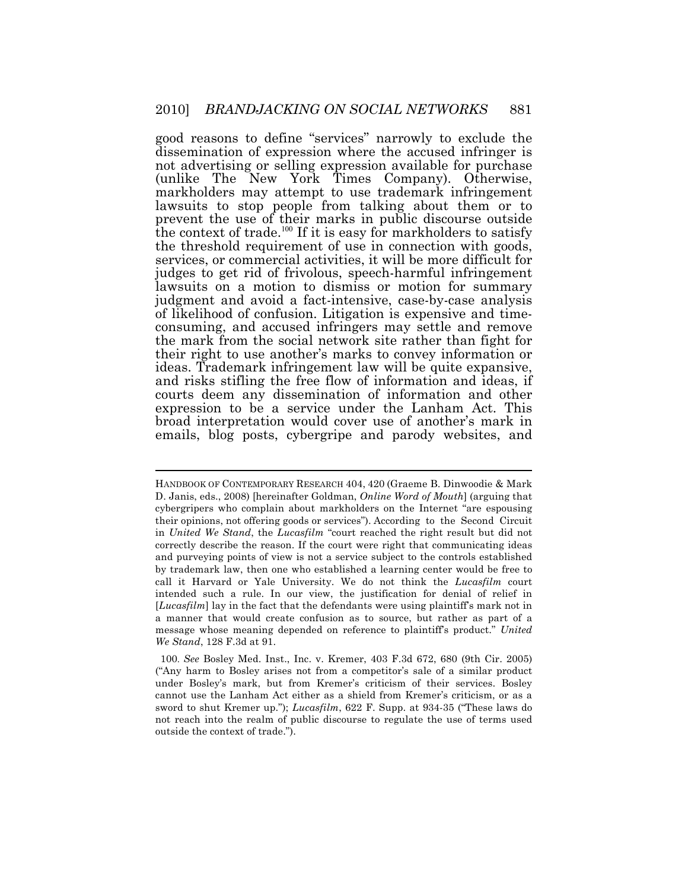good reasons to define "services" narrowly to exclude the dissemination of expression where the accused infringer is not advertising or selling expression available for purchase (unlike The New York Times Company). Otherwise, markholders may attempt to use trademark infringement lawsuits to stop people from talking about them or to prevent the use of their marks in public discourse outside the context of trade.[100] If it is easy for markholders to satisfy the threshold requirement of use in connection with goods, services, or commercial activities, it will be more difficult for judges to get rid of frivolous, speech-harmful infringement lawsuits on a motion to dismiss or motion for summary judgment and avoid a fact-intensive, case-by-case analysis of likelihood of confusion. Litigation is expensive and time-consuming, and accused infringers may settle and remove the mark from the social network site rather than fight for their right to use another's marks to convey information or ideas. Trademark infringement law will be quite expansive, and risks stifling the free flow of information and ideas, if courts deem any dissemination of information and other expression to be a service under the Lanham Act. This broad interpretation would cover use of another's mark in emails, blog posts, cybergripe and parody websites, and

---

HANDBOOK OF CONTEMPORARY RESEARCH 404, 420 (Graeme B. Dinwoodie & Mark D. Janis, eds., 2008) [hereinafter Goldman, *Online Word of Mouth*] (arguing that cybergripers who complain about markholders on the Internet "are espousing their opinions, not offering goods or services"). According to the Second Circuit in *United We Stand*, the *Lucasfilm* "court reached the right result but did not correctly describe the reason. If the court were right that communicating ideas and purveying points of view is not a service subject to the controls established by trademark law, then one who established a learning center would be free to call it Harvard or Yale University. We do not think the *Lucasfilm* court intended such a rule. In our view, the justification for denial of relief in [*Lucasfilm*] lay in the fact that the defendants were using plaintiff's mark not in a manner that would create confusion as to source, but rather as part of a message whose meaning depended on reference to plaintiff's product." *United We Stand*, 128 F.3d at 91.

100. *See* Bosley Med. Inst., Inc. v. Kremer, 403 F.3d 672, 680 (9th Cir. 2005) ("Any harm to Bosley arises not from a competitor's sale of a similar product under Bosley's mark, but from Kremer's criticism of their services. Bosley cannot use the Lanham Act either as a shield from Kremer's criticism, or as a sword to shut Kremer up."); *Lucasfilm*, 622 F. Supp. at 934-35 ("These laws do not reach into the realm of public discourse to regulate the use of terms used outside the context of trade.").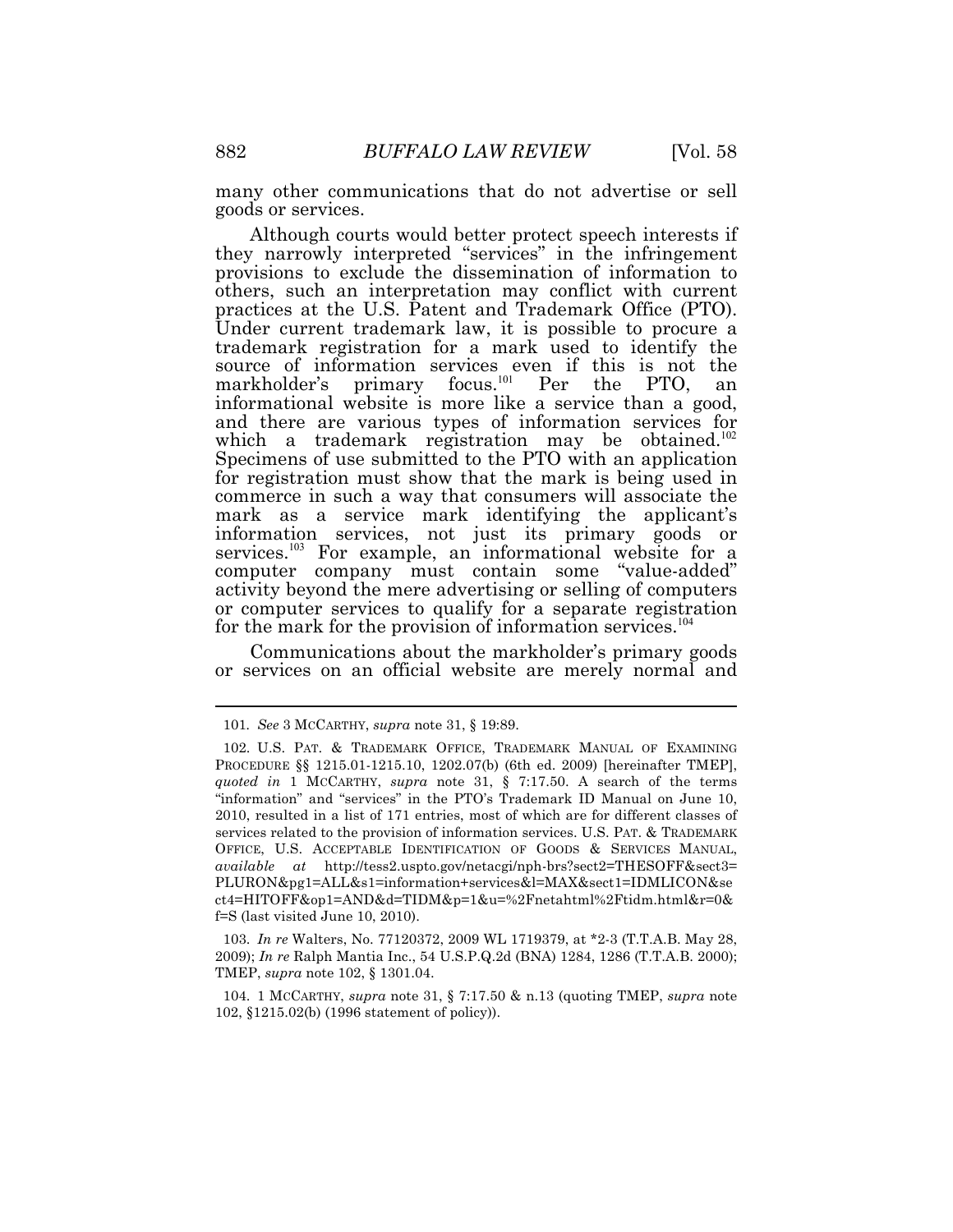many other communications that do not advertise or sell goods or services.

Although courts would better protect speech interests if they narrowly interpreted "services" in the infringement provisions to exclude the dissemination of information to others, such an interpretation may conflict with current practices at the U.S. Patent and Trademark Office (PTO). Under current trademark law, it is possible to procure a trademark registration for a mark used to identify the source of information services even if this is not the markholder's primary focus.[101] Per the PTO, an informational website is more like a service than a good, and there are various types of information services for which a trademark registration may be obtained.[102] Specimens of use submitted to the PTO with an application for registration must show that the mark is being used in commerce in such a way that consumers will associate the mark as a service mark identifying the applicant's information services, not just its primary goods or services.[103] For example, an informational website for a computer company must contain some "value-added" activity beyond the mere advertising or selling of computers or computer services to qualify for a separate registration for the mark for the provision of information services.[104]

Communications about the markholder's primary goods or services on an official website are merely normal and

---

101. *See* 3 MCCARTHY, *supra* note 31, § 19:89.

102. U.S. PAT. & TRADEMARK OFFICE, TRADEMARK MANUAL OF EXAMINING PROCEDURE §§ 1215.01-1215.10, 1202.07(b) (6th ed. 2009) [hereinafter TMEP], *quoted in* 1 MCCARTHY, *supra* note 31, § 7:17.50. A search of the terms "information" and "services" in the PTO's Trademark ID Manual on June 10, 2010, resulted in a list of 171 entries, most of which are for different classes of services related to the provision of information services. U.S. PAT. & TRADEMARK OFFICE, U.S. ACCEPTABLE IDENTIFICATION OF GOODS & SERVICES MANUAL, *available at* http://tess2.uspto.gov/netacgi/nph-brs?sect2=THESOFF&sect3=PLURON&pg1=ALL&s1=information+services&l=MAX&sect1=IDMLICON&sect4=HITOFF&op1=AND&d=TIDM&p=1&u=%2Fnetahtml%2Ftidm.html&r=0&f=S (last visited June 10, 2010).

103. *In re* Walters, No. 77120372, 2009 WL 1719379, at *2-3 (T.T.A.B. May 28, 2009); *In re* Ralph Mantia Inc., 54 U.S.P.Q.2d (BNA) 1284, 1286 (T.T.A.B. 2000); TMEP, *supra* note 102, § 1301.04.

104. 1 MCCARTHY, *supra* note 31, § 7:17.50 & n.13 (quoting TMEP, *supra* note 102, §1215.02(b) (1996 statement of policy)).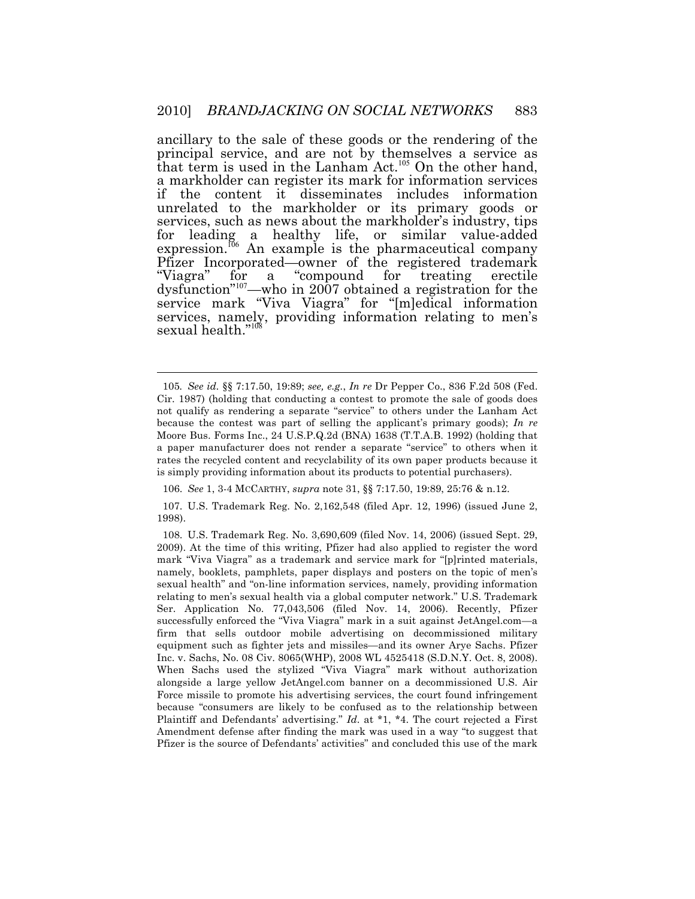ancillary to the sale of these goods or the rendering of the principal service, and are not by themselves a service as that term is used in the Lanham Act.[105] On the other hand, a markholder can register its mark for information services if the content it disseminates includes information unrelated to the markholder or its primary goods or services, such as news about the markholder's industry, tips for leading a healthy life, or similar value-added expression.[106] An example is the pharmaceutical company Pfizer Incorporated—owner of the registered trademark "Viagra" for a "compound for treating erectile dysfunction"[107]—who in 2007 obtained a registration for the service mark "Viva Viagra" for "[m]edical information services, namely, providing information relating to men's sexual health."[108]

---

105. *See id.* §§ 7:17.50, 19:89; *see, e.g.*, *In re* Dr Pepper Co., 836 F.2d 508 (Fed. Cir. 1987) (holding that conducting a contest to promote the sale of goods does not qualify as rendering a separate "service" to others under the Lanham Act because the contest was part of selling the applicant's primary goods); *In re* Moore Bus. Forms Inc., 24 U.S.P.Q.2d (BNA) 1638 (T.T.A.B. 1992) (holding that a paper manufacturer does not render a separate "service" to others when it rates the recycled content and recyclability of its own paper products because it is simply providing information about its products to potential purchasers).

106. *See* 1, 3-4 MCCARTHY, *supra* note 31, §§ 7:17.50, 19:89, 25:76 & n.12.

107. U.S. Trademark Reg. No. 2,162,548 (filed Apr. 12, 1996) (issued June 2, 1998).

108. U.S. Trademark Reg. No. 3,690,609 (filed Nov. 14, 2006) (issued Sept. 29, 2009). At the time of this writing, Pfizer had also applied to register the word mark "Viva Viagra" as a trademark and service mark for "[p]rinted materials, namely, booklets, pamphlets, paper displays and posters on the topic of men's sexual health" and "on-line information services, namely, providing information relating to men's sexual health via a global computer network." U.S. Trademark Ser. Application No. 77,043,506 (filed Nov. 14, 2006). Recently, Pfizer successfully enforced the "Viva Viagra" mark in a suit against JetAngel.com—a firm that sells outdoor mobile advertising on decommissioned military equipment such as fighter jets and missiles—and its owner Arye Sachs. Pfizer Inc. v. Sachs, No. 08 Civ. 8065(WHP), 2008 WL 4525418 (S.D.N.Y. Oct. 8, 2008). When Sachs used the stylized "Viva Viagra" mark without authorization alongside a large yellow JetAngel.com banner on a decommissioned U.S. Air Force missile to promote his advertising services, the court found infringement because "consumers are likely to be confused as to the relationship between Plaintiff and Defendants' advertising." *Id.* at *1, *4. The court rejected a First Amendment defense after finding the mark was used in a way "to suggest that Pfizer is the source of Defendants' activities" and concluded this use of the mark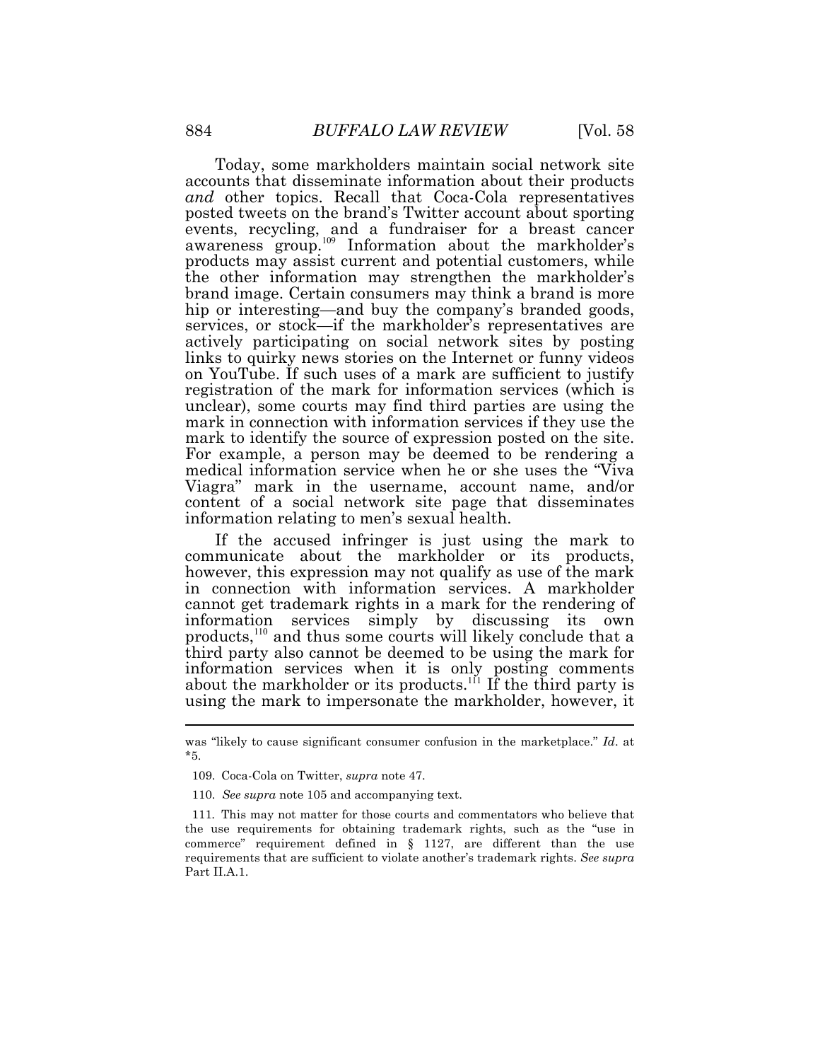Today, some markholders maintain social network site accounts that disseminate information about their products *and* other topics. Recall that Coca-Cola representatives posted tweets on the brand's Twitter account about sporting events, recycling, and a fundraiser for a breast cancer awareness group.[109] Information about the markholder's products may assist current and potential customers, while the other information may strengthen the markholder's brand image. Certain consumers may think a brand is more hip or interesting—and buy the company's branded goods, services, or stock—if the markholder's representatives are actively participating on social network sites by posting links to quirky news stories on the Internet or funny videos on YouTube. If such uses of a mark are sufficient to justify registration of the mark for information services (which is unclear), some courts may find third parties are using the mark in connection with information services if they use the mark to identify the source of expression posted on the site. For example, a person may be deemed to be rendering a medical information service when he or she uses the "Viva Viagra" mark in the username, account name, and/or content of a social network site page that disseminates information relating to men's sexual health.

If the accused infringer is just using the mark to communicate about the markholder or its products, however, this expression may not qualify as use of the mark in connection with information services. A markholder cannot get trademark rights in a mark for the rendering of information services simply by discussing its own products,[110] and thus some courts will likely conclude that a third party also cannot be deemed to be using the mark for information services when it is only posting comments about the markholder or its products.[111] If the third party is using the mark to impersonate the markholder, however, it

---

was "likely to cause significant consumer confusion in the marketplace." *Id*. at *5.

109. Coca-Cola on Twitter, *supra* note 47.

110. *See supra* note 105 and accompanying text.

111. This may not matter for those courts and commentators who believe that the use requirements for obtaining trademark rights, such as the "use in commerce" requirement defined in § 1127, are different than the use requirements that are sufficient to violate another's trademark rights. *See supra* Part II.A.1.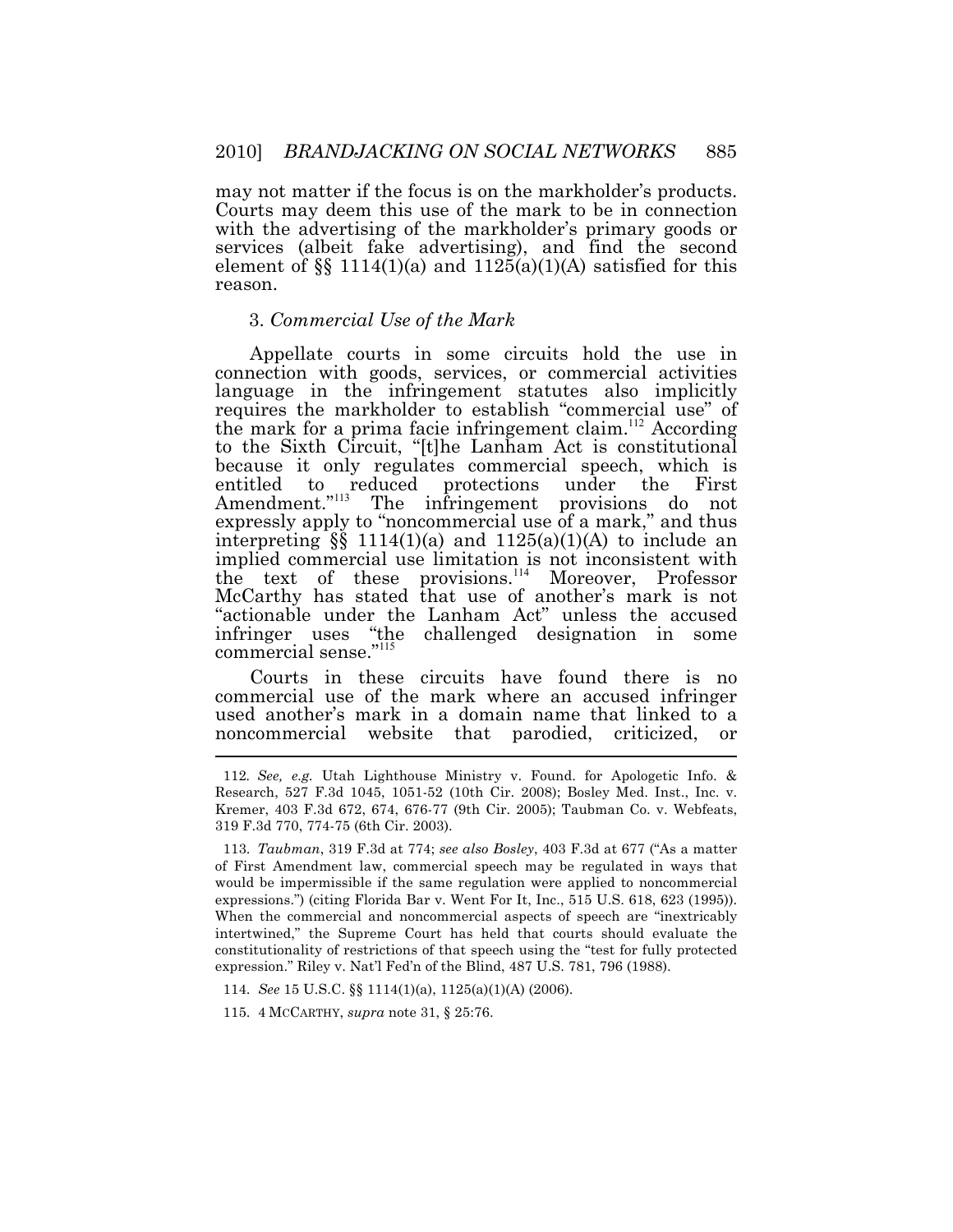may not matter if the focus is on the markholder's products. Courts may deem this use of the mark to be in connection with the advertising of the markholder's primary goods or services (albeit fake advertising), and find the second element of §§ 1114(1)(a) and 1125(a)(1)(A) satisfied for this reason.

### 3. *Commercial Use of the Mark*

Appellate courts in some circuits hold the use in connection with goods, services, or commercial activities language in the infringement statutes also implicitly requires the markholder to establish "commercial use" of the mark for a prima facie infringement claim.[112] According to the Sixth Circuit, "[t]he Lanham Act is constitutional because it only regulates commercial speech, which is entitled to reduced protections under the First Amendment."[113] The infringement provisions do not expressly apply to "noncommercial use of a mark," and thus interpreting §§ 1114(1)(a) and 1125(a)(1)(A) to include an implied commercial use limitation is not inconsistent with the text of these provisions.[114] Moreover, Professor McCarthy has stated that use of another's mark is not "actionable under the Lanham Act" unless the accused infringer uses "the challenged designation in some commercial sense."[115]

Courts in these circuits have found there is no commercial use of the mark where an accused infringer used another's mark in a domain name that linked to a noncommercial website that parodied, criticized, or

---

112. *See, e.g.* Utah Lighthouse Ministry v. Found. for Apologetic Info. & Research, 527 F.3d 1045, 1051-52 (10th Cir. 2008); Bosley Med. Inst., Inc. v. Kremer, 403 F.3d 672, 674, 676-77 (9th Cir. 2005); Taubman Co. v. Webfeats, 319 F.3d 770, 774-75 (6th Cir. 2003).

113. *Taubman*, 319 F.3d at 774; *see also Bosley*, 403 F.3d at 677 ("As a matter of First Amendment law, commercial speech may be regulated in ways that would be impermissible if the same regulation were applied to noncommercial expressions.") (citing Florida Bar v. Went For It, Inc., 515 U.S. 618, 623 (1995)). When the commercial and noncommercial aspects of speech are "inextricably intertwined," the Supreme Court has held that courts should evaluate the constitutionality of restrictions of that speech using the "test for fully protected expression." Riley v. Nat'l Fed'n of the Blind, 487 U.S. 781, 796 (1988).

114. *See* 15 U.S.C. §§ 1114(1)(a), 1125(a)(1)(A) (2006).

115. 4 MCCARTHY, *supra* note 31, § 25:76.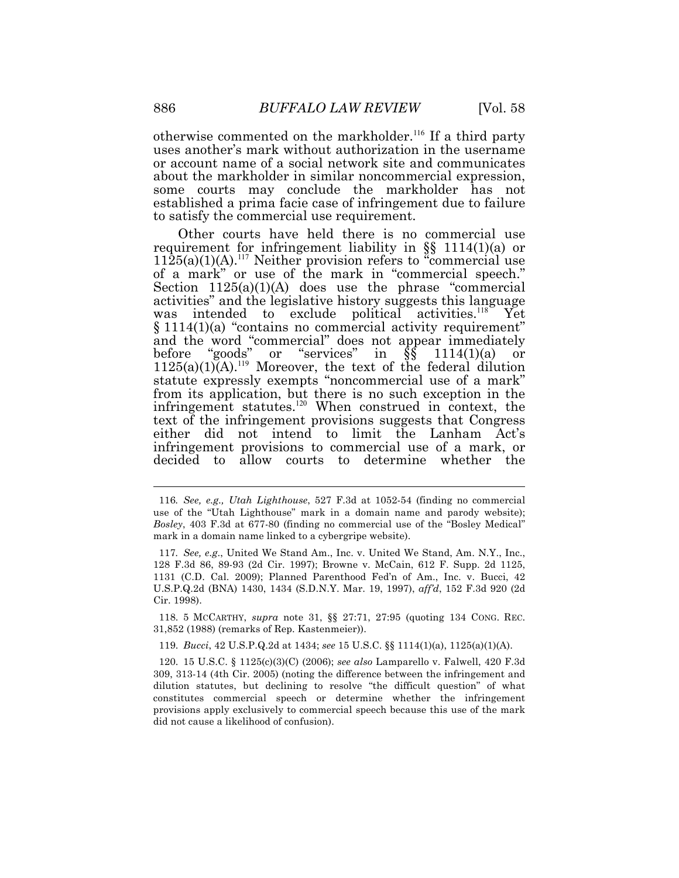otherwise commented on the markholder.[116] If a third party uses another's mark without authorization in the username or account name of a social network site and communicates about the markholder in similar noncommercial expression, some courts may conclude the markholder has not established a prima facie case of infringement due to failure to satisfy the commercial use requirement.

Other courts have held there is no commercial use requirement for infringement liability in §§ 1114(1)(a) or 1125(a)(1)(A).[117] Neither provision refers to "commercial use of a mark" or use of the mark in "commercial speech." Section 1125(a)(1)(A) does use the phrase "commercial activities" and the legislative history suggests this language was intended to exclude political activities.[118] Yet § 1114(1)(a) "contains no commercial activity requirement" and the word "commercial" does not appear immediately before "goods" or "services" in §§ 1114(1)(a) or 1125(a)(1)(A).[119] Moreover, the text of the federal dilution statute expressly exempts "noncommercial use of a mark" from its application, but there is no such exception in the infringement statutes.[120] When construed in context, the text of the infringement provisions suggests that Congress either did not intend to limit the Lanham Act's infringement provisions to commercial use of a mark, or decided to allow courts to determine whether the

---

116. *See, e.g., Utah Lighthouse*, 527 F.3d at 1052-54 (finding no commercial use of the "Utah Lighthouse" mark in a domain name and parody website); *Bosley*, 403 F.3d at 677-80 (finding no commercial use of the "Bosley Medical" mark in a domain name linked to a cybergripe website).

117. *See, e.g.*, United We Stand Am., Inc. v. United We Stand, Am. N.Y., Inc., 128 F.3d 86, 89-93 (2d Cir. 1997); Browne v. McCain, 612 F. Supp. 2d 1125, 1131 (C.D. Cal. 2009); Planned Parenthood Fed'n of Am., Inc. v. Bucci, 42 U.S.P.Q.2d (BNA) 1430, 1434 (S.D.N.Y. Mar. 19, 1997), *aff'd*, 152 F.3d 920 (2d Cir. 1998).

118. 5 MCCARTHY, *supra* note 31, §§ 27:71, 27:95 (quoting 134 CONG. REC. 31,852 (1988) (remarks of Rep. Kastenmeier)).

119. *Bucci*, 42 U.S.P.Q.2d at 1434; *see* 15 U.S.C. §§ 1114(1)(a), 1125(a)(1)(A).

120. 15 U.S.C. § 1125(c)(3)(C) (2006); *see also* Lamparello v. Falwell, 420 F.3d 309, 313-14 (4th Cir. 2005) (noting the difference between the infringement and dilution statutes, but declining to resolve "the difficult question" of what constitutes commercial speech or determine whether the infringement provisions apply exclusively to commercial speech because this use of the mark did not cause a likelihood of confusion).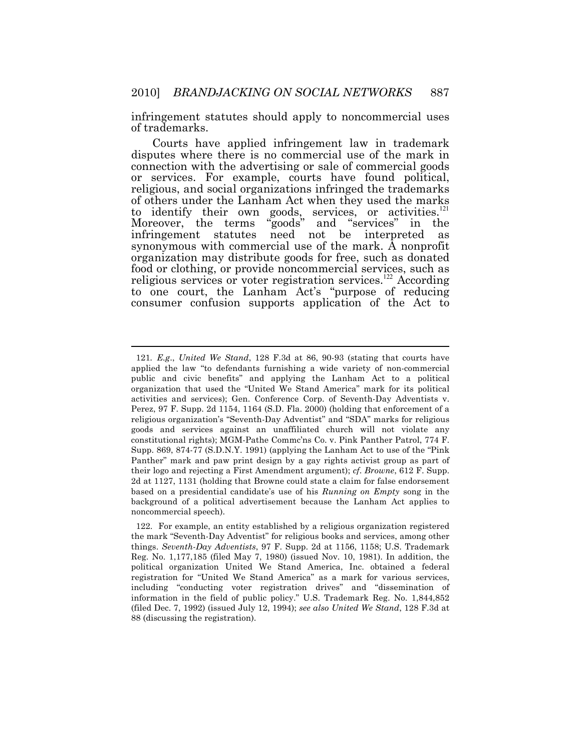infringement statutes should apply to noncommercial uses of trademarks.

Courts have applied infringement law in trademark disputes where there is no commercial use of the mark in connection with the advertising or sale of commercial goods or services. For example, courts have found political, religious, and social organizations infringed the trademarks of others under the Lanham Act when they used the marks to identify their own goods, services, or activities.[121] Moreover, the terms "goods" and "services" in the infringement statutes need not be interpreted as synonymous with commercial use of the mark. A nonprofit organization may distribute goods for free, such as donated food or clothing, or provide noncommercial services, such as religious services or voter registration services.[122] According to one court, the Lanham Act's "purpose of reducing consumer confusion supports application of the Act to

---

121. *E.g.*, *United We Stand*, 128 F.3d at 86, 90-93 (stating that courts have applied the law "to defendants furnishing a wide variety of non-commercial public and civic benefits" and applying the Lanham Act to a political organization that used the "United We Stand America" mark for its political activities and services); Gen. Conference Corp. of Seventh-Day Adventists v. Perez, 97 F. Supp. 2d 1154, 1164 (S.D. Fla. 2000) (holding that enforcement of a religious organization's "Seventh-Day Adventist" and "SDA" marks for religious goods and services against an unaffiliated church will not violate any constitutional rights); MGM-Pathe Commc'ns Co. v. Pink Panther Patrol, 774 F. Supp. 869, 874-77 (S.D.N.Y. 1991) (applying the Lanham Act to use of the "Pink Panther" mark and paw print design by a gay rights activist group as part of their logo and rejecting a First Amendment argument); *cf*. *Browne*, 612 F. Supp. 2d at 1127, 1131 (holding that Browne could state a claim for false endorsement based on a presidential candidate's use of his *Running on Empty* song in the background of a political advertisement because the Lanham Act applies to noncommercial speech).

122. For example, an entity established by a religious organization registered the mark "Seventh-Day Adventist" for religious books and services, among other things. *Seventh-Day Adventists*, 97 F. Supp. 2d at 1156, 1158; U.S. Trademark Reg. No. 1,177,185 (filed May 7, 1980) (issued Nov. 10, 1981). In addition, the political organization United We Stand America, Inc. obtained a federal registration for "United We Stand America" as a mark for various services, including "conducting voter registration drives" and "dissemination of information in the field of public policy." U.S. Trademark Reg. No. 1,844,852 (filed Dec. 7, 1992) (issued July 12, 1994); *see also United We Stand*, 128 F.3d at 88 (discussing the registration).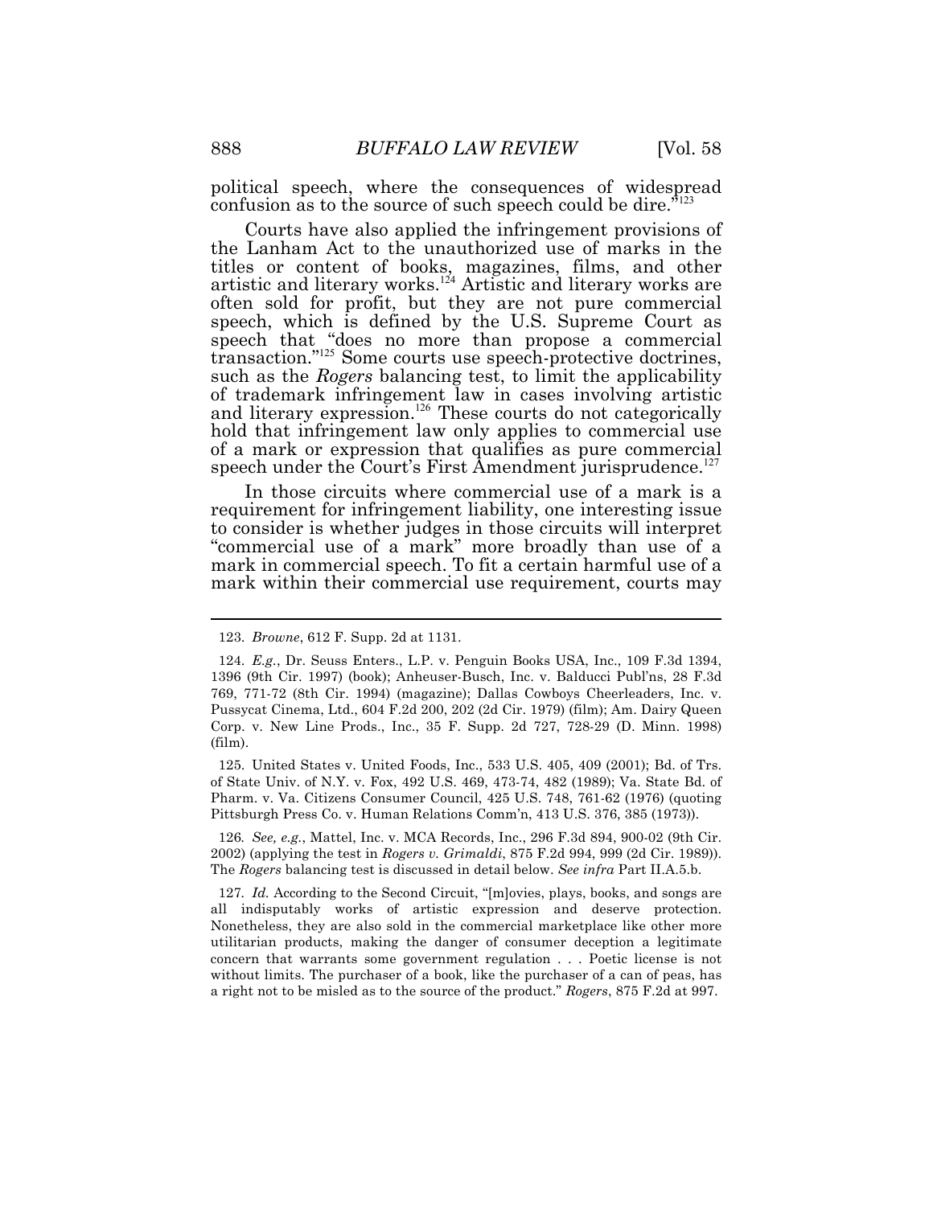political speech, where the consequences of widespread confusion as to the source of such speech could be dire."[123]

Courts have also applied the infringement provisions of the Lanham Act to the unauthorized use of marks in the titles or content of books, magazines, films, and other artistic and literary works.[124] Artistic and literary works are often sold for profit, but they are not pure commercial speech, which is defined by the U.S. Supreme Court as speech that "does no more than propose a commercial transaction."[125] Some courts use speech-protective doctrines, such as the *Rogers* balancing test, to limit the applicability of trademark infringement law in cases involving artistic and literary expression.[126] These courts do not categorically hold that infringement law only applies to commercial use of a mark or expression that qualifies as pure commercial speech under the Court's First Amendment jurisprudence.[127]

In those circuits where commercial use of a mark is a requirement for infringement liability, one interesting issue to consider is whether judges in those circuits will interpret "commercial use of a mark" more broadly than use of a mark in commercial speech. To fit a certain harmful use of a mark within their commercial use requirement, courts may

---

123. *Browne*, 612 F. Supp. 2d at 1131.

124. *E.g.*, Dr. Seuss Enters., L.P. v. Penguin Books USA, Inc., 109 F.3d 1394, 1396 (9th Cir. 1997) (book); Anheuser-Busch, Inc. v. Balducci Publ'ns, 28 F.3d 769, 771-72 (8th Cir. 1994) (magazine); Dallas Cowboys Cheerleaders, Inc. v. Pussycat Cinema, Ltd., 604 F.2d 200, 202 (2d Cir. 1979) (film); Am. Dairy Queen Corp. v. New Line Prods., Inc., 35 F. Supp. 2d 727, 728-29 (D. Minn. 1998) (film).

125. United States v. United Foods, Inc., 533 U.S. 405, 409 (2001); Bd. of Trs. of State Univ. of N.Y. v. Fox, 492 U.S. 469, 473-74, 482 (1989); Va. State Bd. of Pharm. v. Va. Citizens Consumer Council, 425 U.S. 748, 761-62 (1976) (quoting Pittsburgh Press Co. v. Human Relations Comm'n, 413 U.S. 376, 385 (1973)).

126. *See, e.g.*, Mattel, Inc. v. MCA Records, Inc., 296 F.3d 894, 900-02 (9th Cir. 2002) (applying the test in *Rogers v. Grimaldi*, 875 F.2d 994, 999 (2d Cir. 1989)). The *Rogers* balancing test is discussed in detail below. *See infra* Part II.A.5.b.

127. *Id.* According to the Second Circuit, "[m]ovies, plays, books, and songs are all indisputably works of artistic expression and deserve protection. Nonetheless, they are also sold in the commercial marketplace like other more utilitarian products, making the danger of consumer deception a legitimate concern that warrants some government regulation . . . Poetic license is not without limits. The purchaser of a book, like the purchaser of a can of peas, has a right not to be misled as to the source of the product." *Rogers*, 875 F.2d at 997.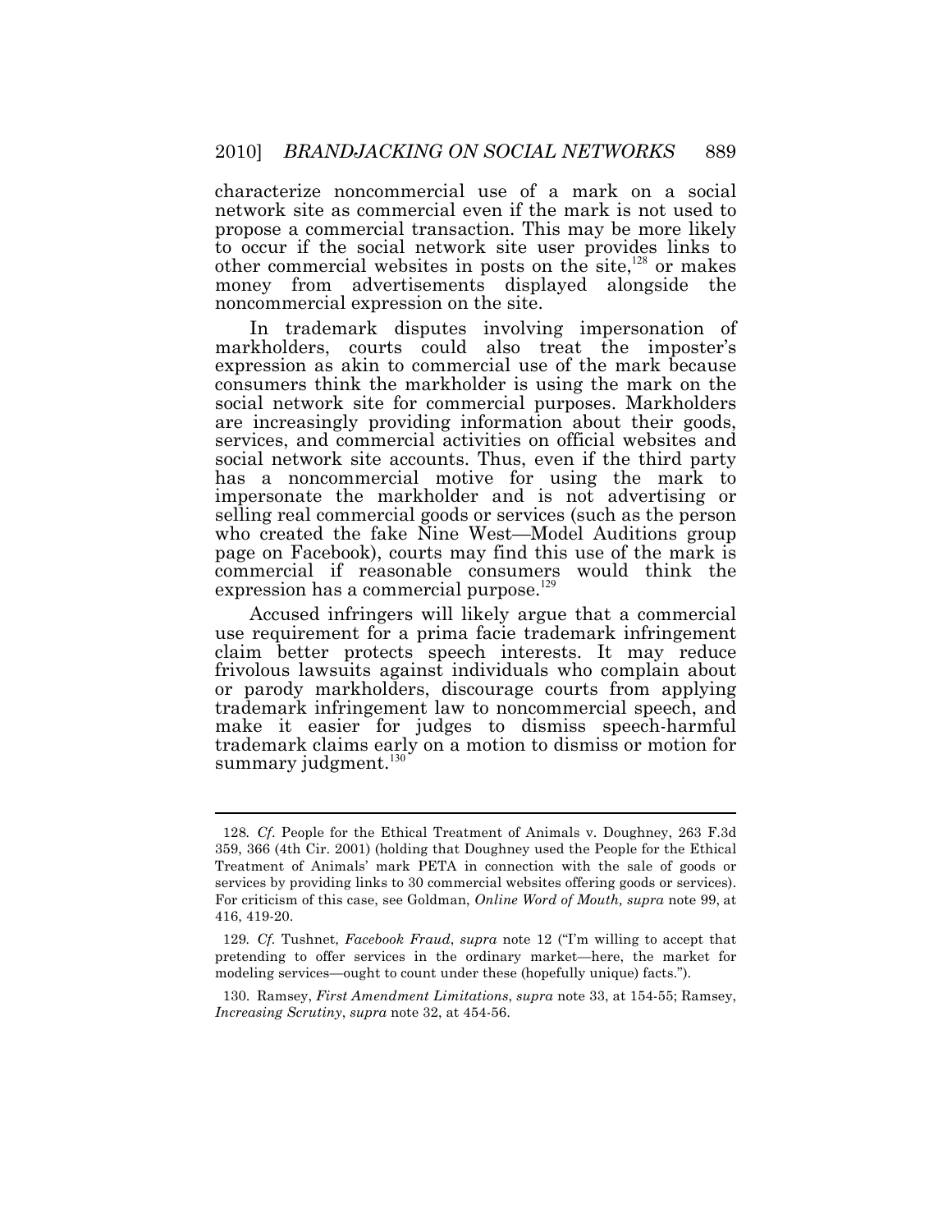characterize noncommercial use of a mark on a social network site as commercial even if the mark is not used to propose a commercial transaction. This may be more likely to occur if the social network site user provides links to other commercial websites in posts on the site,[128] or makes money from advertisements displayed alongside the noncommercial expression on the site.

In trademark disputes involving impersonation of markholders, courts could also treat the imposter's expression as akin to commercial use of the mark because consumers think the markholder is using the mark on the social network site for commercial purposes. Markholders are increasingly providing information about their goods, services, and commercial activities on official websites and social network site accounts. Thus, even if the third party has a noncommercial motive for using the mark to impersonate the markholder and is not advertising or selling real commercial goods or services (such as the person who created the fake Nine West—Model Auditions group page on Facebook), courts may find this use of the mark is commercial if reasonable consumers would think the expression has a commercial purpose.[129]

Accused infringers will likely argue that a commercial use requirement for a prima facie trademark infringement claim better protects speech interests. It may reduce frivolous lawsuits against individuals who complain about or parody markholders, discourage courts from applying trademark infringement law to noncommercial speech, and make it easier for judges to dismiss speech-harmful trademark claims early on a motion to dismiss or motion for summary judgment.[130]

---

128. *Cf.* People for the Ethical Treatment of Animals v. Doughney, 263 F.3d 359, 366 (4th Cir. 2001) (holding that Doughney used the People for the Ethical Treatment of Animals' mark PETA in connection with the sale of goods or services by providing links to 30 commercial websites offering goods or services). For criticism of this case, see Goldman, *Online Word of Mouth, supra* note 99, at 416, 419-20.

129. *Cf.* Tushnet, *Facebook Fraud*, *supra* note 12 ("I'm willing to accept that pretending to offer services in the ordinary market—here, the market for modeling services—ought to count under these (hopefully unique) facts.").

130. Ramsey, *First Amendment Limitations*, *supra* note 33, at 154-55; Ramsey, *Increasing Scrutiny*, *supra* note 32, at 454-56.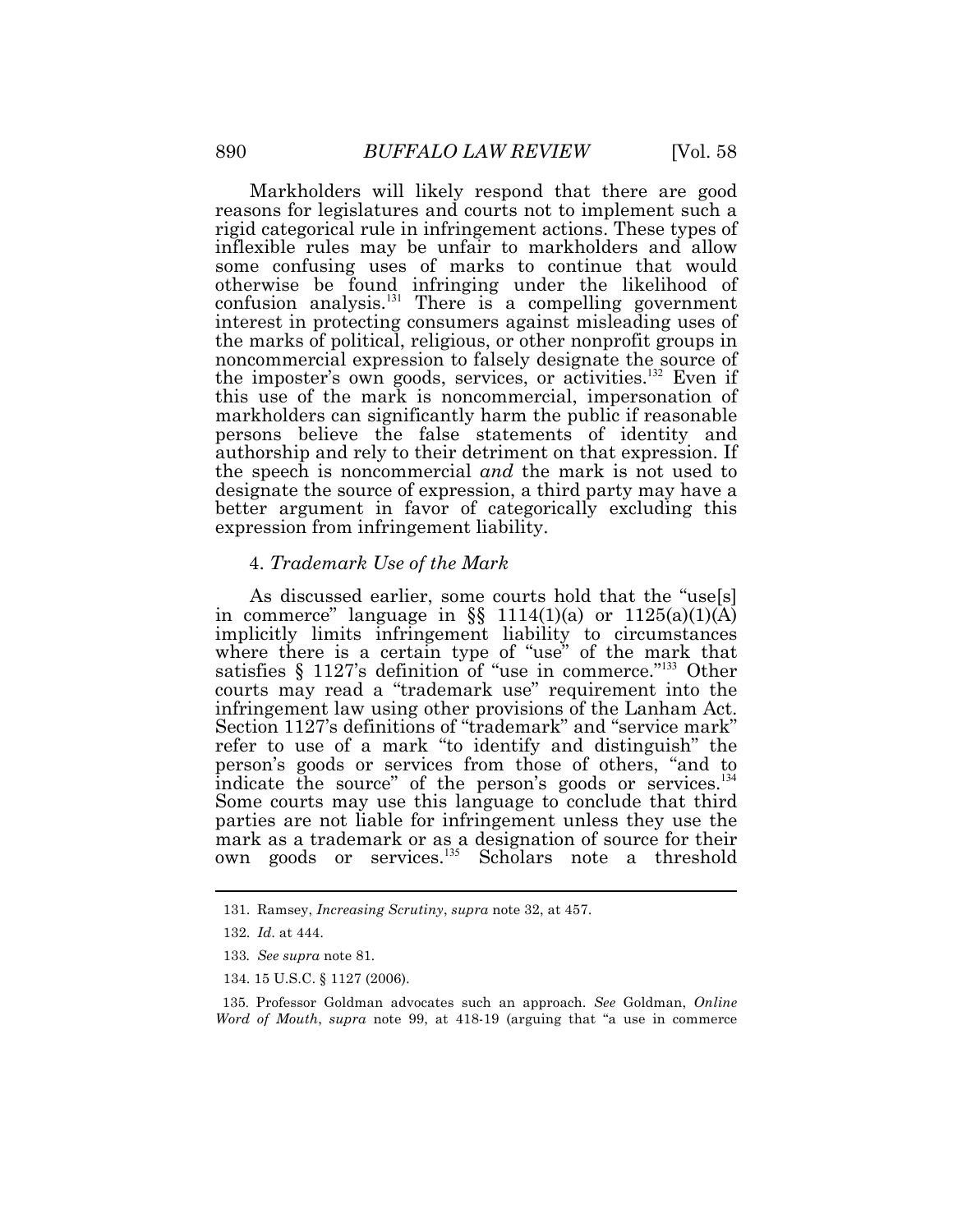Markholders will likely respond that there are good reasons for legislatures and courts not to implement such a rigid categorical rule in infringement actions. These types of inflexible rules may be unfair to markholders and allow some confusing uses of marks to continue that would otherwise be found infringing under the likelihood of confusion analysis.[131] There is a compelling government interest in protecting consumers against misleading uses of the marks of political, religious, or other nonprofit groups in noncommercial expression to falsely designate the source of the imposter's own goods, services, or activities.[132] Even if this use of the mark is noncommercial, impersonation of markholders can significantly harm the public if reasonable persons believe the false statements of identity and authorship and rely to their detriment on that expression. If the speech is noncommercial *and* the mark is not used to designate the source of expression, a third party may have a better argument in favor of categorically excluding this expression from infringement liability.

#### 4. *Trademark Use of the Mark*

As discussed earlier, some courts hold that the "use[s] in commerce" language in §§ 1114(1)(a) or 1125(a)(1)(A) implicitly limits infringement liability to circumstances where there is a certain type of "use" of the mark that satisfies § 1127's definition of "use in commerce."[133] Other courts may read a "trademark use" requirement into the infringement law using other provisions of the Lanham Act. Section 1127's definitions of "trademark" and "service mark" refer to use of a mark "to identify and distinguish" the person's goods or services from those of others, "and to indicate the source" of the person's goods or services.[134] Some courts may use this language to conclude that third parties are not liable for infringement unless they use the mark as a trademark or as a designation of source for their own goods or services.[135] Scholars note a threshold

---

131. Ramsey, *Increasing Scrutiny*, *supra* note 32, at 457.

132. *Id*. at 444.

133. *See supra* note 81.

134. 15 U.S.C. § 1127 (2006).

135. Professor Goldman advocates such an approach. *See* Goldman, *Online Word of Mouth*, *supra* note 99, at 418-19 (arguing that "a use in commerce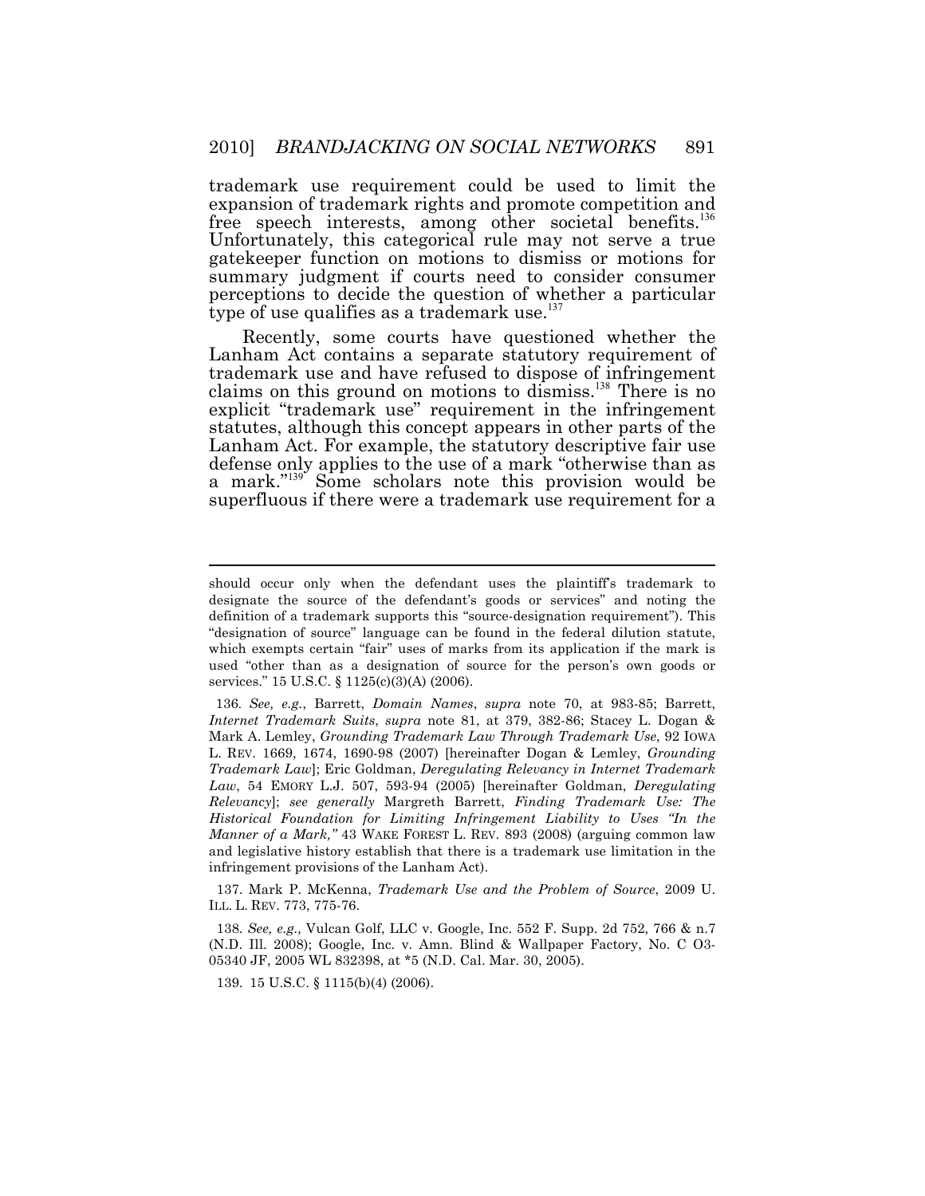trademark use requirement could be used to limit the expansion of trademark rights and promote competition and free speech interests, among other societal benefits.[136] Unfortunately, this categorical rule may not serve a true gatekeeper function on motions to dismiss or motions for summary judgment if courts need to consider consumer perceptions to decide the question of whether a particular type of use qualifies as a trademark use.[137]

Recently, some courts have questioned whether the Lanham Act contains a separate statutory requirement of trademark use and have refused to dispose of infringement claims on this ground on motions to dismiss.[138] There is no explicit "trademark use" requirement in the infringement statutes, although this concept appears in other parts of the Lanham Act. For example, the statutory descriptive fair use defense only applies to the use of a mark "otherwise than as a mark."[139] Some scholars note this provision would be superfluous if there were a trademark use requirement for a

---

should occur only when the defendant uses the plaintiff's trademark to designate the source of the defendant's goods or services" and noting the definition of a trademark supports this "source-designation requirement"). This "designation of source" language can be found in the federal dilution statute, which exempts certain "fair" uses of marks from its application if the mark is used "other than as a designation of source for the person's own goods or services." 15 U.S.C. § 1125(c)(3)(A) (2006).

136. *See, e.g.*, Barrett, *Domain Names*, *supra* note 70, at 983-85; Barrett, *Internet Trademark Suits*, *supra* note 81, at 379, 382-86; Stacey L. Dogan & Mark A. Lemley, *Grounding Trademark Law Through Trademark Use*, 92 IOWA L. REV. 1669, 1674, 1690-98 (2007) [hereinafter Dogan & Lemley, *Grounding Trademark Law*]; Eric Goldman, *Deregulating Relevancy in Internet Trademark Law*, 54 EMORY L.J. 507, 593-94 (2005) [hereinafter Goldman, *Deregulating Relevancy*]; *see generally* Margreth Barrett, *Finding Trademark Use: The Historical Foundation for Limiting Infringement Liability to Uses "In the Manner of a Mark,"* 43 WAKE FOREST L. REV. 893 (2008) (arguing common law and legislative history establish that there is a trademark use limitation in the infringement provisions of the Lanham Act).

137. Mark P. McKenna, *Trademark Use and the Problem of Source*, 2009 U. ILL. L. REV. 773, 775-76.

138. *See, e.g.,* Vulcan Golf, LLC v. Google, Inc. 552 F. Supp. 2d 752, 766 & n.7 (N.D. Ill. 2008); Google, Inc. v. Amn. Blind & Wallpaper Factory, No. C O3-05340 JF, 2005 WL 832398, at *5 (N.D. Cal. Mar. 30, 2005).

139. 15 U.S.C. § 1115(b)(4) (2006).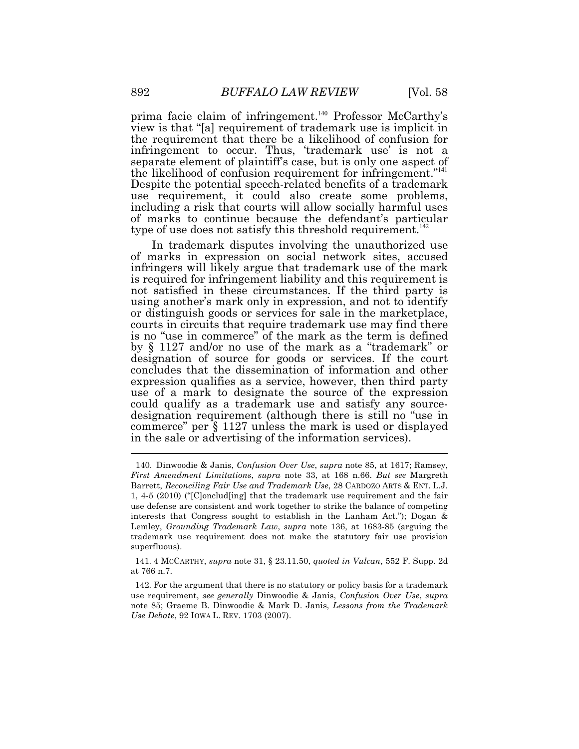prima facie claim of infringement.[140] Professor McCarthy's view is that "[a] requirement of trademark use is implicit in the requirement that there be a likelihood of confusion for infringement to occur. Thus, 'trademark use' is not a separate element of plaintiff's case, but is only one aspect of the likelihood of confusion requirement for infringement."[141] Despite the potential speech-related benefits of a trademark use requirement, it could also create some problems, including a risk that courts will allow socially harmful uses of marks to continue because the defendant's particular type of use does not satisfy this threshold requirement.[142]

In trademark disputes involving the unauthorized use of marks in expression on social network sites, accused infringers will likely argue that trademark use of the mark is required for infringement liability and this requirement is not satisfied in these circumstances. If the third party is using another's mark only in expression, and not to identify or distinguish goods or services for sale in the marketplace, courts in circuits that require trademark use may find there is no "use in commerce" of the mark as the term is defined by § 1127 and/or no use of the mark as a "trademark" or designation of source for goods or services. If the court concludes that the dissemination of information and other expression qualifies as a service, however, then third party use of a mark to designate the source of the expression could qualify as a trademark use and satisfy any source-designation requirement (although there is still no "use in commerce" per § 1127 unless the mark is used or displayed in the sale or advertising of the information services).

---

140. Dinwoodie & Janis, *Confusion Over Use*, *supra* note 85, at 1617; Ramsey, *First Amendment Limitations*, *supra* note 33, at 168 n.66. *But see* Margreth Barrett, *Reconciling Fair Use and Trademark Use*, 28 CARDOZO ARTS & ENT. L.J. 1, 4-5 (2010) ("[C]onclud[ing] that the trademark use requirement and the fair use defense are consistent and work together to strike the balance of competing interests that Congress sought to establish in the Lanham Act."); Dogan & Lemley, *Grounding Trademark Law*, *supra* note 136, at 1683-85 (arguing the trademark use requirement does not make the statutory fair use provision superfluous).

141. 4 MCCARTHY, *supra* note 31, § 23.11.50, *quoted in Vulcan*, 552 F. Supp. 2d at 766 n.7.

142. For the argument that there is no statutory or policy basis for a trademark use requirement, *see generally* Dinwoodie & Janis, *Confusion Over Use*, *supra* note 85; Graeme B. Dinwoodie & Mark D. Janis, *Lessons from the Trademark Use Debate*, 92 IOWA L. REV. 1703 (2007).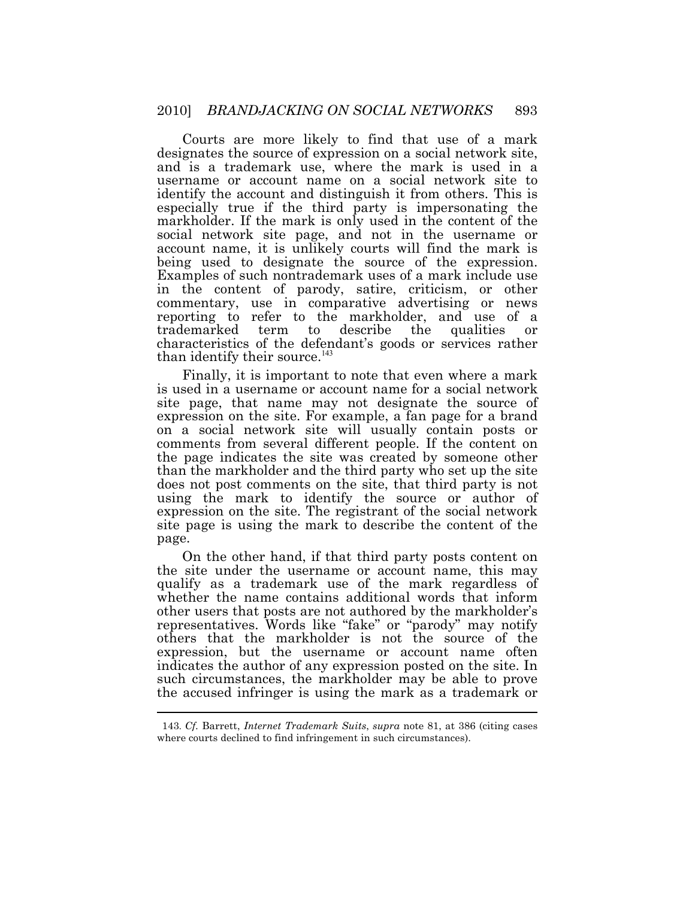Courts are more likely to find that use of a mark designates the source of expression on a social network site, and is a trademark use, where the mark is used in a username or account name on a social network site to identify the account and distinguish it from others. This is especially true if the third party is impersonating the markholder. If the mark is only used in the content of the social network site page, and not in the username or account name, it is unlikely courts will find the mark is being used to designate the source of the expression. Examples of such nontrademark uses of a mark include use in the content of parody, satire, criticism, or other commentary, use in comparative advertising or news reporting to refer to the markholder, and use of a trademarked term to describe the qualities or characteristics of the defendant's goods or services rather than identify their source.[143]

Finally, it is important to note that even where a mark is used in a username or account name for a social network site page, that name may not designate the source of expression on the site. For example, a fan page for a brand on a social network site will usually contain posts or comments from several different people. If the content on the page indicates the site was created by someone other than the markholder and the third party who set up the site does not post comments on the site, that third party is not using the mark to identify the source or author of expression on the site. The registrant of the social network site page is using the mark to describe the content of the page.

On the other hand, if that third party posts content on the site under the username or account name, this may qualify as a trademark use of the mark regardless of whether the name contains additional words that inform other users that posts are not authored by the markholder's representatives. Words like "fake" or "parody" may notify others that the markholder is not the source of the expression, but the username or account name often indicates the author of any expression posted on the site. In such circumstances, the markholder may be able to prove the accused infringer is using the mark as a trademark or

---

143. *Cf.* Barrett, *Internet Trademark Suits*, *supra* note 81, at 386 (citing cases where courts declined to find infringement in such circumstances).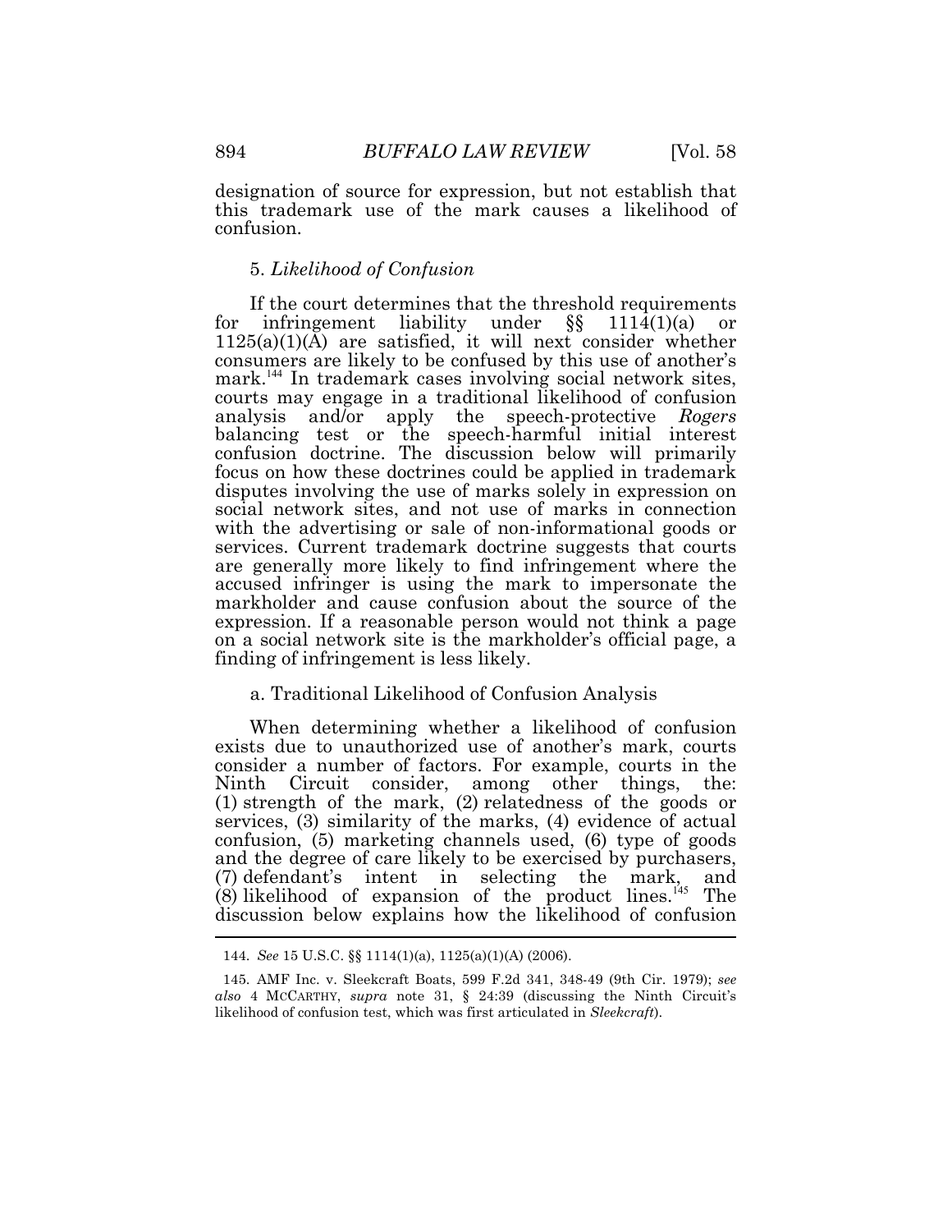designation of source for expression, but not establish that this trademark use of the mark causes a likelihood of confusion.

### 5. *Likelihood of Confusion*

If the court determines that the threshold requirements for infringement liability under §§ 1114(1)(a) or 1125(a)(1)(A) are satisfied, it will next consider whether consumers are likely to be confused by this use of another's mark.[144] In trademark cases involving social network sites, courts may engage in a traditional likelihood of confusion analysis and/or apply the speech-protective *Rogers* balancing test or the speech-harmful initial interest confusion doctrine. The discussion below will primarily focus on how these doctrines could be applied in trademark disputes involving the use of marks solely in expression on social network sites, and not use of marks in connection with the advertising or sale of non-informational goods or services. Current trademark doctrine suggests that courts are generally more likely to find infringement where the accused infringer is using the mark to impersonate the markholder and cause confusion about the source of the expression. If a reasonable person would not think a page on a social network site is the markholder's official page, a finding of infringement is less likely.

#### a. Traditional Likelihood of Confusion Analysis

When determining whether a likelihood of confusion exists due to unauthorized use of another's mark, courts consider a number of factors. For example, courts in the Ninth Circuit consider, among other things, the: (1) strength of the mark, (2) relatedness of the goods or services, (3) similarity of the marks, (4) evidence of actual confusion, (5) marketing channels used, (6) type of goods and the degree of care likely to be exercised by purchasers, (7) defendant's intent in selecting the mark, and (8) likelihood of expansion of the product lines.[145] The discussion below explains how the likelihood of confusion

---

144. *See* 15 U.S.C. §§ 1114(1)(a), 1125(a)(1)(A) (2006).

145. AMF Inc. v. Sleekcraft Boats, 599 F.2d 341, 348-49 (9th Cir. 1979); *see also* 4 MCCARTHY, *supra* note 31, § 24:39 (discussing the Ninth Circuit's likelihood of confusion test, which was first articulated in *Sleekcraft*).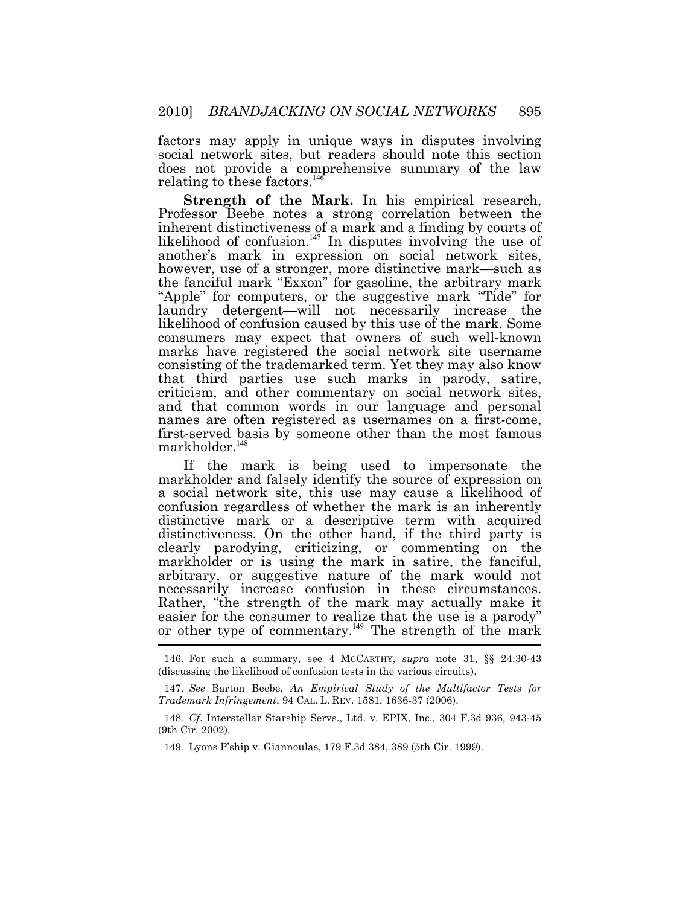factors may apply in unique ways in disputes involving social network sites, but readers should note this section does not provide a comprehensive summary of the law relating to these factors.[146]

**Strength of the Mark.** In his empirical research, Professor Beebe notes a strong correlation between the inherent distinctiveness of a mark and a finding by courts of likelihood of confusion.[147] In disputes involving the use of another's mark in expression on social network sites, however, use of a stronger, more distinctive mark—such as the fanciful mark "Exxon" for gasoline, the arbitrary mark "Apple" for computers, or the suggestive mark "Tide" for laundry detergent—will not necessarily increase the likelihood of confusion caused by this use of the mark. Some consumers may expect that owners of such well-known marks have registered the social network site username consisting of the trademarked term. Yet they may also know that third parties use such marks in parody, satire, criticism, and other commentary on social network sites, and that common words in our language and personal names are often registered as usernames on a first-come, first-served basis by someone other than the most famous markholder.[148]

If the mark is being used to impersonate the markholder and falsely identify the source of expression on a social network site, this use may cause a likelihood of confusion regardless of whether the mark is an inherently distinctive mark or a descriptive term with acquired distinctiveness. On the other hand, if the third party is clearly parodying, criticizing, or commenting on the markholder or is using the mark in satire, the fanciful, arbitrary, or suggestive nature of the mark would not necessarily increase confusion in these circumstances. Rather, "the strength of the mark may actually make it easier for the consumer to realize that the use is a parody" or other type of commentary.[149] The strength of the mark

---

146. For such a summary, see 4 MCCARTHY, *supra* note 31, §§ 24:30-43 (discussing the likelihood of confusion tests in the various circuits).

147. *See* Barton Beebe, *An Empirical Study of the Multifactor Tests for Trademark Infringement*, 94 CAL. L. REV. 1581, 1636-37 (2006).

148. *Cf.* Interstellar Starship Servs., Ltd. v. EPIX, Inc., 304 F.3d 936, 943-45 (9th Cir. 2002).

149. Lyons P'ship v. Giannoulas, 179 F.3d 384, 389 (5th Cir. 1999).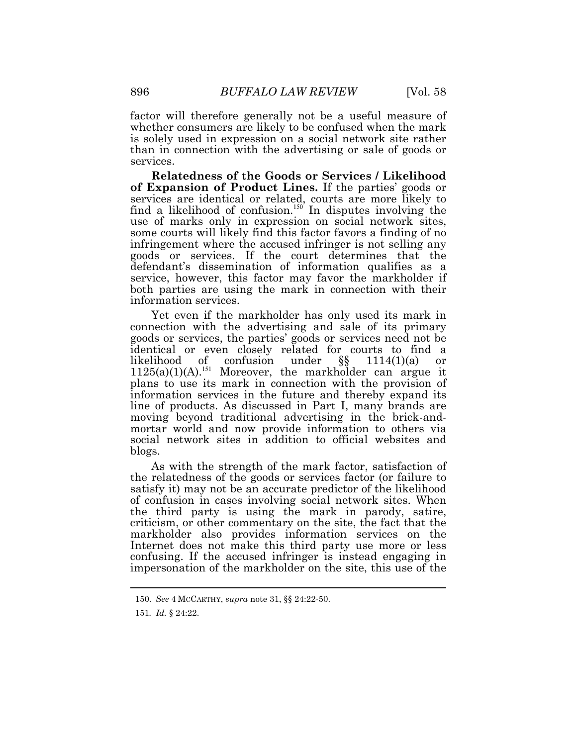factor will therefore generally not be a useful measure of whether consumers are likely to be confused when the mark is solely used in expression on a social network site rather than in connection with the advertising or sale of goods or services.

**Relatedness of the Goods or Services / Likelihood of Expansion of Product Lines.** If the parties' goods or services are identical or related, courts are more likely to find a likelihood of confusion.[150] In disputes involving the use of marks only in expression on social network sites, some courts will likely find this factor favors a finding of no infringement where the accused infringer is not selling any goods or services. If the court determines that the defendant's dissemination of information qualifies as a service, however, this factor may favor the markholder if both parties are using the mark in connection with their information services.

Yet even if the markholder has only used its mark in connection with the advertising and sale of its primary goods or services, the parties' goods or services need not be identical or even closely related for courts to find a likelihood of confusion under §§ 1114(1)(a) or 1125(a)(1)(A).[151] Moreover, the markholder can argue it plans to use its mark in connection with the provision of information services in the future and thereby expand its line of products. As discussed in Part I, many brands are moving beyond traditional advertising in the brick-and-mortar world and now provide information to others via social network sites in addition to official websites and blogs.

As with the strength of the mark factor, satisfaction of the relatedness of the goods or services factor (or failure to satisfy it) may not be an accurate predictor of the likelihood of confusion in cases involving social network sites. When the third party is using the mark in parody, satire, criticism, or other commentary on the site, the fact that the markholder also provides information services on the Internet does not make this third party use more or less confusing. If the accused infringer is instead engaging in impersonation of the markholder on the site, this use of the

---

150. *See* 4 MCCARTHY, *supra* note 31, §§ 24:22-50.

151. *Id.* § 24:22.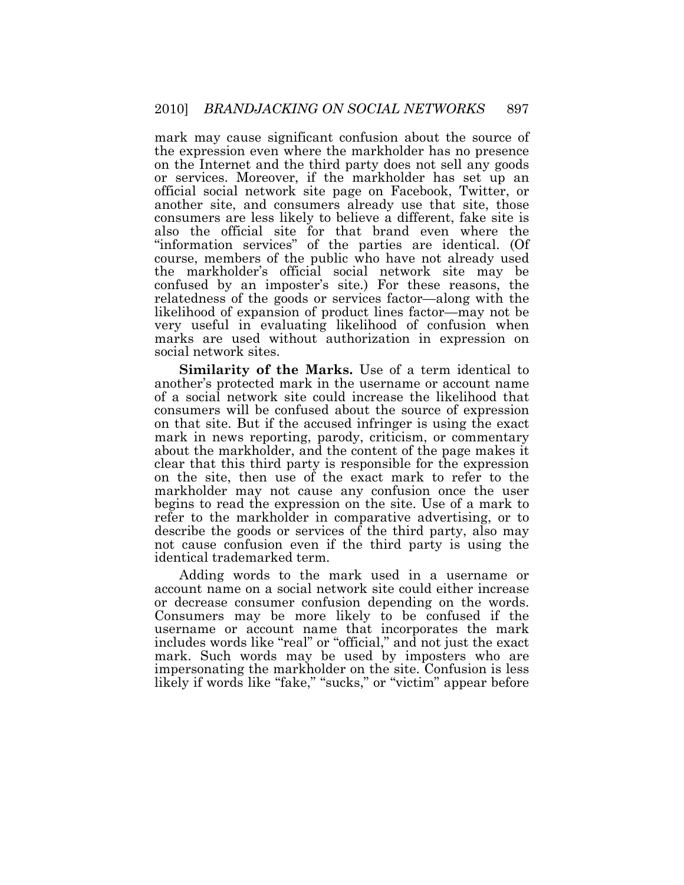mark may cause significant confusion about the source of the expression even where the markholder has no presence on the Internet and the third party does not sell any goods or services. Moreover, if the markholder has set up an official social network site page on Facebook, Twitter, or another site, and consumers already use that site, those consumers are less likely to believe a different, fake site is also the official site for that brand even where the "information services" of the parties are identical. (Of course, members of the public who have not already used the markholder's official social network site may be confused by an imposter's site.) For these reasons, the relatedness of the goods or services factor—along with the likelihood of expansion of product lines factor—may not be very useful in evaluating likelihood of confusion when marks are used without authorization in expression on social network sites.

**Similarity of the Marks.** Use of a term identical to another's protected mark in the username or account name of a social network site could increase the likelihood that consumers will be confused about the source of expression on that site. But if the accused infringer is using the exact mark in news reporting, parody, criticism, or commentary about the markholder, and the content of the page makes it clear that this third party is responsible for the expression on the site, then use of the exact mark to refer to the markholder may not cause any confusion once the user begins to read the expression on the site. Use of a mark to refer to the markholder in comparative advertising, or to describe the goods or services of the third party, also may not cause confusion even if the third party is using the identical trademarked term.

Adding words to the mark used in a username or account name on a social network site could either increase or decrease consumer confusion depending on the words. Consumers may be more likely to be confused if the username or account name that incorporates the mark includes words like "real" or "official," and not just the exact mark. Such words may be used by imposters who are impersonating the markholder on the site. Confusion is less likely if words like "fake," "sucks," or "victim" appear before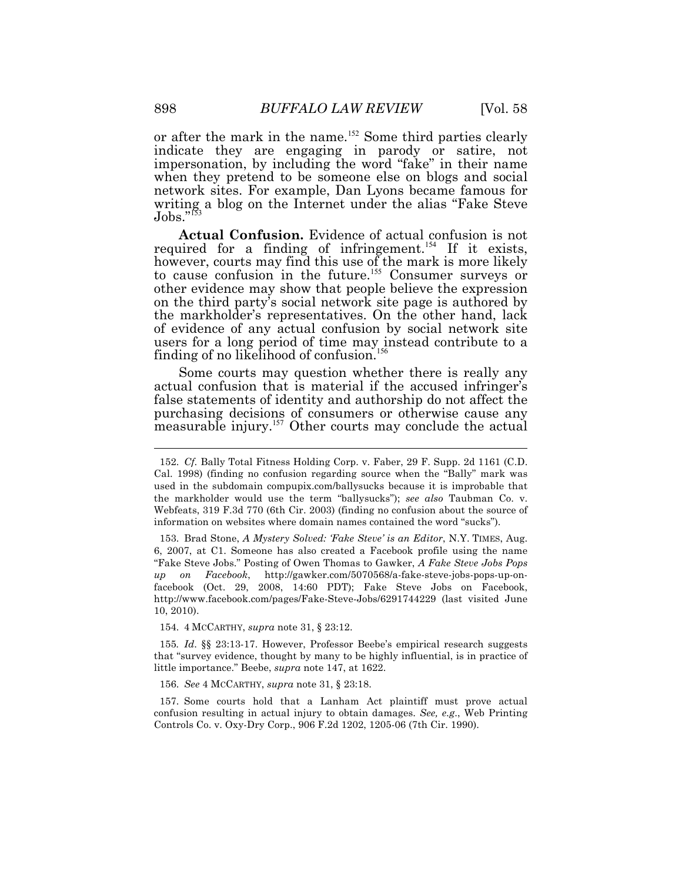or after the mark in the name.[152] Some third parties clearly indicate they are engaging in parody or satire, not impersonation, by including the word "fake" in their name when they pretend to be someone else on blogs and social network sites. For example, Dan Lyons became famous for writing a blog on the Internet under the alias "Fake Steve Jobs."[153]

**Actual Confusion.** Evidence of actual confusion is not required for a finding of infringement.[154] If it exists, however, courts may find this use of the mark is more likely to cause confusion in the future.[155] Consumer surveys or other evidence may show that people believe the expression on the third party's social network site page is authored by the markholder's representatives. On the other hand, lack of evidence of any actual confusion by social network site users for a long period of time may instead contribute to a finding of no likelihood of confusion.[156]

Some courts may question whether there is really any actual confusion that is material if the accused infringer's false statements of identity and authorship do not affect the purchasing decisions of consumers or otherwise cause any measurable injury.[157] Other courts may conclude the actual

---

152. *Cf.* Bally Total Fitness Holding Corp. v. Faber, 29 F. Supp. 2d 1161 (C.D. Cal. 1998) (finding no confusion regarding source when the "Bally" mark was used in the subdomain compupix.com/ballysucks because it is improbable that the markholder would use the term "ballysucks"); *see also* Taubman Co. v. Webfeats, 319 F.3d 770 (6th Cir. 2003) (finding no confusion about the source of information on websites where domain names contained the word "sucks").

153. Brad Stone, *A Mystery Solved: 'Fake Steve' is an Editor*, N.Y. TIMES, Aug. 6, 2007, at C1. Someone has also created a Facebook profile using the name "Fake Steve Jobs." Posting of Owen Thomas to Gawker, *A Fake Steve Jobs Pops up on Facebook*, http://gawker.com/5070568/a-fake-steve-jobs-pops-up-on-facebook (Oct. 29, 2008, 14:60 PDT); Fake Steve Jobs on Facebook, http://www.facebook.com/pages/Fake-Steve-Jobs/6291744229 (last visited June 10, 2010).

154. 4 MCCARTHY, *supra* note 31, § 23:12.

155. *Id*. §§ 23:13-17. However, Professor Beebe's empirical research suggests that "survey evidence, thought by many to be highly influential, is in practice of little importance." Beebe, *supra* note 147, at 1622.

156. *See* 4 MCCARTHY, *supra* note 31, § 23:18.

157. Some courts hold that a Lanham Act plaintiff must prove actual confusion resulting in actual injury to obtain damages. *See, e.g.*, Web Printing Controls Co. v. Oxy-Dry Corp., 906 F.2d 1202, 1205-06 (7th Cir. 1990).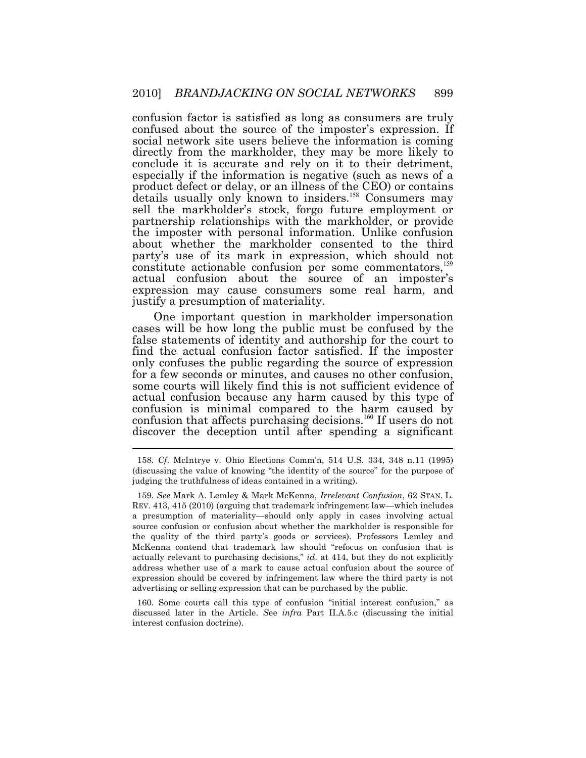confusion factor is satisfied as long as consumers are truly confused about the source of the imposter's expression. If social network site users believe the information is coming directly from the markholder, they may be more likely to conclude it is accurate and rely on it to their detriment, especially if the information is negative (such as news of a product defect or delay, or an illness of the CEO) or contains details usually only known to insiders.[158] Consumers may sell the markholder's stock, forgo future employment or partnership relationships with the markholder, or provide the imposter with personal information. Unlike confusion about whether the markholder consented to the third party's use of its mark in expression, which should not constitute actionable confusion per some commentators,[159] actual confusion about the source of an imposter's expression may cause consumers some real harm, and justify a presumption of materiality.

One important question in markholder impersonation cases will be how long the public must be confused by the false statements of identity and authorship for the court to find the actual confusion factor satisfied. If the imposter only confuses the public regarding the source of expression for a few seconds or minutes, and causes no other confusion, some courts will likely find this is not sufficient evidence of actual confusion because any harm caused by this type of confusion is minimal compared to the harm caused by confusion that affects purchasing decisions.[160] If users do not discover the deception until after spending a significant

---

158. *Cf.* McIntrye v. Ohio Elections Comm'n, 514 U.S. 334, 348 n.11 (1995) (discussing the value of knowing "the identity of the source" for the purpose of judging the truthfulness of ideas contained in a writing).

159. *See* Mark A. Lemley & Mark McKenna, *Irrelevant Confusion*, 62 STAN. L. REV. 413, 415 (2010) (arguing that trademark infringement law—which includes a presumption of materiality—should only apply in cases involving actual source confusion or confusion about whether the markholder is responsible for the quality of the third party's goods or services). Professors Lemley and McKenna contend that trademark law should "refocus on confusion that is actually relevant to purchasing decisions," *id.* at 414, but they do not explicitly address whether use of a mark to cause actual confusion about the source of expression should be covered by infringement law where the third party is not advertising or selling expression that can be purchased by the public.

160. Some courts call this type of confusion "initial interest confusion," as discussed later in the Article. *See infra* Part II.A.5.c (discussing the initial interest confusion doctrine).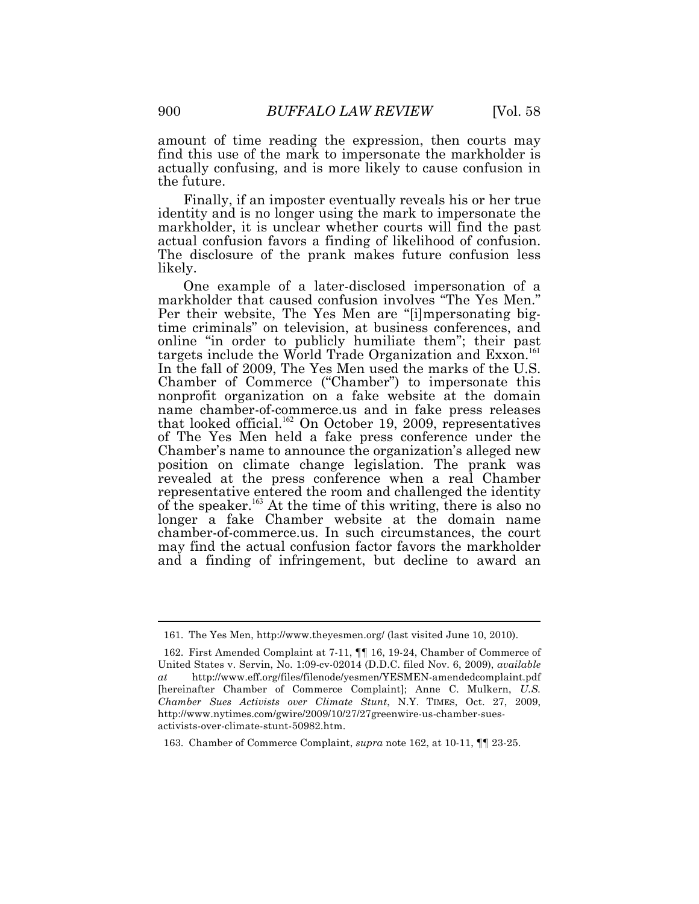amount of time reading the expression, then courts may find this use of the mark to impersonate the markholder is actually confusing, and is more likely to cause confusion in the future.

Finally, if an imposter eventually reveals his or her true identity and is no longer using the mark to impersonate the markholder, it is unclear whether courts will find the past actual confusion favors a finding of likelihood of confusion. The disclosure of the prank makes future confusion less likely.

One example of a later-disclosed impersonation of a markholder that caused confusion involves "The Yes Men." Per their website, The Yes Men are "[i]mpersonating big-time criminals" on television, at business conferences, and online "in order to publicly humiliate them"; their past targets include the World Trade Organization and Exxon.[161] In the fall of 2009, The Yes Men used the marks of the U.S. Chamber of Commerce ("Chamber") to impersonate this nonprofit organization on a fake website at the domain name chamber-of-commerce.us and in fake press releases that looked official.[162] On October 19, 2009, representatives of The Yes Men held a fake press conference under the Chamber's name to announce the organization's alleged new position on climate change legislation. The prank was revealed at the press conference when a real Chamber representative entered the room and challenged the identity of the speaker.[163] At the time of this writing, there is also no longer a fake Chamber website at the domain name chamber-of-commerce.us. In such circumstances, the court may find the actual confusion factor favors the markholder and a finding of infringement, but decline to award an

---

161. The Yes Men, http://www.theyesmen.org/ (last visited June 10, 2010).

162. First Amended Complaint at 7-11, ¶¶ 16, 19-24, Chamber of Commerce of United States v. Servin, No. 1:09-cv-02014 (D.D.C. filed Nov. 6, 2009), *available at* http://www.eff.org/files/filenode/yesmen/YESMEN-amendedcomplaint.pdf [hereinafter Chamber of Commerce Complaint]; Anne C. Mulkern, *U.S. Chamber Sues Activists over Climate Stunt*, N.Y. TIMES, Oct. 27, 2009, http://www.nytimes.com/gwire/2009/10/27/27greenwire-us-chamber-sues-activists-over-climate-stunt-50982.htm.

163. Chamber of Commerce Complaint, *supra* note 162, at 10-11, ¶¶ 23-25.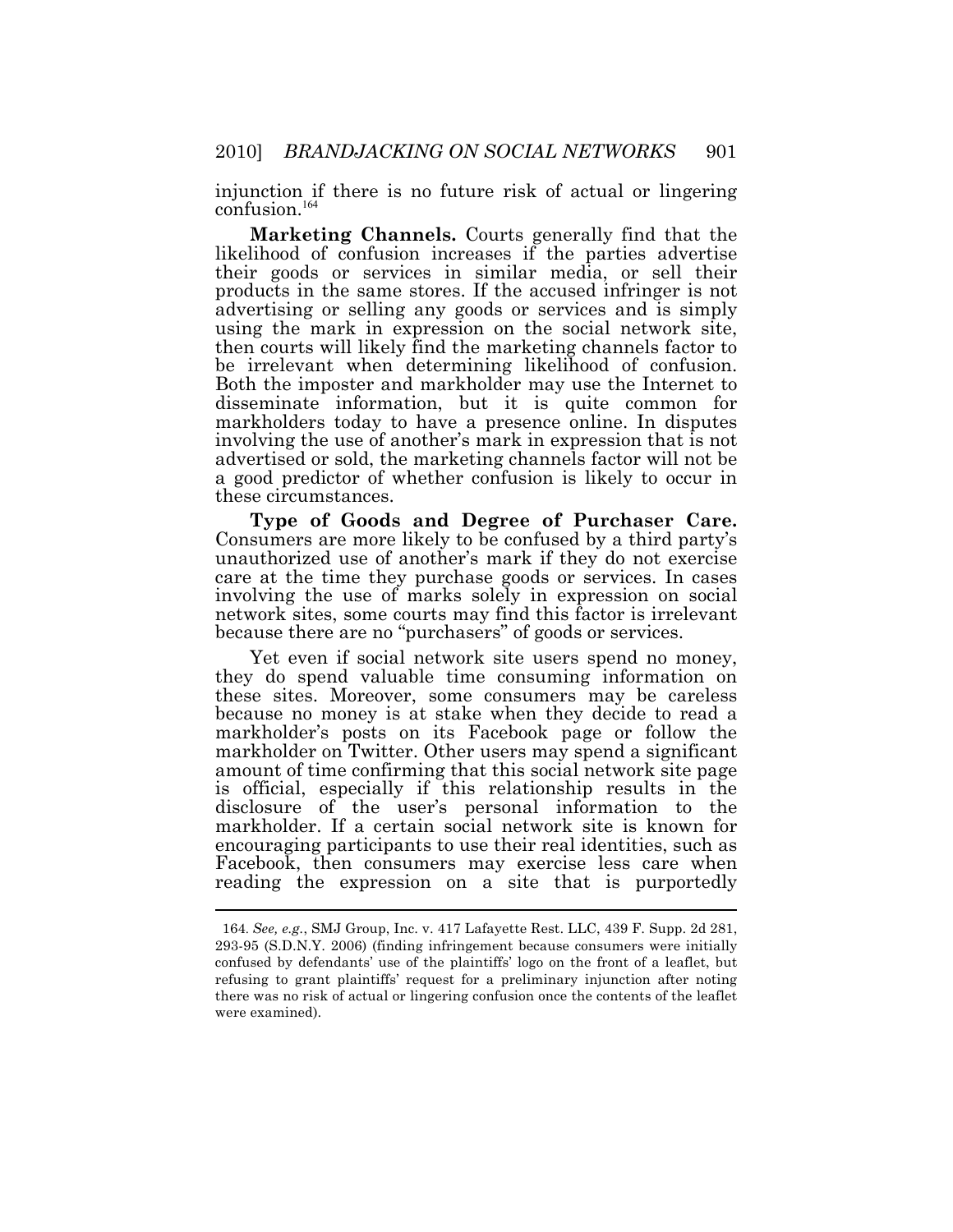injunction if there is no future risk of actual or lingering confusion.[164]

**Marketing Channels.** Courts generally find that the likelihood of confusion increases if the parties advertise their goods or services in similar media, or sell their products in the same stores. If the accused infringer is not advertising or selling any goods or services and is simply using the mark in expression on the social network site, then courts will likely find the marketing channels factor to be irrelevant when determining likelihood of confusion. Both the imposter and markholder may use the Internet to disseminate information, but it is quite common for markholders today to have a presence online. In disputes involving the use of another's mark in expression that is not advertised or sold, the marketing channels factor will not be a good predictor of whether confusion is likely to occur in these circumstances.

**Type of Goods and Degree of Purchaser Care.** Consumers are more likely to be confused by a third party's unauthorized use of another's mark if they do not exercise care at the time they purchase goods or services. In cases involving the use of marks solely in expression on social network sites, some courts may find this factor is irrelevant because there are no "purchasers" of goods or services.

Yet even if social network site users spend no money, they do spend valuable time consuming information on these sites. Moreover, some consumers may be careless because no money is at stake when they decide to read a markholder's posts on its Facebook page or follow the markholder on Twitter. Other users may spend a significant amount of time confirming that this social network site page is official, especially if this relationship results in the disclosure of the user's personal information to the markholder. If a certain social network site is known for encouraging participants to use their real identities, such as Facebook, then consumers may exercise less care when reading the expression on a site that is purportedly

---

164. *See, e.g.*, SMJ Group, Inc. v. 417 Lafayette Rest. LLC, 439 F. Supp. 2d 281, 293-95 (S.D.N.Y. 2006) (finding infringement because consumers were initially confused by defendants' use of the plaintiffs' logo on the front of a leaflet, but refusing to grant plaintiffs' request for a preliminary injunction after noting there was no risk of actual or lingering confusion once the contents of the leaflet were examined).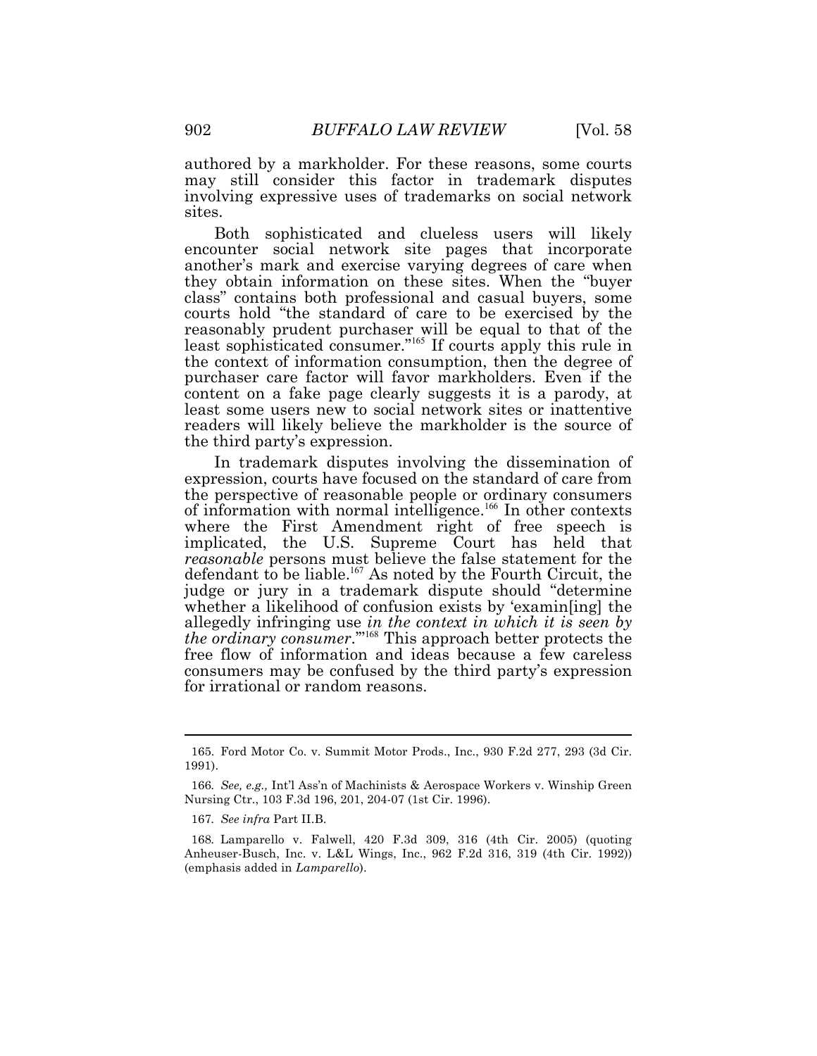authored by a markholder. For these reasons, some courts may still consider this factor in trademark disputes involving expressive uses of trademarks on social network sites.

Both sophisticated and clueless users will likely encounter social network site pages that incorporate another's mark and exercise varying degrees of care when they obtain information on these sites. When the "buyer class" contains both professional and casual buyers, some courts hold "the standard of care to be exercised by the reasonably prudent purchaser will be equal to that of the least sophisticated consumer."[165] If courts apply this rule in the context of information consumption, then the degree of purchaser care factor will favor markholders. Even if the content on a fake page clearly suggests it is a parody, at least some users new to social network sites or inattentive readers will likely believe the markholder is the source of the third party's expression.

In trademark disputes involving the dissemination of expression, courts have focused on the standard of care from the perspective of reasonable people or ordinary consumers of information with normal intelligence.[166] In other contexts where the First Amendment right of free speech is implicated, the U.S. Supreme Court has held that *reasonable* persons must believe the false statement for the defendant to be liable.[167] As noted by the Fourth Circuit, the judge or jury in a trademark dispute should "determine whether a likelihood of confusion exists by 'examin[ing] the allegedly infringing use *in the context in which it is seen by the ordinary consumer*.'"[168] This approach better protects the free flow of information and ideas because a few careless consumers may be confused by the third party's expression for irrational or random reasons.

---

165. Ford Motor Co. v. Summit Motor Prods., Inc., 930 F.2d 277, 293 (3d Cir. 1991).

166. *See, e.g.,* Int'l Ass'n of Machinists & Aerospace Workers v. Winship Green Nursing Ctr., 103 F.3d 196, 201, 204-07 (1st Cir. 1996).

167. *See infra* Part II.B.

168. Lamparello v. Falwell, 420 F.3d 309, 316 (4th Cir. 2005) (quoting Anheuser-Busch, Inc. v. L&L Wings, Inc., 962 F.2d 316, 319 (4th Cir. 1992)) (emphasis added in *Lamparello*).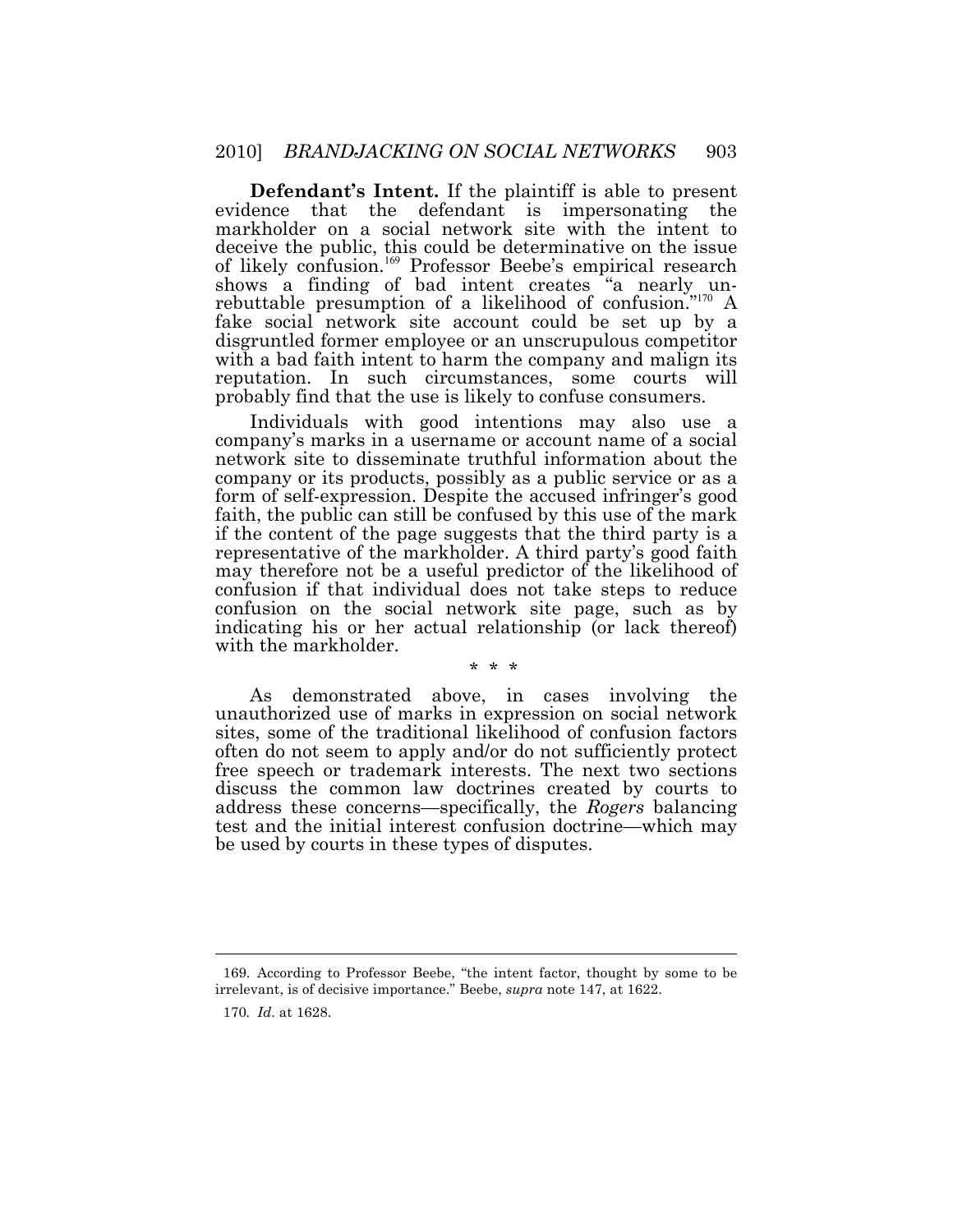**Defendant's Intent.** If the plaintiff is able to present evidence that the defendant is impersonating the markholder on a social network site with the intent to deceive the public, this could be determinative on the issue of likely confusion.[169] Professor Beebe's empirical research shows a finding of bad intent creates "a nearly unrebuttable presumption of a likelihood of confusion."[170] A fake social network site account could be set up by a disgruntled former employee or an unscrupulous competitor with a bad faith intent to harm the company and malign its reputation. In such circumstances, some courts will probably find that the use is likely to confuse consumers.

Individuals with good intentions may also use a company's marks in a username or account name of a social network site to disseminate truthful information about the company or its products, possibly as a public service or as a form of self-expression. Despite the accused infringer's good faith, the public can still be confused by this use of the mark if the content of the page suggests that the third party is a representative of the markholder. A third party's good faith may therefore not be a useful predictor of the likelihood of confusion if that individual does not take steps to reduce confusion on the social network site page, such as by indicating his or her actual relationship (or lack thereof) with the markholder.

\* \* \*

As demonstrated above, in cases involving the unauthorized use of marks in expression on social network sites, some of the traditional likelihood of confusion factors often do not seem to apply and/or do not sufficiently protect free speech or trademark interests. The next two sections discuss the common law doctrines created by courts to address these concerns—specifically, the *Rogers* balancing test and the initial interest confusion doctrine—which may be used by courts in these types of disputes.

---

169. According to Professor Beebe, "the intent factor, thought by some to be irrelevant, is of decisive importance." Beebe, *supra* note 147, at 1622.

170. *Id*. at 1628.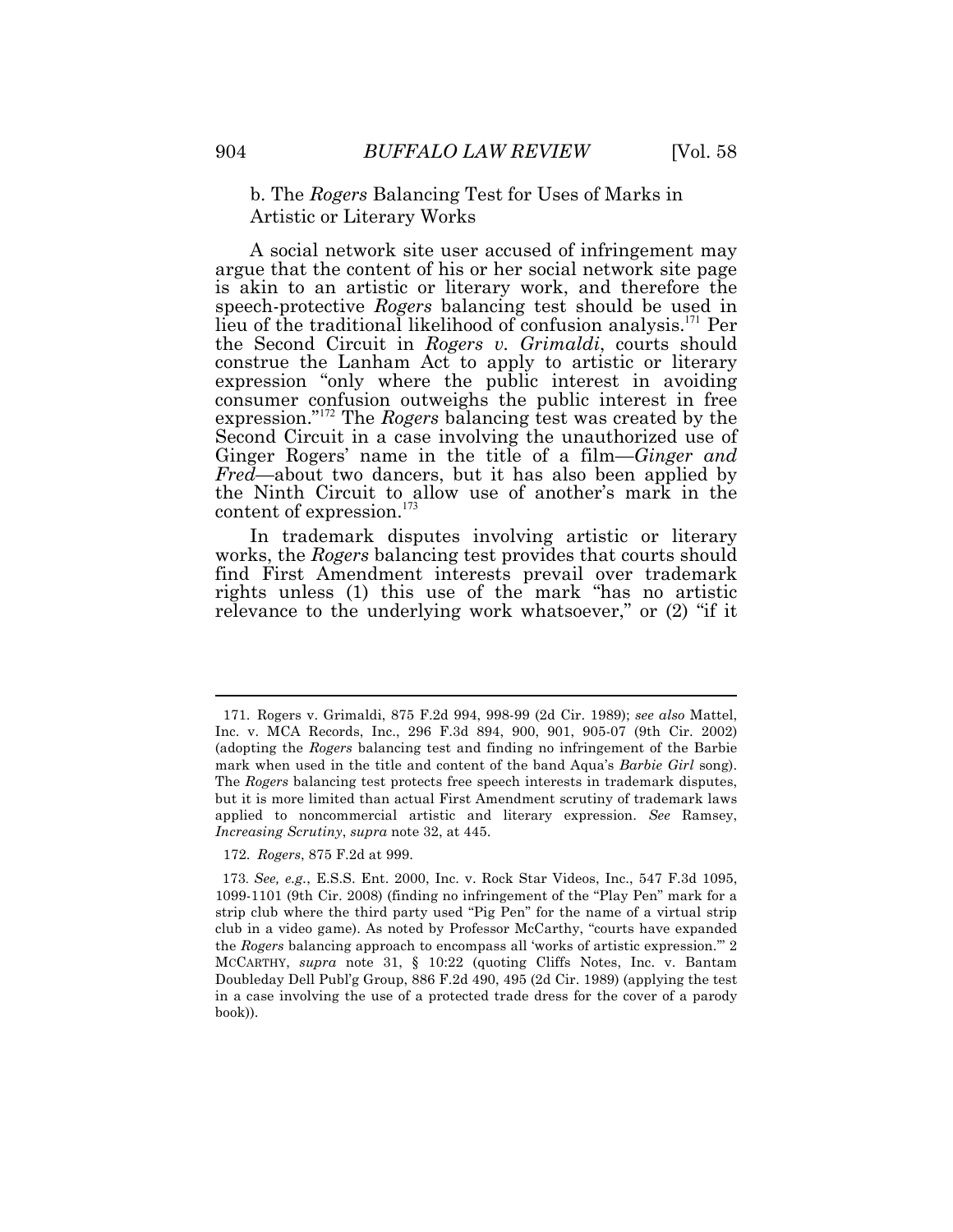### b. The *Rogers* Balancing Test for Uses of Marks in Artistic or Literary Works

A social network site user accused of infringement may argue that the content of his or her social network site page is akin to an artistic or literary work, and therefore the speech-protective *Rogers* balancing test should be used in lieu of the traditional likelihood of confusion analysis.[171] Per the Second Circuit in *Rogers v. Grimaldi*, courts should construe the Lanham Act to apply to artistic or literary expression "only where the public interest in avoiding consumer confusion outweighs the public interest in free expression."[172] The *Rogers* balancing test was created by the Second Circuit in a case involving the unauthorized use of Ginger Rogers' name in the title of a film—*Ginger and Fred*—about two dancers, but it has also been applied by the Ninth Circuit to allow use of another's mark in the content of expression.[173]

In trademark disputes involving artistic or literary works, the *Rogers* balancing test provides that courts should find First Amendment interests prevail over trademark rights unless (1) this use of the mark "has no artistic relevance to the underlying work whatsoever," or (2) "if it

---

171. Rogers v. Grimaldi, 875 F.2d 994, 998-99 (2d Cir. 1989); *see also* Mattel, Inc. v. MCA Records, Inc., 296 F.3d 894, 900, 901, 905-07 (9th Cir. 2002) (adopting the *Rogers* balancing test and finding no infringement of the Barbie mark when used in the title and content of the band Aqua's *Barbie Girl* song). The *Rogers* balancing test protects free speech interests in trademark disputes, but it is more limited than actual First Amendment scrutiny of trademark laws applied to noncommercial artistic and literary expression. *See* Ramsey, *Increasing Scrutiny*, *supra* note 32, at 445.

172. *Rogers*, 875 F.2d at 999.

173. *See, e.g.*, E.S.S. Ent. 2000, Inc. v. Rock Star Videos, Inc., 547 F.3d 1095, 1099-1101 (9th Cir. 2008) (finding no infringement of the "Play Pen" mark for a strip club where the third party used "Pig Pen" for the name of a virtual strip club in a video game). As noted by Professor McCarthy, "courts have expanded the *Rogers* balancing approach to encompass all 'works of artistic expression.'" 2 MCCARTHY, *supra* note 31, § 10:22 (quoting Cliffs Notes, Inc. v. Bantam Doubleday Dell Publ'g Group, 886 F.2d 490, 495 (2d Cir. 1989) (applying the test in a case involving the use of a protected trade dress for the cover of a parody book)).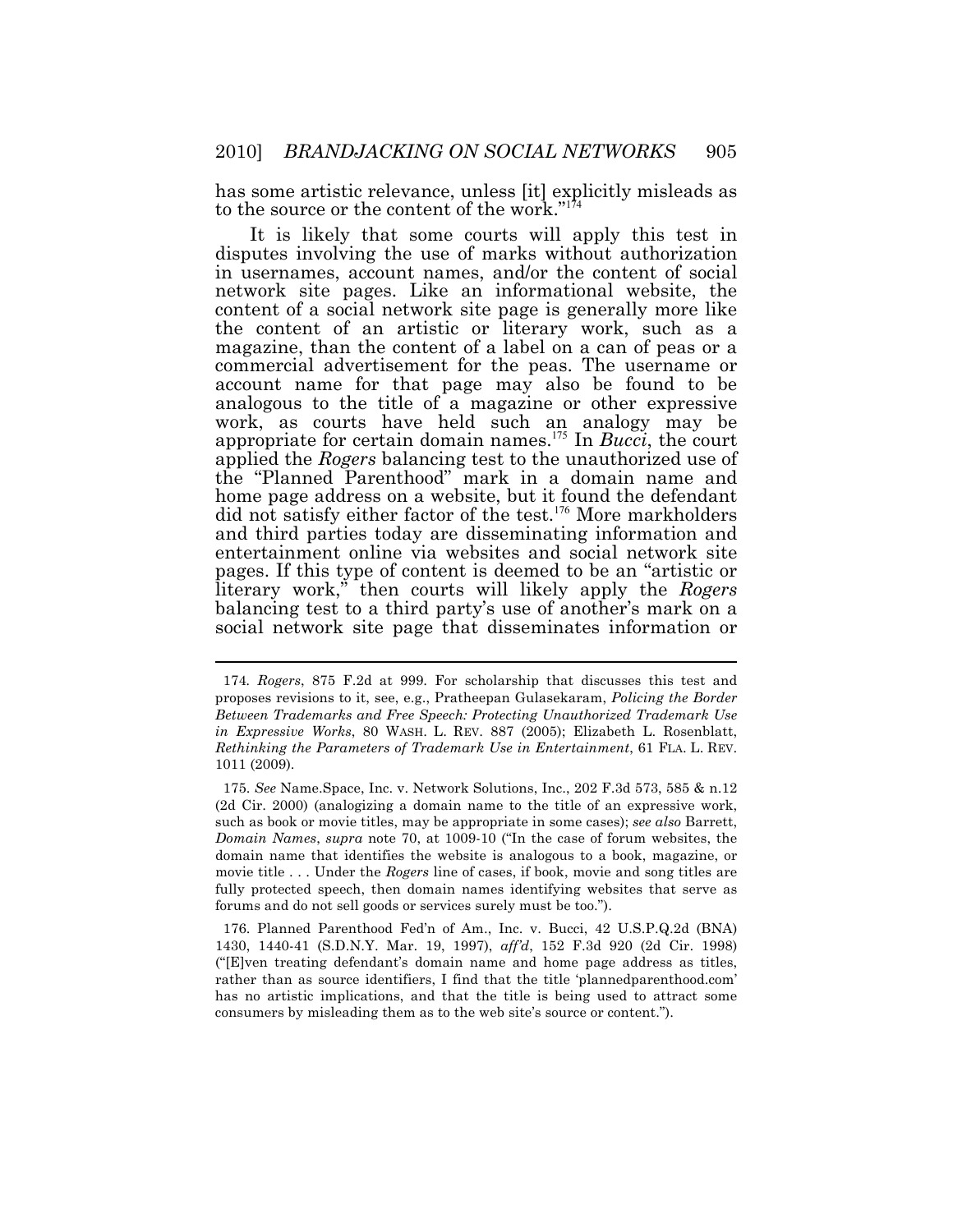has some artistic relevance, unless [it] explicitly misleads as to the source or the content of the work."[174]

It is likely that some courts will apply this test in disputes involving the use of marks without authorization in usernames, account names, and/or the content of social network site pages. Like an informational website, the content of a social network site page is generally more like the content of an artistic or literary work, such as a magazine, than the content of a label on a can of peas or a commercial advertisement for the peas. The username or account name for that page may also be found to be analogous to the title of a magazine or other expressive work, as courts have held such an analogy may be appropriate for certain domain names.[175] In *Bucci*, the court applied the *Rogers* balancing test to the unauthorized use of the "Planned Parenthood" mark in a domain name and home page address on a website, but it found the defendant did not satisfy either factor of the test.[176] More markholders and third parties today are disseminating information and entertainment online via websites and social network site pages. If this type of content is deemed to be an "artistic or literary work," then courts will likely apply the *Rogers* balancing test to a third party's use of another's mark on a social network site page that disseminates information or

---

174. *Rogers*, 875 F.2d at 999. For scholarship that discusses this test and proposes revisions to it, see, e.g., Pratheepan Gulasekaram, *Policing the Border Between Trademarks and Free Speech: Protecting Unauthorized Trademark Use in Expressive Works*, 80 WASH. L. REV. 887 (2005); Elizabeth L. Rosenblatt, *Rethinking the Parameters of Trademark Use in Entertainment*, 61 FLA. L. REV. 1011 (2009).

175. *See* Name.Space, Inc. v. Network Solutions, Inc., 202 F.3d 573, 585 & n.12 (2d Cir. 2000) (analogizing a domain name to the title of an expressive work, such as book or movie titles, may be appropriate in some cases); *see also* Barrett, *Domain Names*, *supra* note 70, at 1009-10 ("In the case of forum websites, the domain name that identifies the website is analogous to a book, magazine, or movie title . . . Under the *Rogers* line of cases, if book, movie and song titles are fully protected speech, then domain names identifying websites that serve as forums and do not sell goods or services surely must be too.").

176. Planned Parenthood Fed'n of Am., Inc. v. Bucci, 42 U.S.P.Q.2d (BNA) 1430, 1440-41 (S.D.N.Y. Mar. 19, 1997), *aff'd*, 152 F.3d 920 (2d Cir. 1998) ("[E]ven treating defendant's domain name and home page address as titles, rather than as source identifiers, I find that the title 'plannedparenthood.com' has no artistic implications, and that the title is being used to attract some consumers by misleading them as to the web site's source or content.").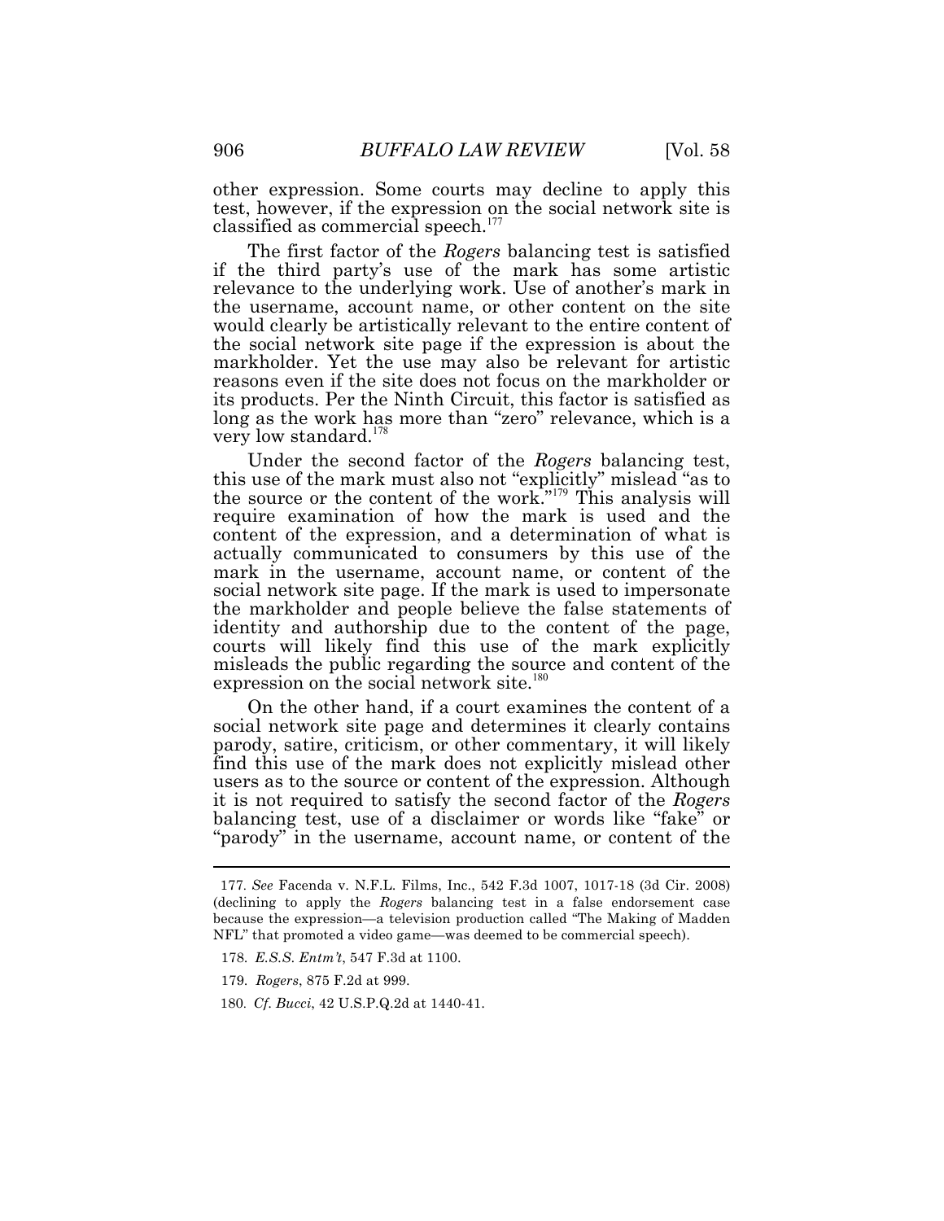other expression. Some courts may decline to apply this test, however, if the expression on the social network site is classified as commercial speech.[177]

The first factor of the *Rogers* balancing test is satisfied if the third party's use of the mark has some artistic relevance to the underlying work. Use of another's mark in the username, account name, or other content on the site would clearly be artistically relevant to the entire content of the social network site page if the expression is about the markholder. Yet the use may also be relevant for artistic reasons even if the site does not focus on the markholder or its products. Per the Ninth Circuit, this factor is satisfied as long as the work has more than "zero" relevance, which is a very low standard.[178]

Under the second factor of the *Rogers* balancing test, this use of the mark must also not "explicitly" mislead "as to the source or the content of the work."[179] This analysis will require examination of how the mark is used and the content of the expression, and a determination of what is actually communicated to consumers by this use of the mark in the username, account name, or content of the social network site page. If the mark is used to impersonate the markholder and people believe the false statements of identity and authorship due to the content of the page, courts will likely find this use of the mark explicitly misleads the public regarding the source and content of the expression on the social network site.[180]

On the other hand, if a court examines the content of a social network site page and determines it clearly contains parody, satire, criticism, or other commentary, it will likely find this use of the mark does not explicitly mislead other users as to the source or content of the expression. Although it is not required to satisfy the second factor of the *Rogers* balancing test, use of a disclaimer or words like "fake" or "parody" in the username, account name, or content of the

---

177. *See* Facenda v. N.F.L. Films, Inc., 542 F.3d 1007, 1017-18 (3d Cir. 2008) (declining to apply the *Rogers* balancing test in a false endorsement case because the expression—a television production called "The Making of Madden NFL" that promoted a video game—was deemed to be commercial speech).

178. *E.S.S. Entm't*, 547 F.3d at 1100.

179. *Rogers*, 875 F.2d at 999.

180. *Cf. Bucci*, 42 U.S.P.Q.2d at 1440-41.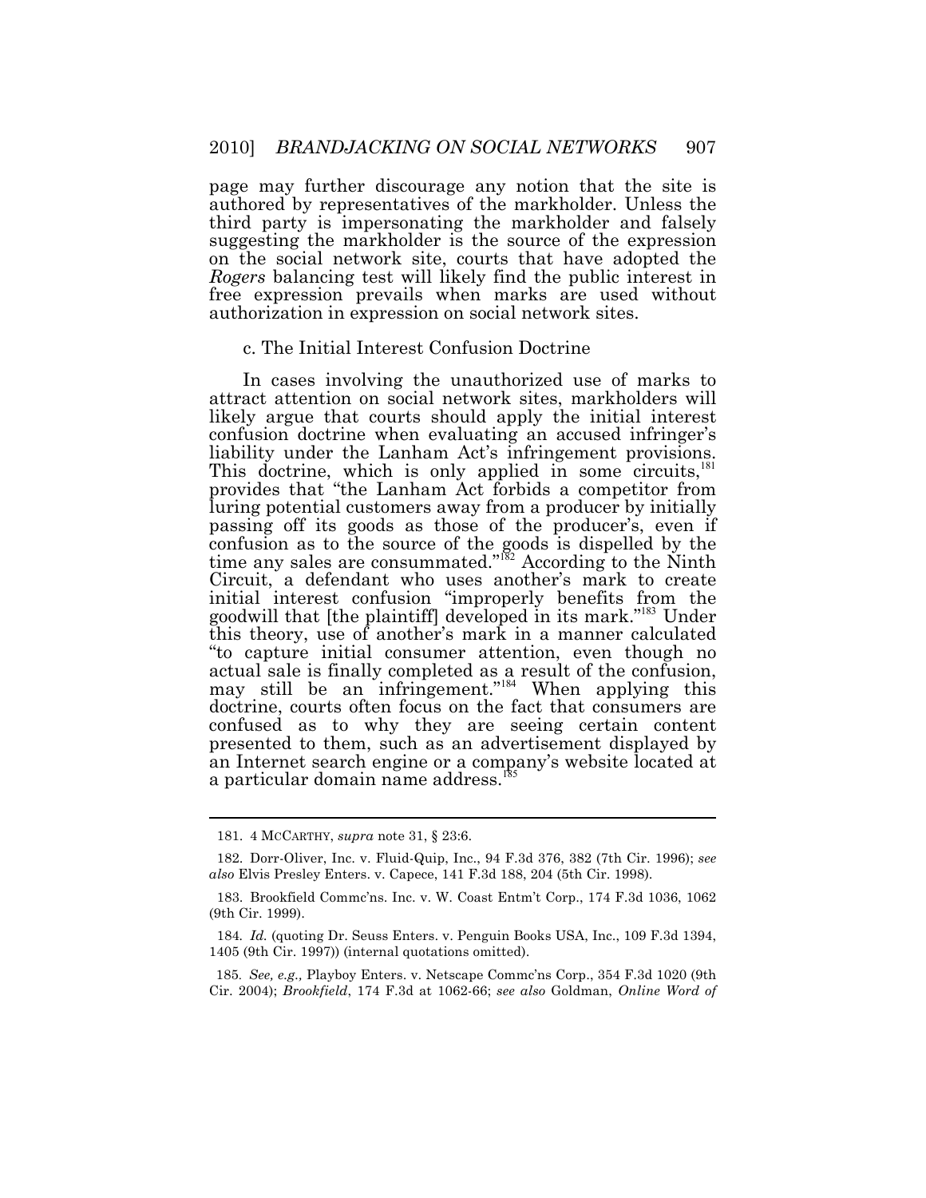page may further discourage any notion that the site is authored by representatives of the markholder. Unless the third party is impersonating the markholder and falsely suggesting the markholder is the source of the expression on the social network site, courts that have adopted the *Rogers* balancing test will likely find the public interest in free expression prevails when marks are used without authorization in expression on social network sites.

c. The Initial Interest Confusion Doctrine

In cases involving the unauthorized use of marks to attract attention on social network sites, markholders will likely argue that courts should apply the initial interest confusion doctrine when evaluating an accused infringer's liability under the Lanham Act's infringement provisions. This doctrine, which is only applied in some circuits,[181] provides that "the Lanham Act forbids a competitor from luring potential customers away from a producer by initially passing off its goods as those of the producer's, even if confusion as to the source of the goods is dispelled by the time any sales are consummated."[182] According to the Ninth Circuit, a defendant who uses another's mark to create initial interest confusion "improperly benefits from the goodwill that [the plaintiff] developed in its mark."[183] Under this theory, use of another's mark in a manner calculated "to capture initial consumer attention, even though no actual sale is finally completed as a result of the confusion, may still be an infringement."[184] When applying this doctrine, courts often focus on the fact that consumers are confused as to why they are seeing certain content presented to them, such as an advertisement displayed by an Internet search engine or a company's website located at a particular domain name address.[185]

---

181. 4 MCCARTHY, *supra* note 31, § 23:6.

182. Dorr-Oliver, Inc. v. Fluid-Quip, Inc., 94 F.3d 376, 382 (7th Cir. 1996); *see also* Elvis Presley Enters. v. Capece, 141 F.3d 188, 204 (5th Cir. 1998).

183. Brookfield Commc'ns. Inc. v. W. Coast Entm't Corp., 174 F.3d 1036, 1062 (9th Cir. 1999).

184. *Id.* (quoting Dr. Seuss Enters. v. Penguin Books USA, Inc., 109 F.3d 1394, 1405 (9th Cir. 1997)) (internal quotations omitted).

185. *See, e.g.,* Playboy Enters. v. Netscape Commc'ns Corp., 354 F.3d 1020 (9th Cir. 2004); *Brookfield*, 174 F.3d at 1062-66; *see also* Goldman, *Online Word of*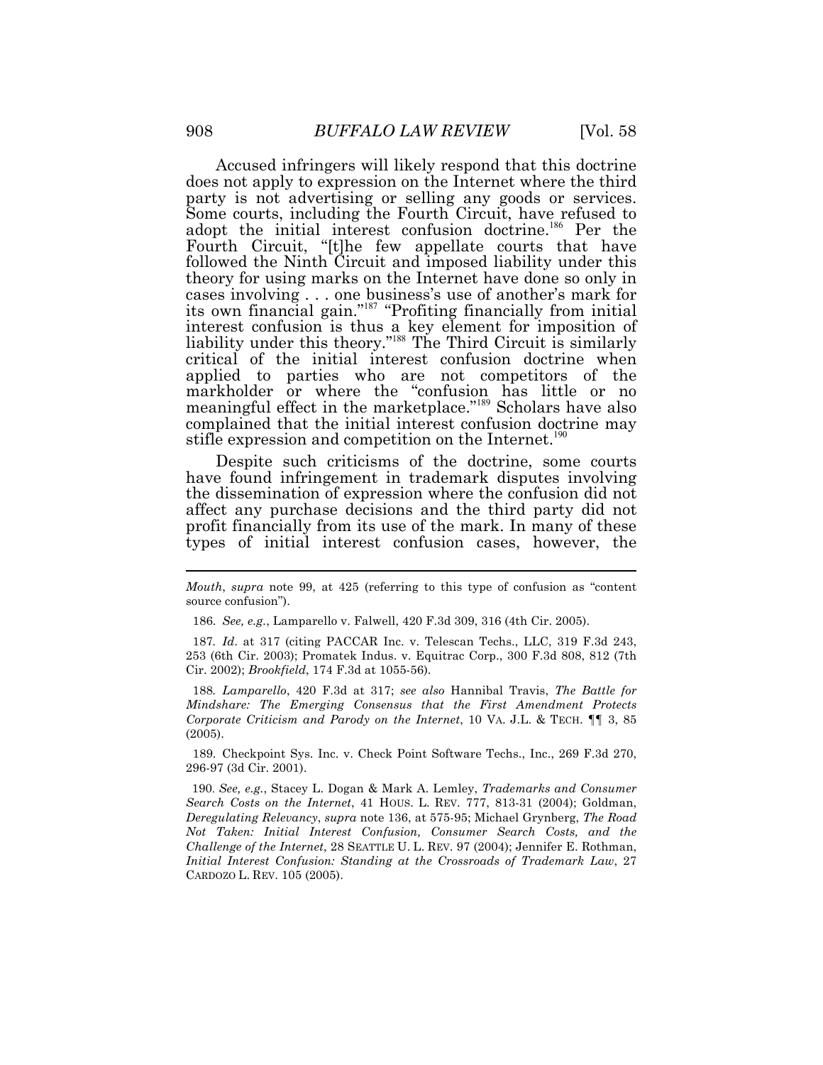Accused infringers will likely respond that this doctrine does not apply to expression on the Internet where the third party is not advertising or selling any goods or services. Some courts, including the Fourth Circuit, have refused to adopt the initial interest confusion doctrine.[186] Per the Fourth Circuit, "[t]he few appellate courts that have followed the Ninth Circuit and imposed liability under this theory for using marks on the Internet have done so only in cases involving . . . one business's use of another's mark for its own financial gain."[187] "Profiting financially from initial interest confusion is thus a key element for imposition of liability under this theory."[188] The Third Circuit is similarly critical of the initial interest confusion doctrine when applied to parties who are not competitors of the markholder or where the "confusion has little or no meaningful effect in the marketplace."[189] Scholars have also complained that the initial interest confusion doctrine may stifle expression and competition on the Internet.[190]

Despite such criticisms of the doctrine, some courts have found infringement in trademark disputes involving the dissemination of expression where the confusion did not affect any purchase decisions and the third party did not profit financially from its use of the mark. In many of these types of initial interest confusion cases, however, the

---

*Mouth*, *supra* note 99, at 425 (referring to this type of confusion as "content source confusion").

186. *See, e.g.*, Lamparello v. Falwell, 420 F.3d 309, 316 (4th Cir. 2005).

187. *Id*. at 317 (citing PACCAR Inc. v. Telescan Techs., LLC, 319 F.3d 243, 253 (6th Cir. 2003); Promatek Indus. v. Equitrac Corp., 300 F.3d 808, 812 (7th Cir. 2002); *Brookfield*, 174 F.3d at 1055-56).

188. *Lamparello*, 420 F.3d at 317; *see also* Hannibal Travis, *The Battle for Mindshare: The Emerging Consensus that the First Amendment Protects Corporate Criticism and Parody on the Internet*, 10 VA. J.L. & TECH. ¶¶ 3, 85 (2005).

189. Checkpoint Sys. Inc. v. Check Point Software Techs., Inc., 269 F.3d 270, 296-97 (3d Cir. 2001).

190. *See, e.g.*, Stacey L. Dogan & Mark A. Lemley, *Trademarks and Consumer Search Costs on the Internet*, 41 HOUS. L. REV. 777, 813-31 (2004); Goldman, *Deregulating Relevancy*, *supra* note 136, at 575-95; Michael Grynberg, *The Road Not Taken: Initial Interest Confusion, Consumer Search Costs, and the Challenge of the Internet*, 28 SEATTLE U. L. REV. 97 (2004); Jennifer E. Rothman, *Initial Interest Confusion: Standing at the Crossroads of Trademark Law*, 27 CARDOZO L. REV. 105 (2005).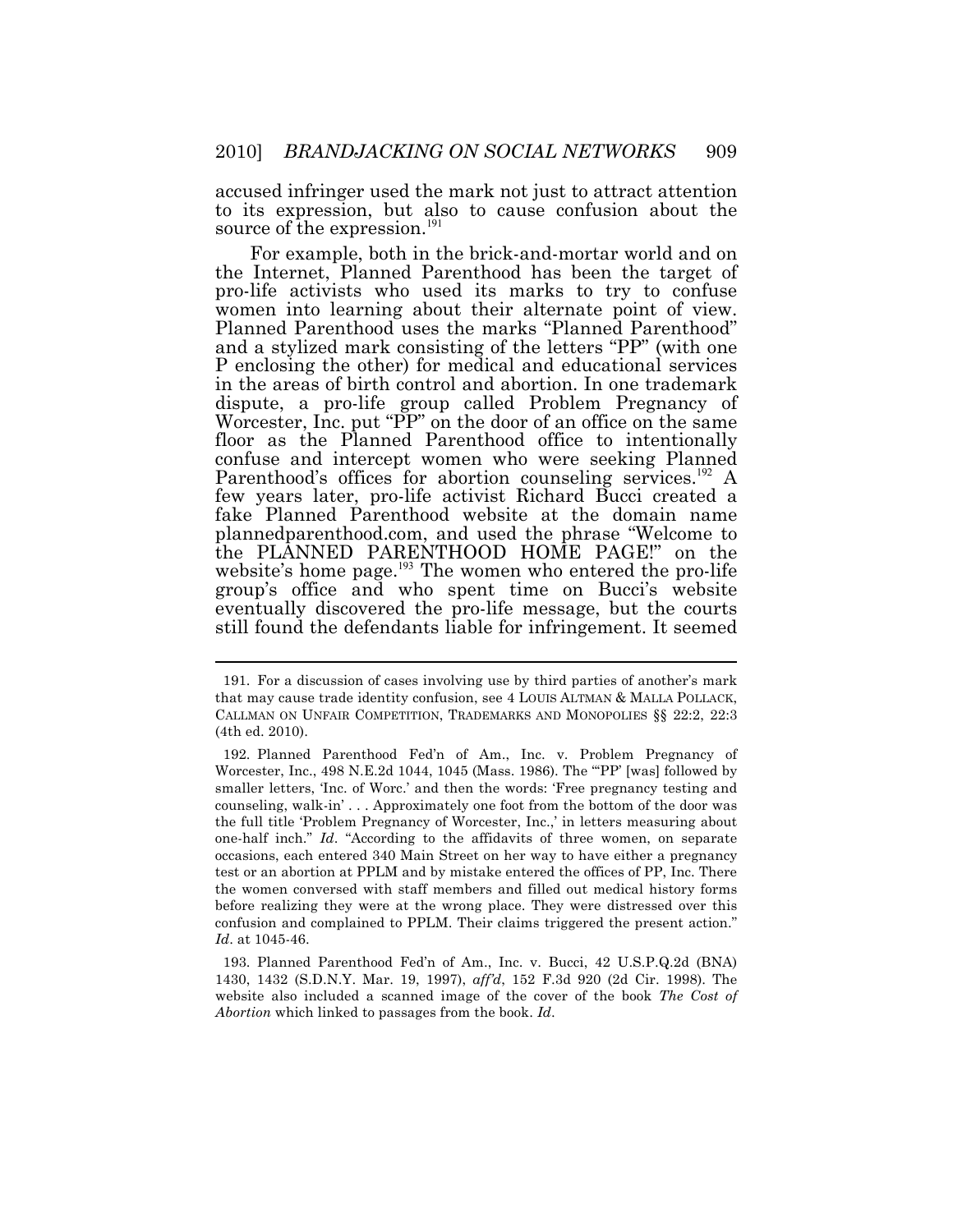accused infringer used the mark not just to attract attention to its expression, but also to cause confusion about the source of the expression.[191]

For example, both in the brick-and-mortar world and on the Internet, Planned Parenthood has been the target of pro-life activists who used its marks to try to confuse women into learning about their alternate point of view. Planned Parenthood uses the marks "Planned Parenthood" and a stylized mark consisting of the letters "PP" (with one P enclosing the other) for medical and educational services in the areas of birth control and abortion. In one trademark dispute, a pro-life group called Problem Pregnancy of Worcester, Inc. put "PP" on the door of an office on the same floor as the Planned Parenthood office to intentionally confuse and intercept women who were seeking Planned Parenthood's offices for abortion counseling services.[192] A few years later, pro-life activist Richard Bucci created a fake Planned Parenthood website at the domain name plannedparenthood.com, and used the phrase "Welcome to the PLANNED PARENTHOOD HOME PAGE!" on the website's home page.[193] The women who entered the pro-life group's office and who spent time on Bucci's website eventually discovered the pro-life message, but the courts still found the defendants liable for infringement. It seemed

---

191. For a discussion of cases involving use by third parties of another's mark that may cause trade identity confusion, see 4 LOUIS ALTMAN & MALLA POLLACK, CALLMAN ON UNFAIR COMPETITION, TRADEMARKS AND MONOPOLIES §§ 22:2, 22:3 (4th ed. 2010).

192. Planned Parenthood Fed'n of Am., Inc. v. Problem Pregnancy of Worcester, Inc., 498 N.E.2d 1044, 1045 (Mass. 1986). The "'PP' [was] followed by smaller letters, 'Inc. of Worc.' and then the words: 'Free pregnancy testing and counseling, walk-in' . . . Approximately one foot from the bottom of the door was the full title 'Problem Pregnancy of Worcester, Inc.,' in letters measuring about one-half inch." *Id*. "According to the affidavits of three women, on separate occasions, each entered 340 Main Street on her way to have either a pregnancy test or an abortion at PPLM and by mistake entered the offices of PP, Inc. There the women conversed with staff members and filled out medical history forms before realizing they were at the wrong place. They were distressed over this confusion and complained to PPLM. Their claims triggered the present action." *Id*. at 1045-46.

193. Planned Parenthood Fed'n of Am., Inc. v. Bucci, 42 U.S.P.Q.2d (BNA) 1430, 1432 (S.D.N.Y. Mar. 19, 1997), *aff'd*, 152 F.3d 920 (2d Cir. 1998). The website also included a scanned image of the cover of the book *The Cost of Abortion* which linked to passages from the book. *Id*.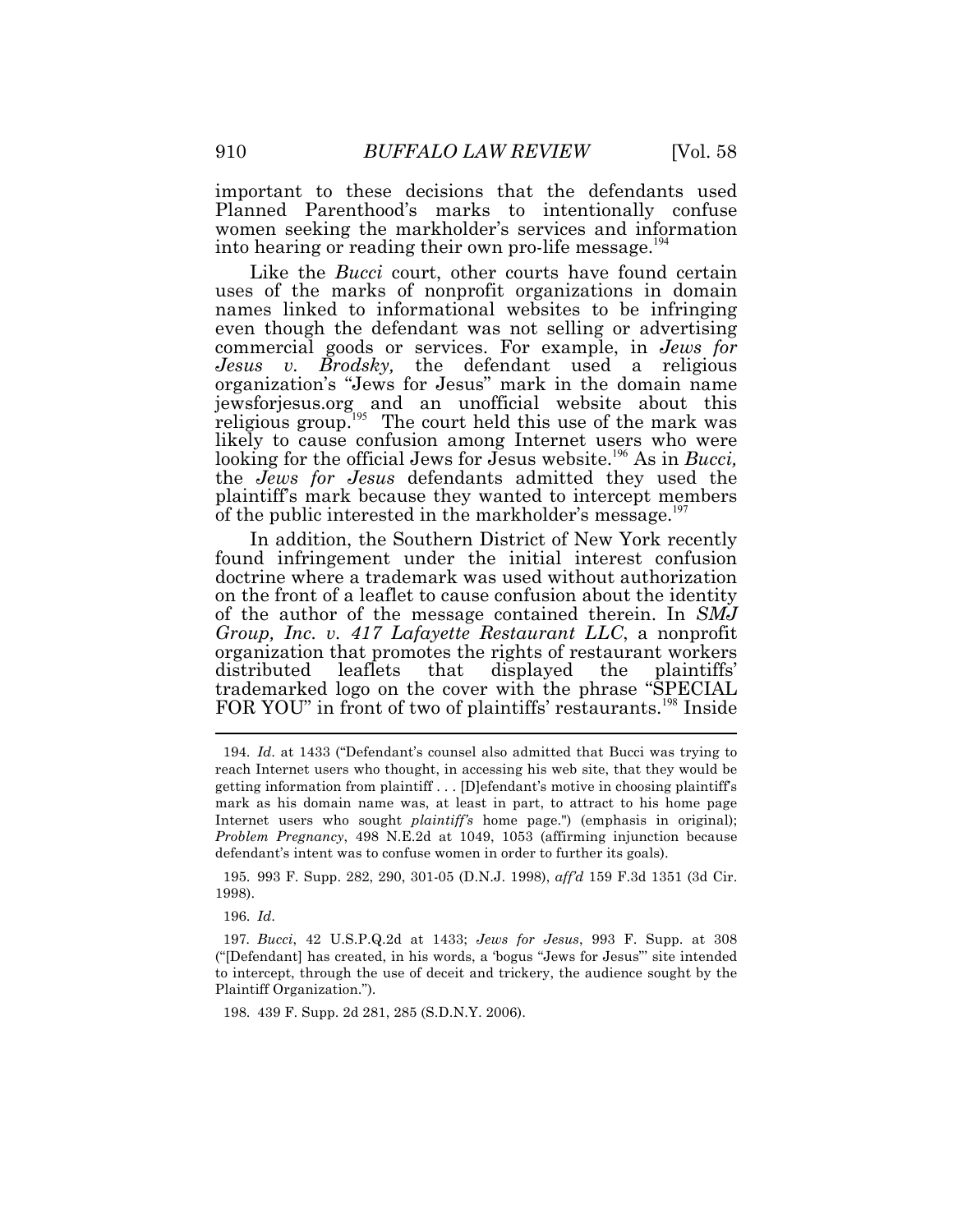important to these decisions that the defendants used Planned Parenthood's marks to intentionally confuse women seeking the markholder's services and information into hearing or reading their own pro-life message.[194]

Like the *Bucci* court, other courts have found certain uses of the marks of nonprofit organizations in domain names linked to informational websites to be infringing even though the defendant was not selling or advertising commercial goods or services. For example, in *Jews for Jesus v. Brodsky,* the defendant used a religious organization's "Jews for Jesus" mark in the domain name jewsforjesus.org and an unofficial website about this religious group.[195] The court held this use of the mark was likely to cause confusion among Internet users who were looking for the official Jews for Jesus website.[196] As in *Bucci,* the *Jews for Jesus* defendants admitted they used the plaintiff's mark because they wanted to intercept members of the public interested in the markholder's message.[197]

In addition, the Southern District of New York recently found infringement under the initial interest confusion doctrine where a trademark was used without authorization on the front of a leaflet to cause confusion about the identity of the author of the message contained therein. In *SMJ Group, Inc. v. 417 Lafayette Restaurant LLC*, a nonprofit organization that promotes the rights of restaurant workers distributed leaflets that displayed the plaintiffs' trademarked logo on the cover with the phrase "SPECIAL FOR YOU" in front of two of plaintiffs' restaurants.[198] Inside

---

194. *Id*. at 1433 ("Defendant's counsel also admitted that Bucci was trying to reach Internet users who thought, in accessing his web site, that they would be getting information from plaintiff . . . [D]efendant's motive in choosing plaintiff's mark as his domain name was, at least in part, to attract to his home page Internet users who sought *plaintiff's* home page.") (emphasis in original); *Problem Pregnancy*, 498 N.E.2d at 1049, 1053 (affirming injunction because defendant's intent was to confuse women in order to further its goals).

195. 993 F. Supp. 282, 290, 301-05 (D.N.J. 1998), *aff'd* 159 F.3d 1351 (3d Cir. 1998).

196. *Id*.

197. *Bucci*, 42 U.S.P.Q.2d at 1433; *Jews for Jesus*, 993 F. Supp. at 308 ("[Defendant] has created, in his words, a 'bogus "Jews for Jesus"' site intended to intercept, through the use of deceit and trickery, the audience sought by the Plaintiff Organization.").

198. 439 F. Supp. 2d 281, 285 (S.D.N.Y. 2006).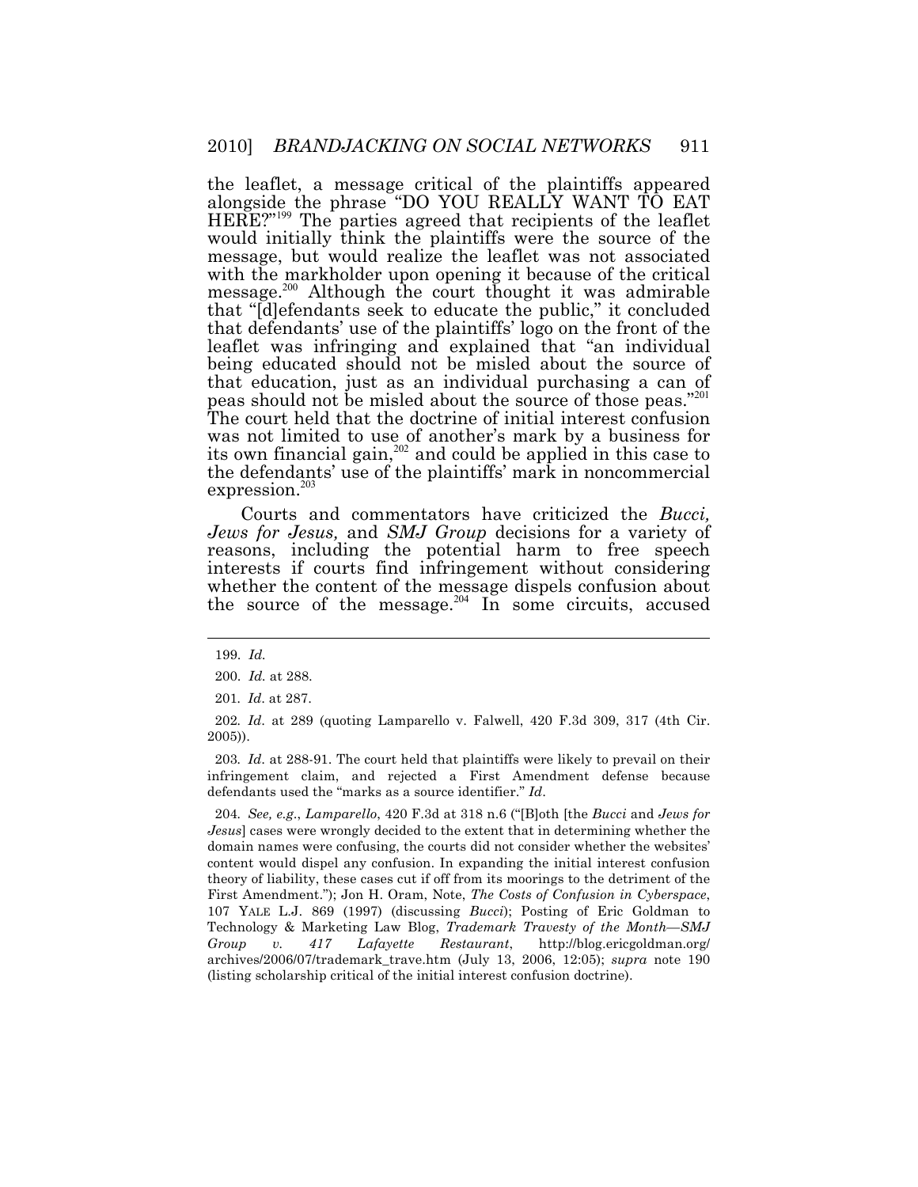the leaflet, a message critical of the plaintiffs appeared alongside the phrase "DO YOU REALLY WANT TO EAT HERE?"[199] The parties agreed that recipients of the leaflet would initially think the plaintiffs were the source of the message, but would realize the leaflet was not associated with the markholder upon opening it because of the critical message.[200] Although the court thought it was admirable that "[d]efendants seek to educate the public," it concluded that defendants' use of the plaintiffs' logo on the front of the leaflet was infringing and explained that "an individual being educated should not be misled about the source of that education, just as an individual purchasing a can of peas should not be misled about the source of those peas."[201] The court held that the doctrine of initial interest confusion was not limited to use of another's mark by a business for its own financial gain,[202] and could be applied in this case to the defendants' use of the plaintiffs' mark in noncommercial expression.[203]

Courts and commentators have criticized the *Bucci, Jews for Jesus,* and *SMJ Group* decisions for a variety of reasons, including the potential harm to free speech interests if courts find infringement without considering whether the content of the message dispels confusion about the source of the message.[204] In some circuits, accused

---

199. *Id.*

200. *Id.* at 288.

201. *Id*. at 287.

202. *Id*. at 289 (quoting Lamparello v. Falwell, 420 F.3d 309, 317 (4th Cir. 2005)).

203. *Id*. at 288-91. The court held that plaintiffs were likely to prevail on their infringement claim, and rejected a First Amendment defense because defendants used the "marks as a source identifier." *Id*.

204. *See, e.g.*, *Lamparello*, 420 F.3d at 318 n.6 ("[B]oth [the *Bucci* and *Jews for Jesus*] cases were wrongly decided to the extent that in determining whether the domain names were confusing, the courts did not consider whether the websites' content would dispel any confusion. In expanding the initial interest confusion theory of liability, these cases cut if off from its moorings to the detriment of the First Amendment."); Jon H. Oram, Note, *The Costs of Confusion in Cyberspace*, 107 YALE L.J. 869 (1997) (discussing *Bucci*); Posting of Eric Goldman to Technology & Marketing Law Blog, *Trademark Travesty of the Month—SMJ Group v. 417 Lafayette Restaurant*, http://blog.ericgoldman.org/archives/2006/07/trademark_trave.htm (July 13, 2006, 12:05); *supra* note 190 (listing scholarship critical of the initial interest confusion doctrine).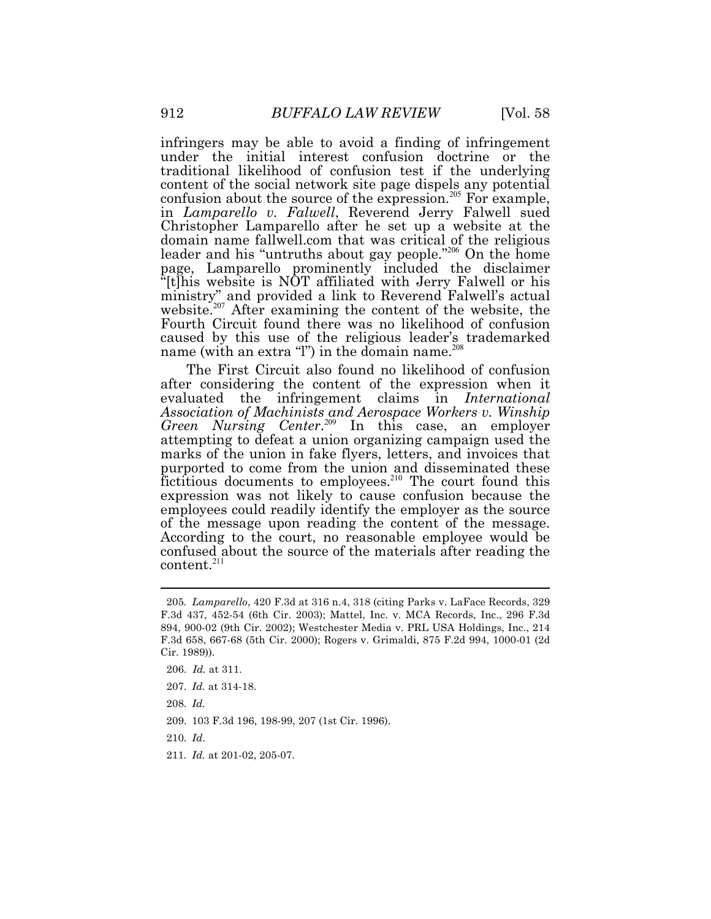infringers may be able to avoid a finding of infringement under the initial interest confusion doctrine or the traditional likelihood of confusion test if the underlying content of the social network site page dispels any potential confusion about the source of the expression.[205] For example, in *Lamparello v. Falwell*, Reverend Jerry Falwell sued Christopher Lamparello after he set up a website at the domain name fallwell.com that was critical of the religious leader and his "untruths about gay people."[206] On the home page, Lamparello prominently included the disclaimer "[t]his website is NOT affiliated with Jerry Falwell or his ministry" and provided a link to Reverend Falwell's actual website.[207] After examining the content of the website, the Fourth Circuit found there was no likelihood of confusion caused by this use of the religious leader's trademarked name (with an extra "l") in the domain name.[208]

The First Circuit also found no likelihood of confusion after considering the content of the expression when it evaluated the infringement claims in *International Association of Machinists and Aerospace Workers v. Winship Green Nursing Center*.[209] In this case, an employer attempting to defeat a union organizing campaign used the marks of the union in fake flyers, letters, and invoices that purported to come from the union and disseminated these fictitious documents to employees.[210] The court found this expression was not likely to cause confusion because the employees could readily identify the employer as the source of the message upon reading the content of the message. According to the court, no reasonable employee would be confused about the source of the materials after reading the content.[211]

---

205. *Lamparello*, 420 F.3d at 316 n.4, 318 (citing Parks v. LaFace Records, 329 F.3d 437, 452-54 (6th Cir. 2003); Mattel, Inc. v. MCA Records, Inc., 296 F.3d 894, 900-02 (9th Cir. 2002); Westchester Media v. PRL USA Holdings, Inc., 214 F.3d 658, 667-68 (5th Cir. 2000); Rogers v. Grimaldi, 875 F.2d 994, 1000-01 (2d Cir. 1989)).

206. *Id.* at 311.

207. *Id.* at 314-18.

208. *Id.*

209. 103 F.3d 196, 198-99, 207 (1st Cir. 1996).

210. *Id.*

211. *Id.* at 201-02, 205-07.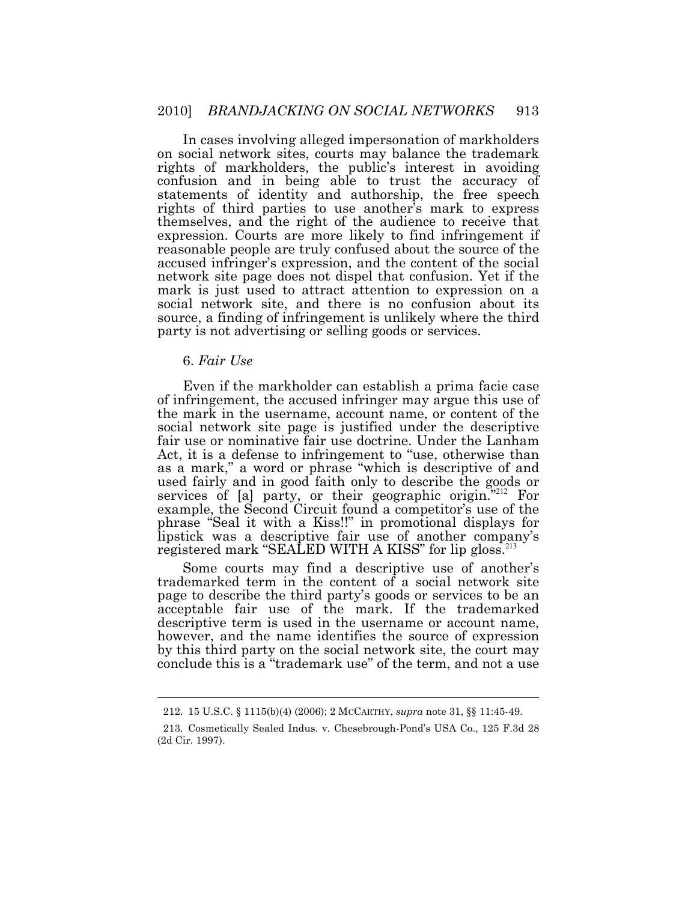In cases involving alleged impersonation of markholders on social network sites, courts may balance the trademark rights of markholders, the public's interest in avoiding confusion and in being able to trust the accuracy of statements of identity and authorship, the free speech rights of third parties to use another's mark to express themselves, and the right of the audience to receive that expression. Courts are more likely to find infringement if reasonable people are truly confused about the source of the accused infringer's expression, and the content of the social network site page does not dispel that confusion. Yet if the mark is just used to attract attention to expression on a social network site, and there is no confusion about its source, a finding of infringement is unlikely where the third party is not advertising or selling goods or services.

### 6. *Fair Use*

Even if the markholder can establish a prima facie case of infringement, the accused infringer may argue this use of the mark in the username, account name, or content of the social network site page is justified under the descriptive fair use or nominative fair use doctrine. Under the Lanham Act, it is a defense to infringement to "use, otherwise than as a mark," a word or phrase "which is descriptive of and used fairly and in good faith only to describe the goods or services of [a] party, or their geographic origin."[212] For example, the Second Circuit found a competitor's use of the phrase "Seal it with a Kiss!!" in promotional displays for lipstick was a descriptive fair use of another company's registered mark "SEALED WITH A KISS" for lip gloss.[213]

Some courts may find a descriptive use of another's trademarked term in the content of a social network site page to describe the third party's goods or services to be an acceptable fair use of the mark. If the trademarked descriptive term is used in the username or account name, however, and the name identifies the source of expression by this third party on the social network site, the court may conclude this is a "trademark use" of the term, and not a use

---

212. 15 U.S.C. § 1115(b)(4) (2006); 2 MCCARTHY, *supra* note 31, §§ 11:45-49.

213. Cosmetically Sealed Indus. v. Chesebrough-Pond's USA Co., 125 F.3d 28 (2d Cir. 1997).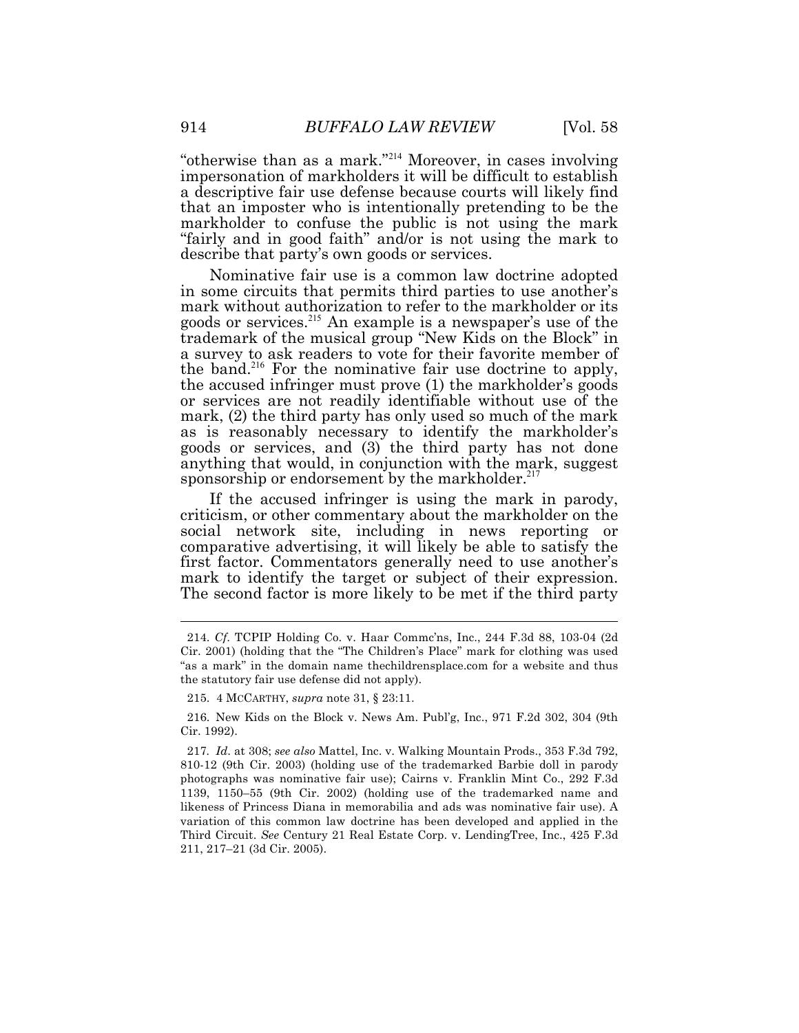"otherwise than as a mark."[214] Moreover, in cases involving impersonation of markholders it will be difficult to establish a descriptive fair use defense because courts will likely find that an imposter who is intentionally pretending to be the markholder to confuse the public is not using the mark "fairly and in good faith" and/or is not using the mark to describe that party's own goods or services.

Nominative fair use is a common law doctrine adopted in some circuits that permits third parties to use another's mark without authorization to refer to the markholder or its goods or services.[215] An example is a newspaper's use of the trademark of the musical group "New Kids on the Block" in a survey to ask readers to vote for their favorite member of the band.[216] For the nominative fair use doctrine to apply, the accused infringer must prove (1) the markholder's goods or services are not readily identifiable without use of the mark, (2) the third party has only used so much of the mark as is reasonably necessary to identify the markholder's goods or services, and (3) the third party has not done anything that would, in conjunction with the mark, suggest sponsorship or endorsement by the markholder.[217]

If the accused infringer is using the mark in parody, criticism, or other commentary about the markholder on the social network site, including in news reporting or comparative advertising, it will likely be able to satisfy the first factor. Commentators generally need to use another's mark to identify the target or subject of their expression. The second factor is more likely to be met if the third party

---

214. *Cf.* TCPIP Holding Co. v. Haar Commc'ns, Inc., 244 F.3d 88, 103-04 (2d Cir. 2001) (holding that the "The Children's Place" mark for clothing was used "as a mark" in the domain name thechildrensplace.com for a website and thus the statutory fair use defense did not apply).

215. 4 MCCARTHY, *supra* note 31, § 23:11.

216. New Kids on the Block v. News Am. Publ'g, Inc., 971 F.2d 302, 304 (9th Cir. 1992).

217. *Id*. at 308; *see also* Mattel, Inc. v. Walking Mountain Prods., 353 F.3d 792, 810-12 (9th Cir. 2003) (holding use of the trademarked Barbie doll in parody photographs was nominative fair use); Cairns v. Franklin Mint Co., 292 F.3d 1139, 1150–55 (9th Cir. 2002) (holding use of the trademarked name and likeness of Princess Diana in memorabilia and ads was nominative fair use). A variation of this common law doctrine has been developed and applied in the Third Circuit. *See* Century 21 Real Estate Corp. v. LendingTree, Inc., 425 F.3d 211, 217–21 (3d Cir. 2005).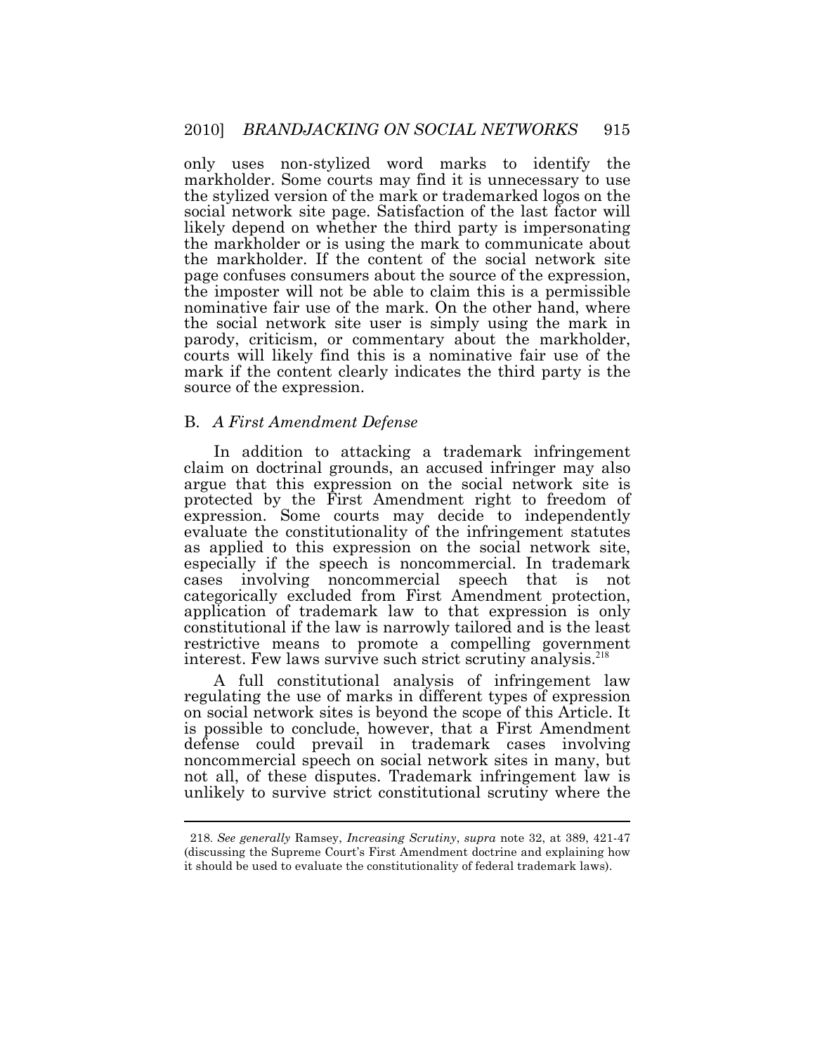only uses non-stylized word marks to identify the markholder. Some courts may find it is unnecessary to use the stylized version of the mark or trademarked logos on the social network site page. Satisfaction of the last factor will likely depend on whether the third party is impersonating the markholder or is using the mark to communicate about the markholder. If the content of the social network site page confuses consumers about the source of the expression, the imposter will not be able to claim this is a permissible nominative fair use of the mark. On the other hand, where the social network site user is simply using the mark in parody, criticism, or commentary about the markholder, courts will likely find this is a nominative fair use of the mark if the content clearly indicates the third party is the source of the expression.

## B. *A First Amendment Defense*

In addition to attacking a trademark infringement claim on doctrinal grounds, an accused infringer may also argue that this expression on the social network site is protected by the First Amendment right to freedom of expression. Some courts may decide to independently evaluate the constitutionality of the infringement statutes as applied to this expression on the social network site, especially if the speech is noncommercial. In trademark cases involving noncommercial speech that is not categorically excluded from First Amendment protection, application of trademark law to that expression is only constitutional if the law is narrowly tailored and is the least restrictive means to promote a compelling government interest. Few laws survive such strict scrutiny analysis.[218]

A full constitutional analysis of infringement law regulating the use of marks in different types of expression on social network sites is beyond the scope of this Article. It is possible to conclude, however, that a First Amendment defense could prevail in trademark cases involving noncommercial speech on social network sites in many, but not all, of these disputes. Trademark infringement law is unlikely to survive strict constitutional scrutiny where the

---

218. *See generally* Ramsey, *Increasing Scrutiny*, *supra* note 32, at 389, 421-47 (discussing the Supreme Court's First Amendment doctrine and explaining how it should be used to evaluate the constitutionality of federal trademark laws).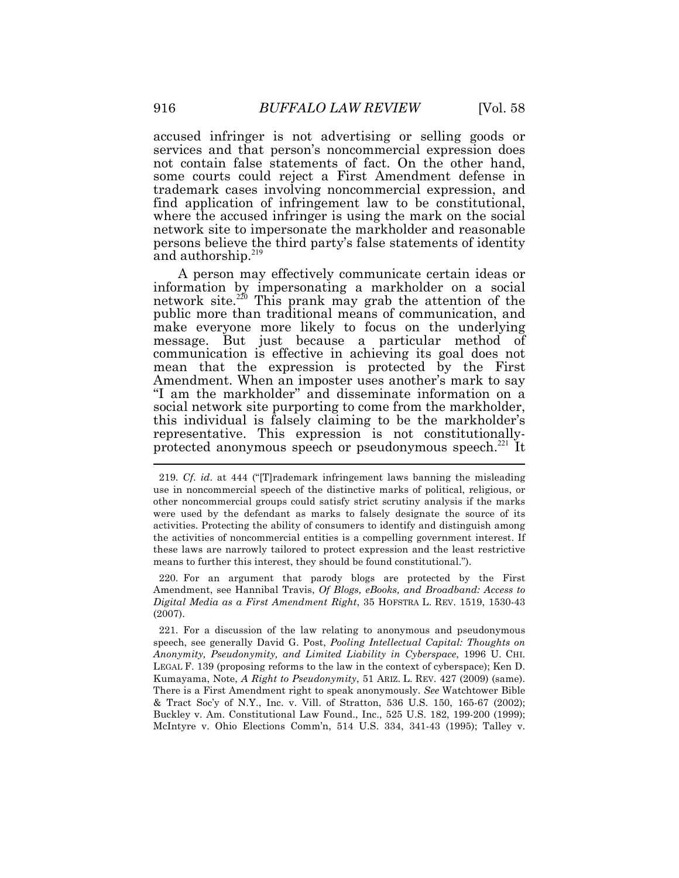accused infringer is not advertising or selling goods or services and that person's noncommercial expression does not contain false statements of fact. On the other hand, some courts could reject a First Amendment defense in trademark cases involving noncommercial expression, and find application of infringement law to be constitutional, where the accused infringer is using the mark on the social network site to impersonate the markholder and reasonable persons believe the third party's false statements of identity and authorship.[219]

A person may effectively communicate certain ideas or information by impersonating a markholder on a social network site.[220] This prank may grab the attention of the public more than traditional means of communication, and make everyone more likely to focus on the underlying message. But just because a particular method of communication is effective in achieving its goal does not mean that the expression is protected by the First Amendment. When an imposter uses another's mark to say "I am the markholder" and disseminate information on a social network site purporting to come from the markholder, this individual is falsely claiming to be the markholder's representative. This expression is not constitutionally-protected anonymous speech or pseudonymous speech.[221] It

---

219. *Cf. id.* at 444 ("[T]rademark infringement laws banning the misleading use in noncommercial speech of the distinctive marks of political, religious, or other noncommercial groups could satisfy strict scrutiny analysis if the marks were used by the defendant as marks to falsely designate the source of its activities. Protecting the ability of consumers to identify and distinguish among the activities of noncommercial entities is a compelling government interest. If these laws are narrowly tailored to protect expression and the least restrictive means to further this interest, they should be found constitutional.").

220. For an argument that parody blogs are protected by the First Amendment, see Hannibal Travis, *Of Blogs, eBooks, and Broadband: Access to Digital Media as a First Amendment Right*, 35 HOFSTRA L. REV. 1519, 1530-43 (2007).

221. For a discussion of the law relating to anonymous and pseudonymous speech, see generally David G. Post, *Pooling Intellectual Capital: Thoughts on Anonymity, Pseudonymity, and Limited Liability in Cyberspace*, 1996 U. CHI. LEGAL F. 139 (proposing reforms to the law in the context of cyberspace); Ken D. Kumayama, Note, *A Right to Pseudonymity*, 51 ARIZ. L. REV. 427 (2009) (same). There is a First Amendment right to speak anonymously. *See* Watchtower Bible & Tract Soc'y of N.Y., Inc. v. Vill. of Stratton, 536 U.S. 150, 165-67 (2002); Buckley v. Am. Constitutional Law Found., Inc., 525 U.S. 182, 199-200 (1999); McIntyre v. Ohio Elections Comm'n, 514 U.S. 334, 341-43 (1995); Talley v.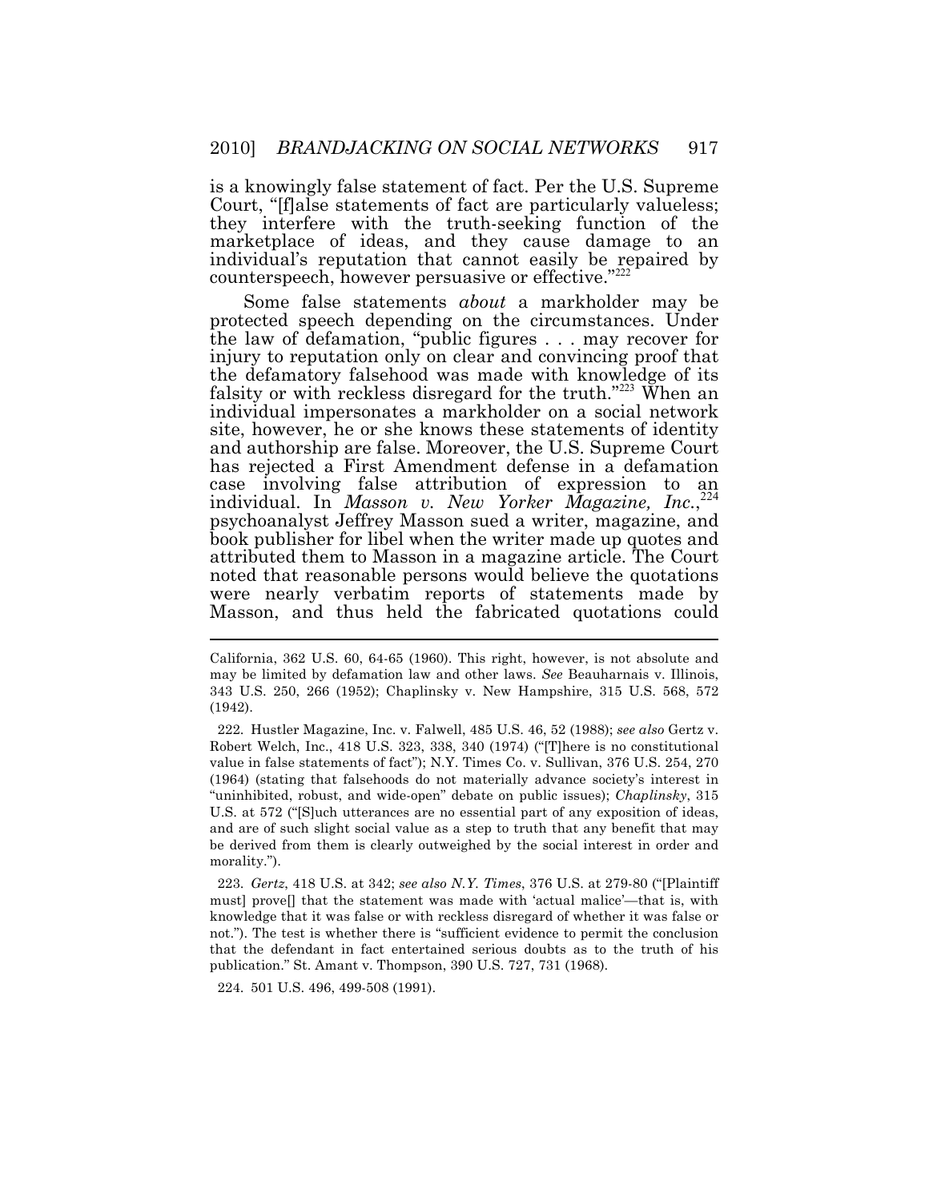is a knowingly false statement of fact. Per the U.S. Supreme Court, "[f]alse statements of fact are particularly valueless; they interfere with the truth-seeking function of the marketplace of ideas, and they cause damage to an individual's reputation that cannot easily be repaired by counterspeech, however persuasive or effective."[222]

Some false statements *about* a markholder may be protected speech depending on the circumstances. Under the law of defamation, "public figures . . . may recover for injury to reputation only on clear and convincing proof that the defamatory falsehood was made with knowledge of its falsity or with reckless disregard for the truth."[223] When an individual impersonates a markholder on a social network site, however, he or she knows these statements of identity and authorship are false. Moreover, the U.S. Supreme Court has rejected a First Amendment defense in a defamation case involving false attribution of expression to an individual. In *Masson v. New Yorker Magazine, Inc.*,[224] psychoanalyst Jeffrey Masson sued a writer, magazine, and book publisher for libel when the writer made up quotes and attributed them to Masson in a magazine article. The Court noted that reasonable persons would believe the quotations were nearly verbatim reports of statements made by Masson, and thus held the fabricated quotations could

---

California, 362 U.S. 60, 64-65 (1960). This right, however, is not absolute and may be limited by defamation law and other laws. *See* Beauharnais v. Illinois, 343 U.S. 250, 266 (1952); Chaplinsky v. New Hampshire, 315 U.S. 568, 572 (1942).

222. Hustler Magazine, Inc. v. Falwell, 485 U.S. 46, 52 (1988); *see also* Gertz v. Robert Welch, Inc., 418 U.S. 323, 338, 340 (1974) ("[T]here is no constitutional value in false statements of fact"); N.Y. Times Co. v. Sullivan, 376 U.S. 254, 270 (1964) (stating that falsehoods do not materially advance society's interest in "uninhibited, robust, and wide-open" debate on public issues); *Chaplinsky*, 315 U.S. at 572 ("[S]uch utterances are no essential part of any exposition of ideas, and are of such slight social value as a step to truth that any benefit that may be derived from them is clearly outweighed by the social interest in order and morality.").

223. *Gertz*, 418 U.S. at 342; *see also N.Y. Times*, 376 U.S. at 279-80 ("[Plaintiff must] prove[] that the statement was made with 'actual malice'—that is, with knowledge that it was false or with reckless disregard of whether it was false or not."). The test is whether there is "sufficient evidence to permit the conclusion that the defendant in fact entertained serious doubts as to the truth of his publication." St. Amant v. Thompson, 390 U.S. 727, 731 (1968).

224. 501 U.S. 496, 499-508 (1991).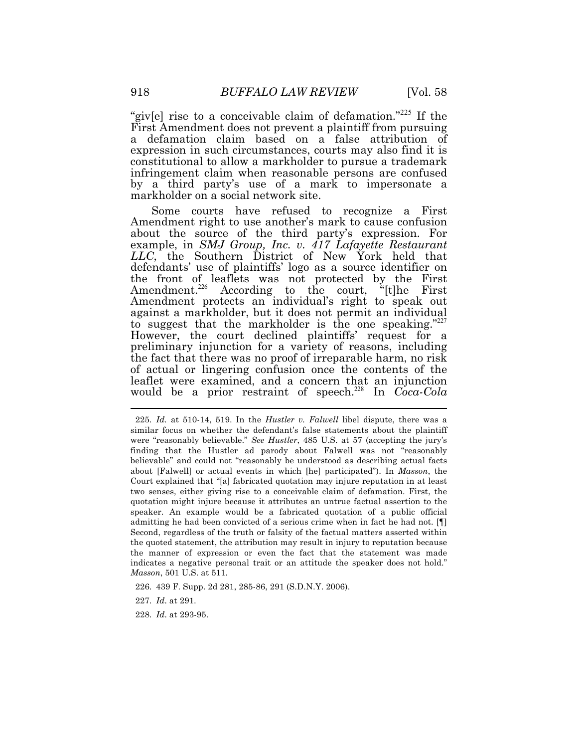"giv[e] rise to a conceivable claim of defamation."[225] If the First Amendment does not prevent a plaintiff from pursuing a defamation claim based on a false attribution of expression in such circumstances, courts may also find it is constitutional to allow a markholder to pursue a trademark infringement claim when reasonable persons are confused by a third party's use of a mark to impersonate a markholder on a social network site.

Some courts have refused to recognize a First Amendment right to use another's mark to cause confusion about the source of the third party's expression. For example, in *SMJ Group, Inc. v. 417 Lafayette Restaurant LLC*, the Southern District of New York held that defendants' use of plaintiffs' logo as a source identifier on the front of leaflets was not protected by the First Amendment.[226] According to the court, "[t]he First Amendment protects an individual's right to speak out against a markholder, but it does not permit an individual to suggest that the markholder is the one speaking."[227] However, the court declined plaintiffs' request for a preliminary injunction for a variety of reasons, including the fact that there was no proof of irreparable harm, no risk of actual or lingering confusion once the contents of the leaflet were examined, and a concern that an injunction would be a prior restraint of speech.[228] In *Coca-Cola*

---

225. *Id.* at 510-14, 519. In the *Hustler v. Falwell* libel dispute, there was a similar focus on whether the defendant's false statements about the plaintiff were "reasonably believable." *See Hustler*, 485 U.S. at 57 (accepting the jury's finding that the Hustler ad parody about Falwell was not "reasonably believable" and could not "reasonably be understood as describing actual facts about [Falwell] or actual events in which [he] participated"). In *Masson*, the Court explained that "[a] fabricated quotation may injure reputation in at least two senses, either giving rise to a conceivable claim of defamation. First, the quotation might injure because it attributes an untrue factual assertion to the speaker. An example would be a fabricated quotation of a public official admitting he had been convicted of a serious crime when in fact he had not. [¶] Second, regardless of the truth or falsity of the factual matters asserted within the quoted statement, the attribution may result in injury to reputation because the manner of expression or even the fact that the statement was made indicates a negative personal trait or an attitude the speaker does not hold." *Masson*, 501 U.S. at 511.

226. 439 F. Supp. 2d 281, 285-86, 291 (S.D.N.Y. 2006).

227. *Id*. at 291.

228. *Id*. at 293-95.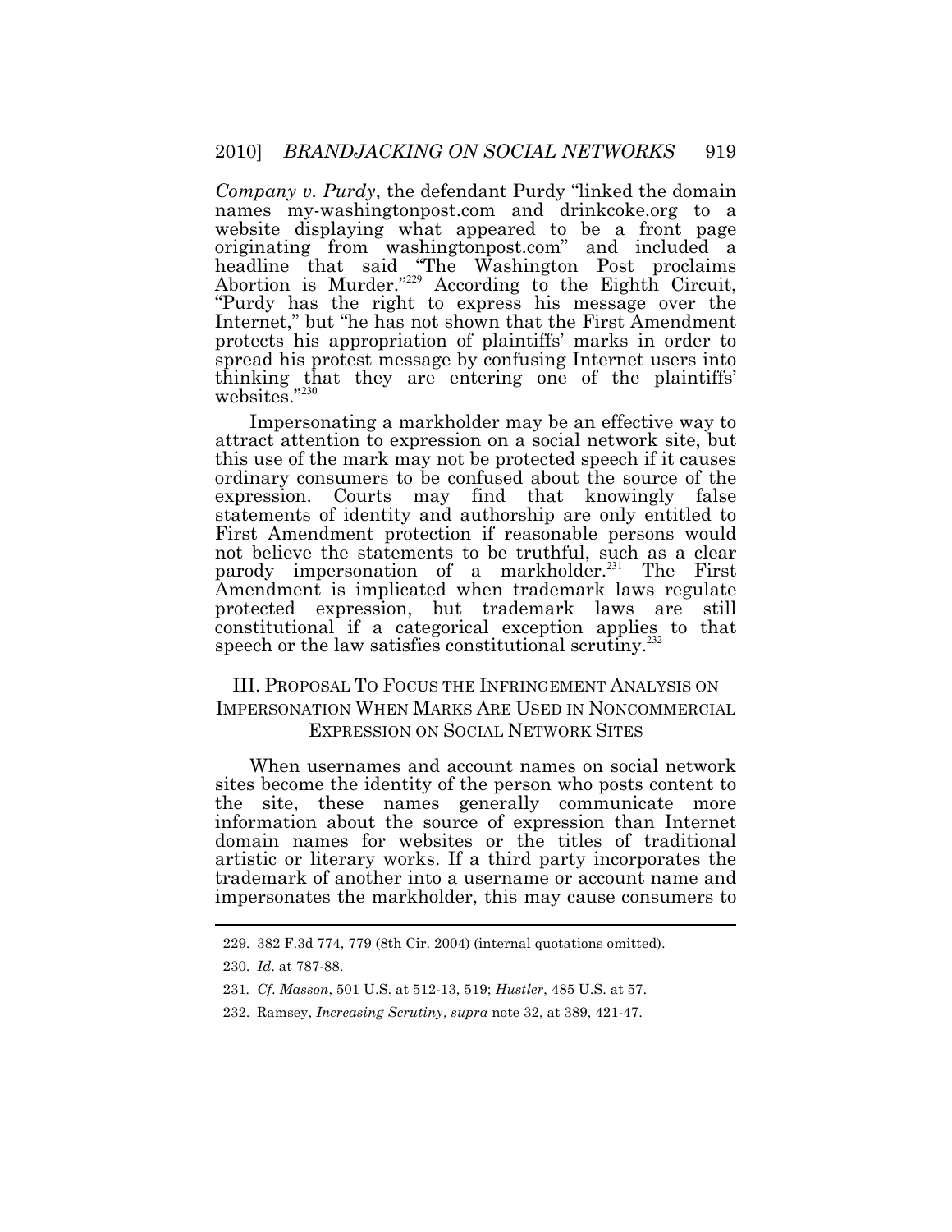*Company v. Purdy*, the defendant Purdy "linked the domain names my-washingtonpost.com and drinkcoke.org to a website displaying what appeared to be a front page originating from washingtonpost.com" and included a headline that said "The Washington Post proclaims Abortion is Murder."[229] According to the Eighth Circuit, "Purdy has the right to express his message over the Internet," but "he has not shown that the First Amendment protects his appropriation of plaintiffs' marks in order to spread his protest message by confusing Internet users into thinking that they are entering one of the plaintiffs' websites."[230]

Impersonating a markholder may be an effective way to attract attention to expression on a social network site, but this use of the mark may not be protected speech if it causes ordinary consumers to be confused about the source of the expression. Courts may find that knowingly false statements of identity and authorship are only entitled to First Amendment protection if reasonable persons would not believe the statements to be truthful, such as a clear parody impersonation of a markholder.[231] The First Amendment is implicated when trademark laws regulate protected expression, but trademark laws are still constitutional if a categorical exception applies to that speech or the law satisfies constitutional scrutiny.[232]

## III. PROPOSAL TO FOCUS THE INFRINGEMENT ANALYSIS ON IMPERSONATION WHEN MARKS ARE USED IN NONCOMMERCIAL EXPRESSION ON SOCIAL NETWORK SITES

When usernames and account names on social network sites become the identity of the person who posts content to the site, these names generally communicate more information about the source of expression than Internet domain names for websites or the titles of traditional artistic or literary works. If a third party incorporates the trademark of another into a username or account name and impersonates the markholder, this may cause consumers to

---

229. 382 F.3d 774, 779 (8th Cir. 2004) (internal quotations omitted).

230. *Id*. at 787-88.

231. *Cf*. *Masson*, 501 U.S. at 512-13, 519; *Hustler*, 485 U.S. at 57.

232. Ramsey, *Increasing Scrutiny*, *supra* note 32, at 389, 421-47.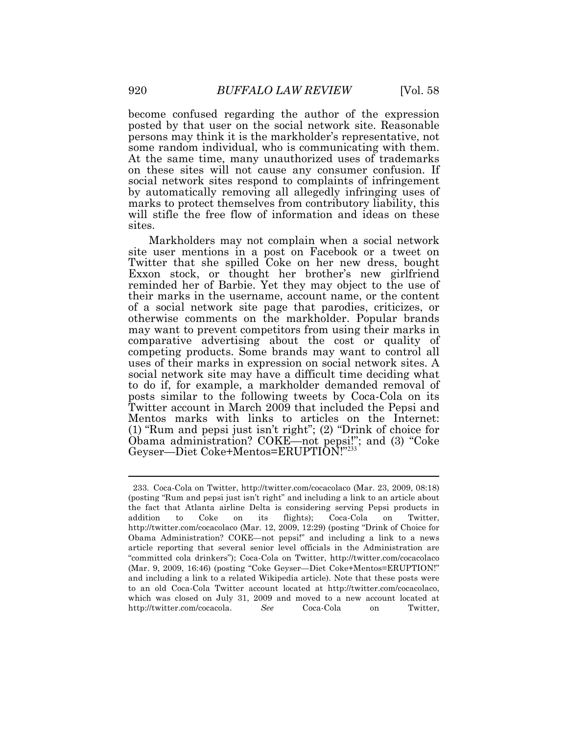become confused regarding the author of the expression posted by that user on the social network site. Reasonable persons may think it is the markholder's representative, not some random individual, who is communicating with them. At the same time, many unauthorized uses of trademarks on these sites will not cause any consumer confusion. If social network sites respond to complaints of infringement by automatically removing all allegedly infringing uses of marks to protect themselves from contributory liability, this will stifle the free flow of information and ideas on these sites.

Markholders may not complain when a social network site user mentions in a post on Facebook or a tweet on Twitter that she spilled Coke on her new dress, bought Exxon stock, or thought her brother's new girlfriend reminded her of Barbie. Yet they may object to the use of their marks in the username, account name, or the content of a social network site page that parodies, criticizes, or otherwise comments on the markholder. Popular brands may want to prevent competitors from using their marks in comparative advertising about the cost or quality of competing products. Some brands may want to control all uses of their marks in expression on social network sites. A social network site may have a difficult time deciding what to do if, for example, a markholder demanded removal of posts similar to the following tweets by Coca-Cola on its Twitter account in March 2009 that included the Pepsi and Mentos marks with links to articles on the Internet: (1) "Rum and pepsi just isn't right"; (2) "Drink of choice for Obama administration? COKE—not pepsi!"; and (3) "Coke Geyser—Diet Coke+Mentos=ERUPTION!"[233]

---

233. Coca-Cola on Twitter, http://twitter.com/cocacolaco (Mar. 23, 2009, 08:18) (posting "Rum and pepsi just isn't right" and including a link to an article about the fact that Atlanta airline Delta is considering serving Pepsi products in addition to Coke on its flights); Coca-Cola on Twitter, http://twitter.com/cocacolaco (Mar. 12, 2009, 12:29) (posting "Drink of Choice for Obama Administration? COKE—not pepsi!" and including a link to a news article reporting that several senior level officials in the Administration are "committed cola drinkers"); Coca-Cola on Twitter, http://twitter.com/cocacolaco (Mar. 9, 2009, 16:46) (posting "Coke Geyser—Diet Coke+Mentos=ERUPTION!" and including a link to a related Wikipedia article). Note that these posts were to an old Coca-Cola Twitter account located at http://twitter.com/cocacolaco, which was closed on July 31, 2009 and moved to a new account located at http://twitter.com/cocacola. *See* Coca-Cola on Twitter,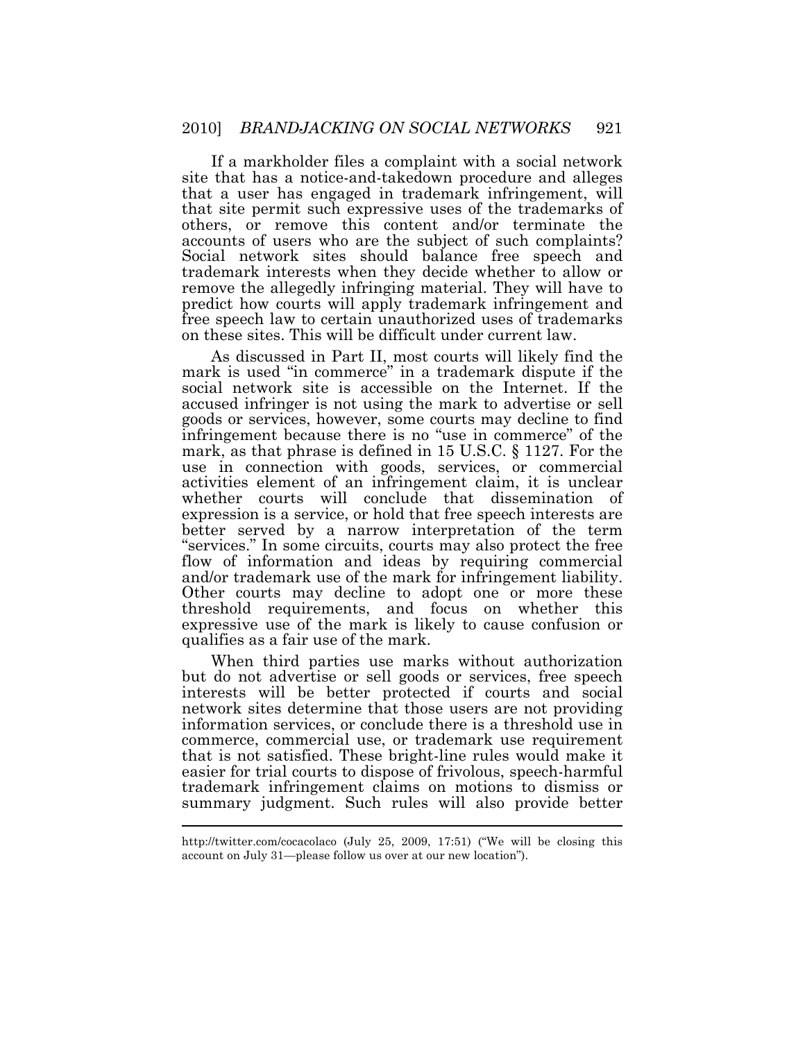If a markholder files a complaint with a social network site that has a notice-and-takedown procedure and alleges that a user has engaged in trademark infringement, will that site permit such expressive uses of the trademarks of others, or remove this content and/or terminate the accounts of users who are the subject of such complaints? Social network sites should balance free speech and trademark interests when they decide whether to allow or remove the allegedly infringing material. They will have to predict how courts will apply trademark infringement and free speech law to certain unauthorized uses of trademarks on these sites. This will be difficult under current law.

As discussed in Part II, most courts will likely find the mark is used "in commerce" in a trademark dispute if the social network site is accessible on the Internet. If the accused infringer is not using the mark to advertise or sell goods or services, however, some courts may decline to find infringement because there is no "use in commerce" of the mark, as that phrase is defined in 15 U.S.C. § 1127. For the use in connection with goods, services, or commercial activities element of an infringement claim, it is unclear whether courts will conclude that dissemination of expression is a service, or hold that free speech interests are better served by a narrow interpretation of the term "services." In some circuits, courts may also protect the free flow of information and ideas by requiring commercial and/or trademark use of the mark for infringement liability. Other courts may decline to adopt one or more these threshold requirements, and focus on whether this expressive use of the mark is likely to cause confusion or qualifies as a fair use of the mark.

When third parties use marks without authorization but do not advertise or sell goods or services, free speech interests will be better protected if courts and social network sites determine that those users are not providing information services, or conclude there is a threshold use in commerce, commercial use, or trademark use requirement that is not satisfied. These bright-line rules would make it easier for trial courts to dispose of frivolous, speech-harmful trademark infringement claims on motions to dismiss or summary judgment. Such rules will also provide better

---

http://twitter.com/cocacolaco (July 25, 2009, 17:51) ("We will be closing this account on July 31—please follow us over at our new location").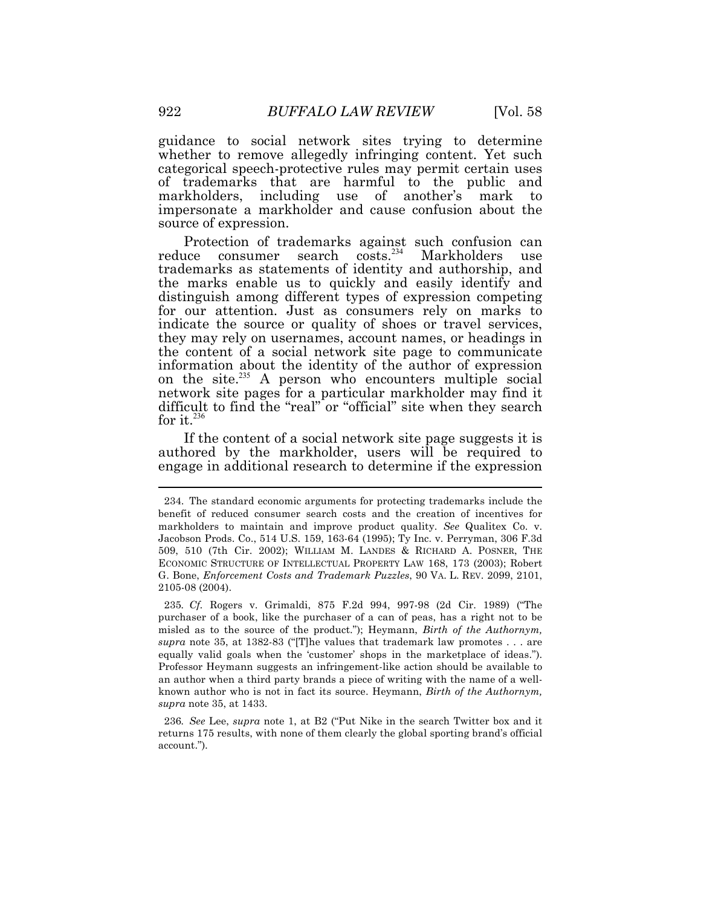guidance to social network sites trying to determine whether to remove allegedly infringing content. Yet such categorical speech-protective rules may permit certain uses of trademarks that are harmful to the public and markholders, including use of another's mark to impersonate a markholder and cause confusion about the source of expression.

Protection of trademarks against such confusion can reduce consumer search costs.[234] Markholders use trademarks as statements of identity and authorship, and the marks enable us to quickly and easily identify and distinguish among different types of expression competing for our attention. Just as consumers rely on marks to indicate the source or quality of shoes or travel services, they may rely on usernames, account names, or headings in the content of a social network site page to communicate information about the identity of the author of expression on the site.[235] A person who encounters multiple social network site pages for a particular markholder may find it difficult to find the "real" or "official" site when they search for it.[236]

If the content of a social network site page suggests it is authored by the markholder, users will be required to engage in additional research to determine if the expression

---

234. The standard economic arguments for protecting trademarks include the benefit of reduced consumer search costs and the creation of incentives for markholders to maintain and improve product quality. *See* Qualitex Co. v. Jacobson Prods. Co., 514 U.S. 159, 163-64 (1995); Ty Inc. v. Perryman, 306 F.3d 509, 510 (7th Cir. 2002); WILLIAM M. LANDES & RICHARD A. POSNER, THE ECONOMIC STRUCTURE OF INTELLECTUAL PROPERTY LAW 168, 173 (2003); Robert G. Bone, *Enforcement Costs and Trademark Puzzles*, 90 VA. L. REV. 2099, 2101, 2105-08 (2004).

235. *Cf.* Rogers v. Grimaldi, 875 F.2d 994, 997-98 (2d Cir. 1989) ("The purchaser of a book, like the purchaser of a can of peas, has a right not to be misled as to the source of the product."); Heymann, *Birth of the Authornym, supra* note 35, at 1382-83 ("[T]he values that trademark law promotes . . . are equally valid goals when the 'customer' shops in the marketplace of ideas."). Professor Heymann suggests an infringement-like action should be available to an author when a third party brands a piece of writing with the name of a well-known author who is not in fact its source. Heymann, *Birth of the Authornym, supra* note 35, at 1433.

236. *See* Lee, *supra* note 1, at B2 ("Put Nike in the search Twitter box and it returns 175 results, with none of them clearly the global sporting brand's official account.").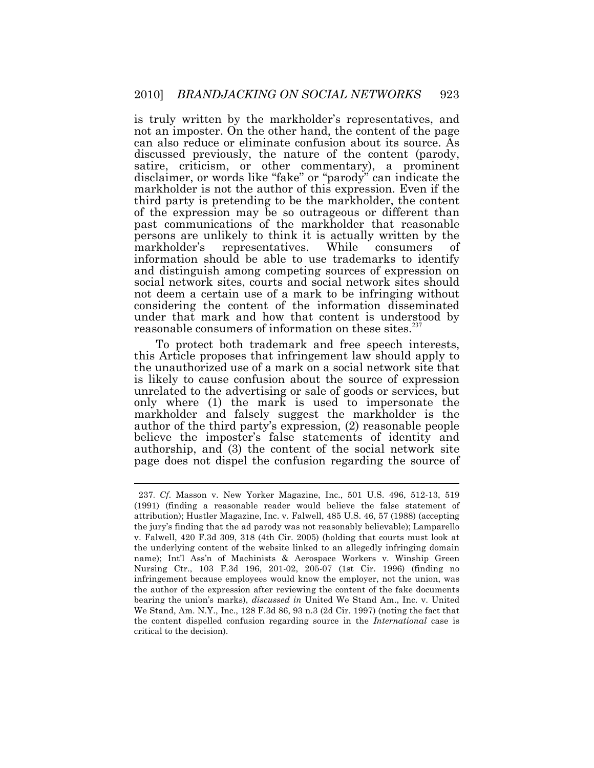is truly written by the markholder's representatives, and not an imposter. On the other hand, the content of the page can also reduce or eliminate confusion about its source. As discussed previously, the nature of the content (parody, satire, criticism, or other commentary), a prominent disclaimer, or words like "fake" or "parody" can indicate the markholder is not the author of this expression. Even if the third party is pretending to be the markholder, the content of the expression may be so outrageous or different than past communications of the markholder that reasonable persons are unlikely to think it is actually written by the markholder's representatives. While consumers of information should be able to use trademarks to identify and distinguish among competing sources of expression on social network sites, courts and social network sites should not deem a certain use of a mark to be infringing without considering the content of the information disseminated under that mark and how that content is understood by reasonable consumers of information on these sites.[237]

To protect both trademark and free speech interests, this Article proposes that infringement law should apply to the unauthorized use of a mark on a social network site that is likely to cause confusion about the source of expression unrelated to the advertising or sale of goods or services, but only where (1) the mark is used to impersonate the markholder and falsely suggest the markholder is the author of the third party's expression, (2) reasonable people believe the imposter's false statements of identity and authorship, and (3) the content of the social network site page does not dispel the confusion regarding the source of

---

237. *Cf.* Masson v. New Yorker Magazine, Inc., 501 U.S. 496, 512-13, 519 (1991) (finding a reasonable reader would believe the false statement of attribution); Hustler Magazine, Inc. v. Falwell, 485 U.S. 46, 57 (1988) (accepting the jury's finding that the ad parody was not reasonably believable); Lamparello v. Falwell, 420 F.3d 309, 318 (4th Cir. 2005) (holding that courts must look at the underlying content of the website linked to an allegedly infringing domain name); Int'l Ass'n of Machinists & Aerospace Workers v. Winship Green Nursing Ctr., 103 F.3d 196, 201-02, 205-07 (1st Cir. 1996) (finding no infringement because employees would know the employer, not the union, was the author of the expression after reviewing the content of the fake documents bearing the union's marks), *discussed in* United We Stand Am., Inc. v. United We Stand, Am. N.Y., Inc., 128 F.3d 86, 93 n.3 (2d Cir. 1997) (noting the fact that the content dispelled confusion regarding source in the *International* case is critical to the decision).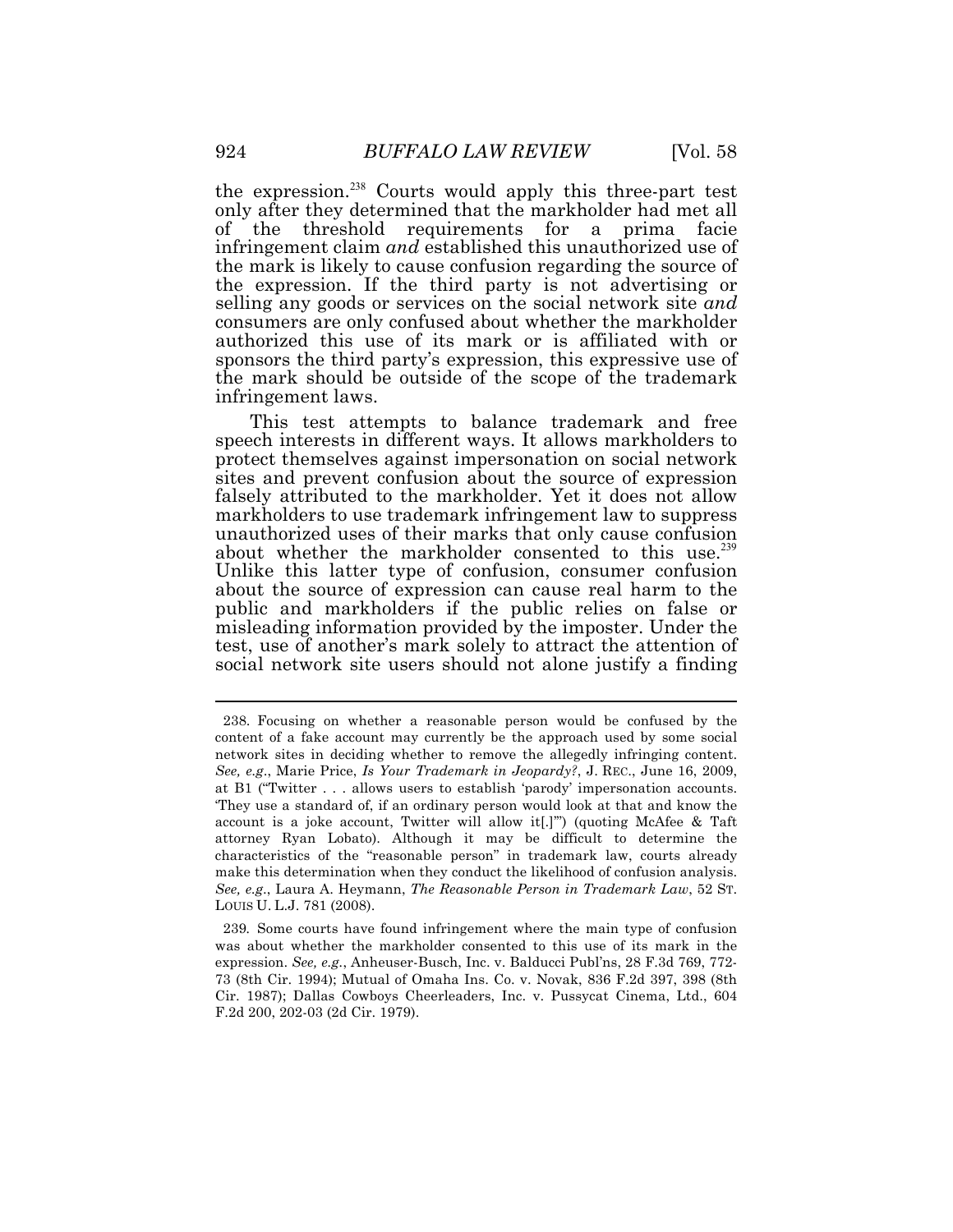the expression.[238] Courts would apply this three-part test only after they determined that the markholder had met all of the threshold requirements for a prima facie infringement claim *and* established this unauthorized use of the mark is likely to cause confusion regarding the source of the expression. If the third party is not advertising or selling any goods or services on the social network site *and* consumers are only confused about whether the markholder authorized this use of its mark or is affiliated with or sponsors the third party's expression, this expressive use of the mark should be outside of the scope of the trademark infringement laws.

This test attempts to balance trademark and free speech interests in different ways. It allows markholders to protect themselves against impersonation on social network sites and prevent confusion about the source of expression falsely attributed to the markholder. Yet it does not allow markholders to use trademark infringement law to suppress unauthorized uses of their marks that only cause confusion about whether the markholder consented to this use.[239] Unlike this latter type of confusion, consumer confusion about the source of expression can cause real harm to the public and markholders if the public relies on false or misleading information provided by the imposter. Under the test, use of another's mark solely to attract the attention of social network site users should not alone justify a finding

---

238. Focusing on whether a reasonable person would be confused by the content of a fake account may currently be the approach used by some social network sites in deciding whether to remove the allegedly infringing content. *See, e.g.*, Marie Price, *Is Your Trademark in Jeopardy?*, J. REC., June 16, 2009, at B1 ("Twitter . . . allows users to establish 'parody' impersonation accounts. 'They use a standard of, if an ordinary person would look at that and know the account is a joke account, Twitter will allow it[.]'") (quoting McAfee & Taft attorney Ryan Lobato). Although it may be difficult to determine the characteristics of the "reasonable person" in trademark law, courts already make this determination when they conduct the likelihood of confusion analysis. *See, e.g.*, Laura A. Heymann, *The Reasonable Person in Trademark Law*, 52 ST. LOUIS U. L.J. 781 (2008).

239. Some courts have found infringement where the main type of confusion was about whether the markholder consented to this use of its mark in the expression. *See, e.g.*, Anheuser-Busch, Inc. v. Balducci Publ'ns, 28 F.3d 769, 772-73 (8th Cir. 1994); Mutual of Omaha Ins. Co. v. Novak, 836 F.2d 397, 398 (8th Cir. 1987); Dallas Cowboys Cheerleaders, Inc. v. Pussycat Cinema, Ltd., 604 F.2d 200, 202-03 (2d Cir. 1979).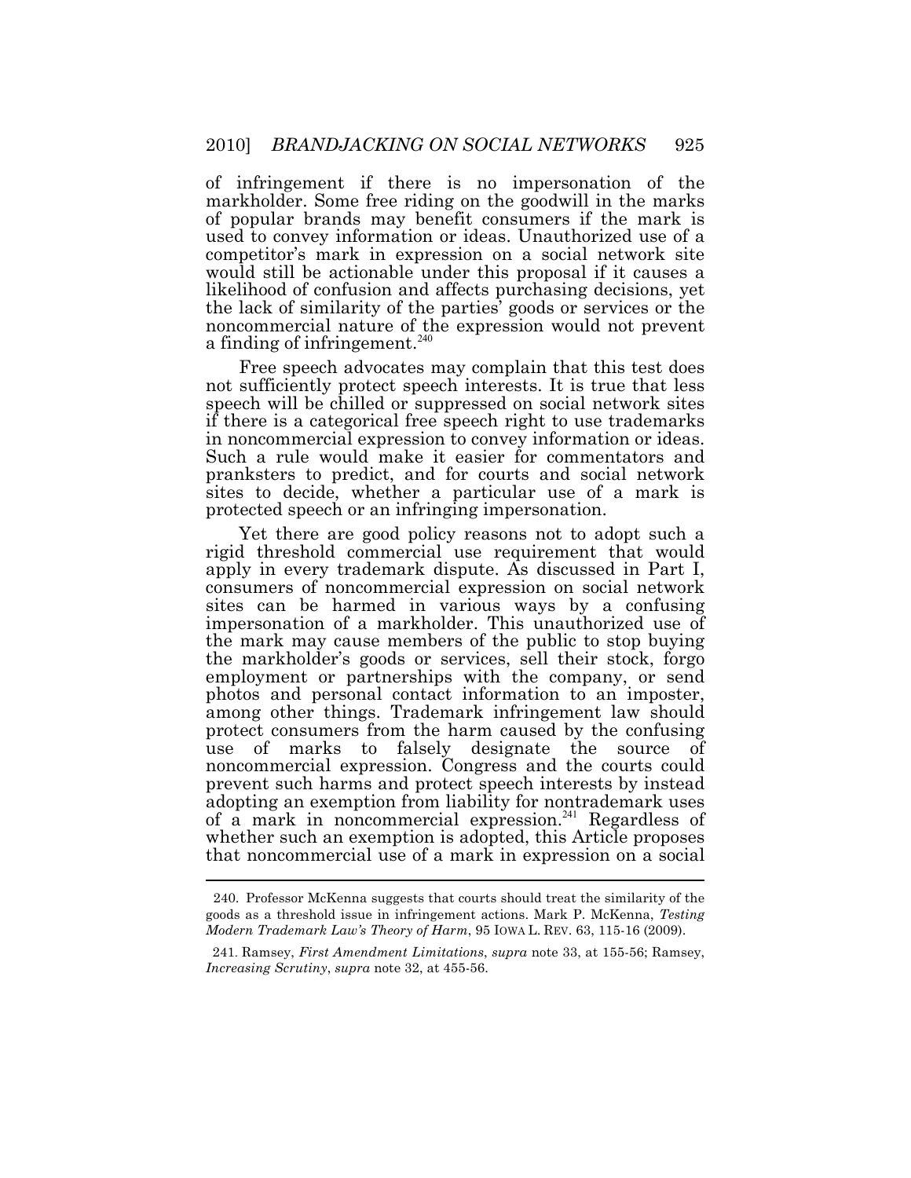of infringement if there is no impersonation of the markholder. Some free riding on the goodwill in the marks of popular brands may benefit consumers if the mark is used to convey information or ideas. Unauthorized use of a competitor's mark in expression on a social network site would still be actionable under this proposal if it causes a likelihood of confusion and affects purchasing decisions, yet the lack of similarity of the parties' goods or services or the noncommercial nature of the expression would not prevent a finding of infringement.[240]

Free speech advocates may complain that this test does not sufficiently protect speech interests. It is true that less speech will be chilled or suppressed on social network sites if there is a categorical free speech right to use trademarks in noncommercial expression to convey information or ideas. Such a rule would make it easier for commentators and pranksters to predict, and for courts and social network sites to decide, whether a particular use of a mark is protected speech or an infringing impersonation.

Yet there are good policy reasons not to adopt such a rigid threshold commercial use requirement that would apply in every trademark dispute. As discussed in Part I, consumers of noncommercial expression on social network sites can be harmed in various ways by a confusing impersonation of a markholder. This unauthorized use of the mark may cause members of the public to stop buying the markholder's goods or services, sell their stock, forgo employment or partnerships with the company, or send photos and personal contact information to an imposter, among other things. Trademark infringement law should protect consumers from the harm caused by the confusing use of marks to falsely designate the source of noncommercial expression. Congress and the courts could prevent such harms and protect speech interests by instead adopting an exemption from liability for nontrademark uses of a mark in noncommercial expression.[241] Regardless of whether such an exemption is adopted, this Article proposes that noncommercial use of a mark in expression on a social

---

240. Professor McKenna suggests that courts should treat the similarity of the goods as a threshold issue in infringement actions. Mark P. McKenna, *Testing Modern Trademark Law's Theory of Harm*, 95 IOWA L. REV. 63, 115-16 (2009).

241. Ramsey, *First Amendment Limitations*, *supra* note 33, at 155-56; Ramsey, *Increasing Scrutiny*, *supra* note 32, at 455-56.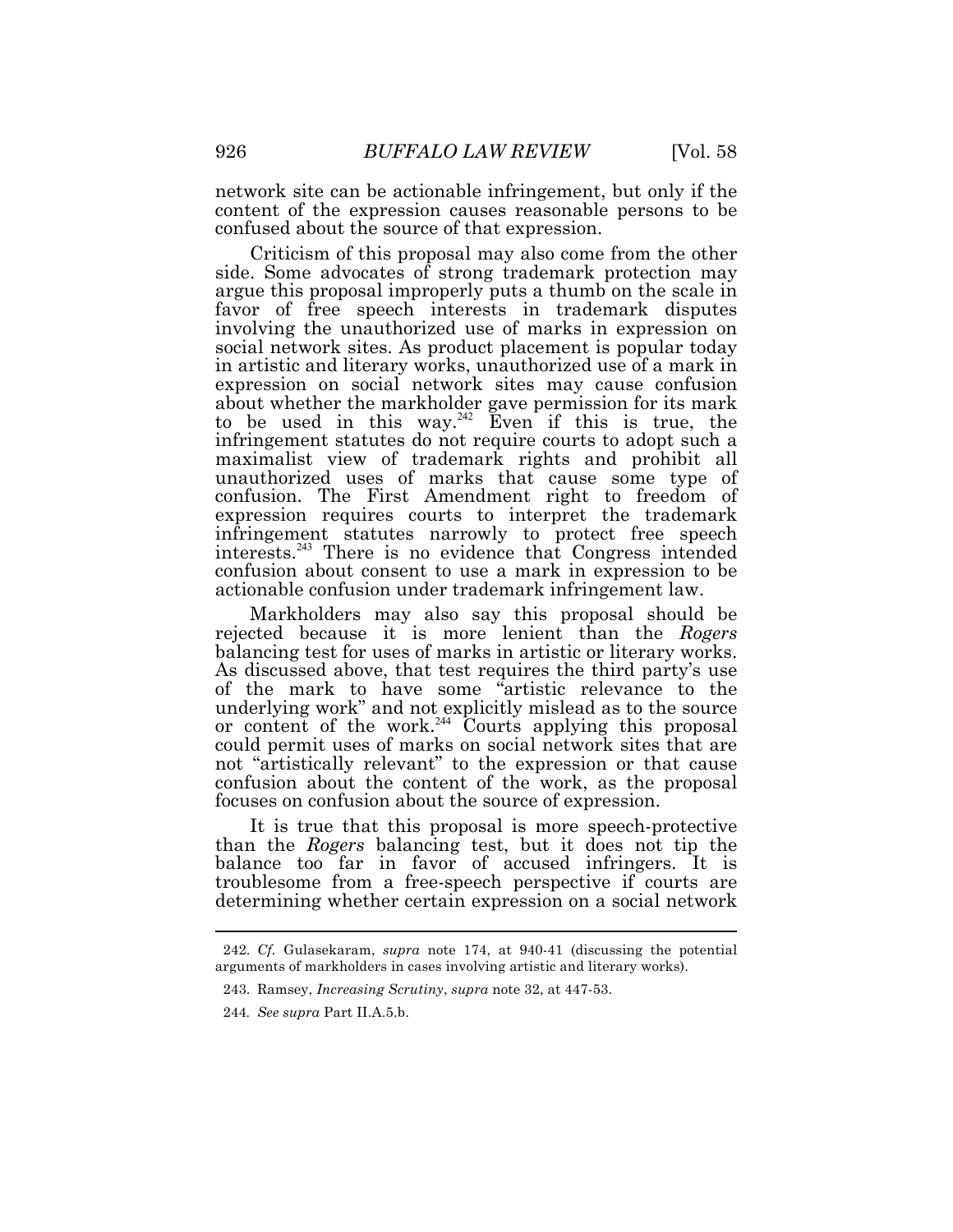network site can be actionable infringement, but only if the content of the expression causes reasonable persons to be confused about the source of that expression.

Criticism of this proposal may also come from the other side. Some advocates of strong trademark protection may argue this proposal improperly puts a thumb on the scale in favor of free speech interests in trademark disputes involving the unauthorized use of marks in expression on social network sites. As product placement is popular today in artistic and literary works, unauthorized use of a mark in expression on social network sites may cause confusion about whether the markholder gave permission for its mark to be used in this way.[242] Even if this is true, the infringement statutes do not require courts to adopt such a maximalist view of trademark rights and prohibit all unauthorized uses of marks that cause some type of confusion. The First Amendment right to freedom of expression requires courts to interpret the trademark infringement statutes narrowly to protect free speech interests.[243] There is no evidence that Congress intended confusion about consent to use a mark in expression to be actionable confusion under trademark infringement law.

Markholders may also say this proposal should be rejected because it is more lenient than the *Rogers* balancing test for uses of marks in artistic or literary works. As discussed above, that test requires the third party's use of the mark to have some "artistic relevance to the underlying work" and not explicitly mislead as to the source or content of the work.[244] Courts applying this proposal could permit uses of marks on social network sites that are not "artistically relevant" to the expression or that cause confusion about the content of the work, as the proposal focuses on confusion about the source of expression.

It is true that this proposal is more speech-protective than the *Rogers* balancing test, but it does not tip the balance too far in favor of accused infringers. It is troublesome from a free-speech perspective if courts are determining whether certain expression on a social network

---

242. *Cf.* Gulasekaram, *supra* note 174, at 940-41 (discussing the potential arguments of markholders in cases involving artistic and literary works).

243. Ramsey, *Increasing Scrutiny*, *supra* note 32, at 447-53.

244. *See supra* Part II.A.5.b.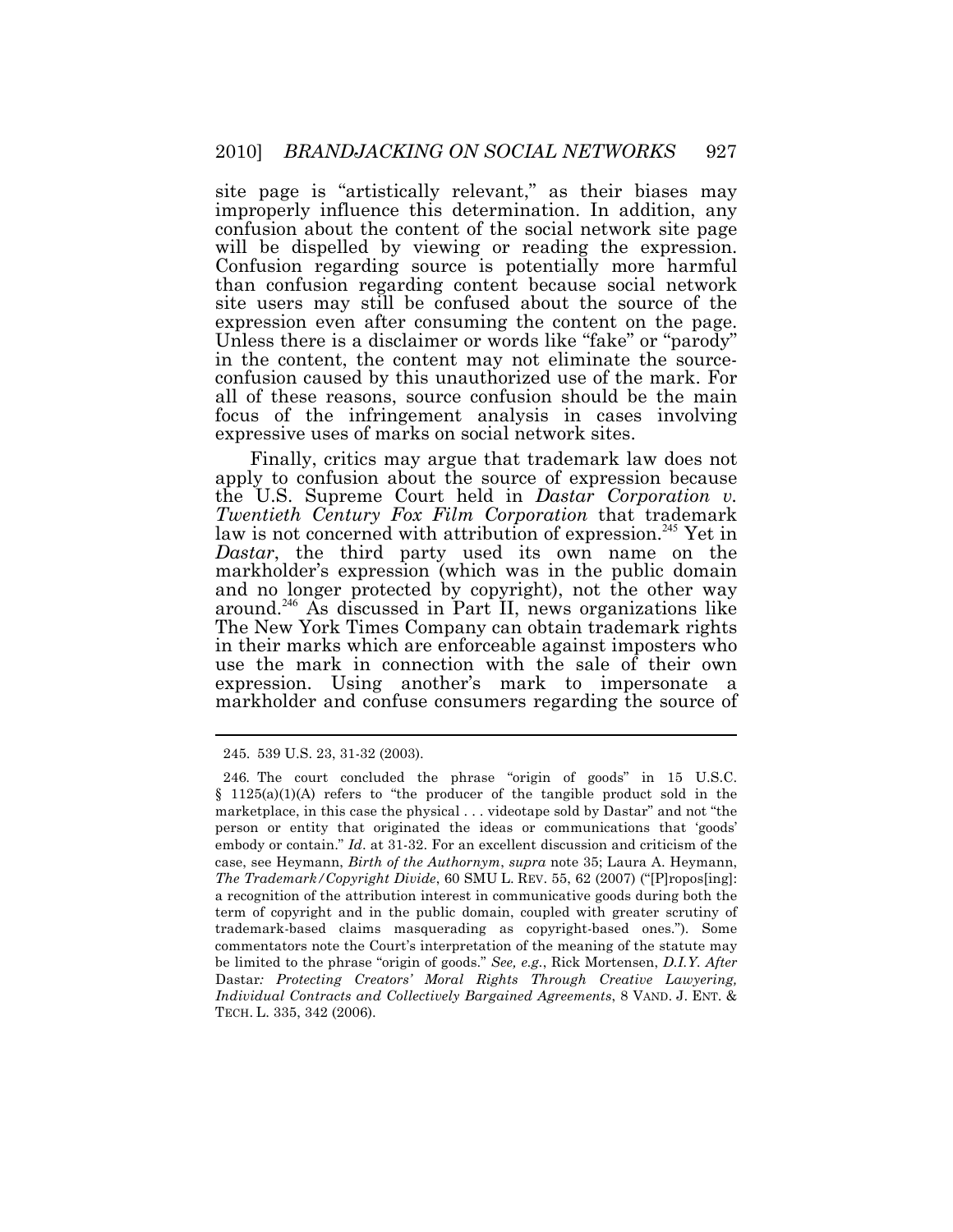site page is "artistically relevant," as their biases may improperly influence this determination. In addition, any confusion about the content of the social network site page will be dispelled by viewing or reading the expression. Confusion regarding source is potentially more harmful than confusion regarding content because social network site users may still be confused about the source of the expression even after consuming the content on the page. Unless there is a disclaimer or words like "fake" or "parody" in the content, the content may not eliminate the source-confusion caused by this unauthorized use of the mark. For all of these reasons, source confusion should be the main focus of the infringement analysis in cases involving expressive uses of marks on social network sites.

Finally, critics may argue that trademark law does not apply to confusion about the source of expression because the U.S. Supreme Court held in *Dastar Corporation v. Twentieth Century Fox Film Corporation* that trademark law is not concerned with attribution of expression.[245] Yet in *Dastar*, the third party used its own name on the markholder's expression (which was in the public domain and no longer protected by copyright), not the other way around.[246] As discussed in Part II, news organizations like The New York Times Company can obtain trademark rights in their marks which are enforceable against imposters who use the mark in connection with the sale of their own expression. Using another's mark to impersonate a markholder and confuse consumers regarding the source of

---

245. 539 U.S. 23, 31-32 (2003).

246. The court concluded the phrase "origin of goods" in 15 U.S.C. § 1125(a)(1)(A) refers to "the producer of the tangible product sold in the marketplace, in this case the physical . . . videotape sold by Dastar" and not "the person or entity that originated the ideas or communications that 'goods' embody or contain." *Id*. at 31-32. For an excellent discussion and criticism of the case, see Heymann, *Birth of the Authornym*, *supra* note 35; Laura A. Heymann, *The Trademark/Copyright Divide*, 60 SMU L. REV. 55, 62 (2007) ("[P]ropos[ing]: a recognition of the attribution interest in communicative goods during both the term of copyright and in the public domain, coupled with greater scrutiny of trademark-based claims masquerading as copyright-based ones."). Some commentators note the Court's interpretation of the meaning of the statute may be limited to the phrase "origin of goods." *See, e.g.*, Rick Mortensen, *D.I.Y. After* Dastar*: Protecting Creators' Moral Rights Through Creative Lawyering, Individual Contracts and Collectively Bargained Agreements*, 8 VAND. J. ENT. & TECH. L. 335, 342 (2006).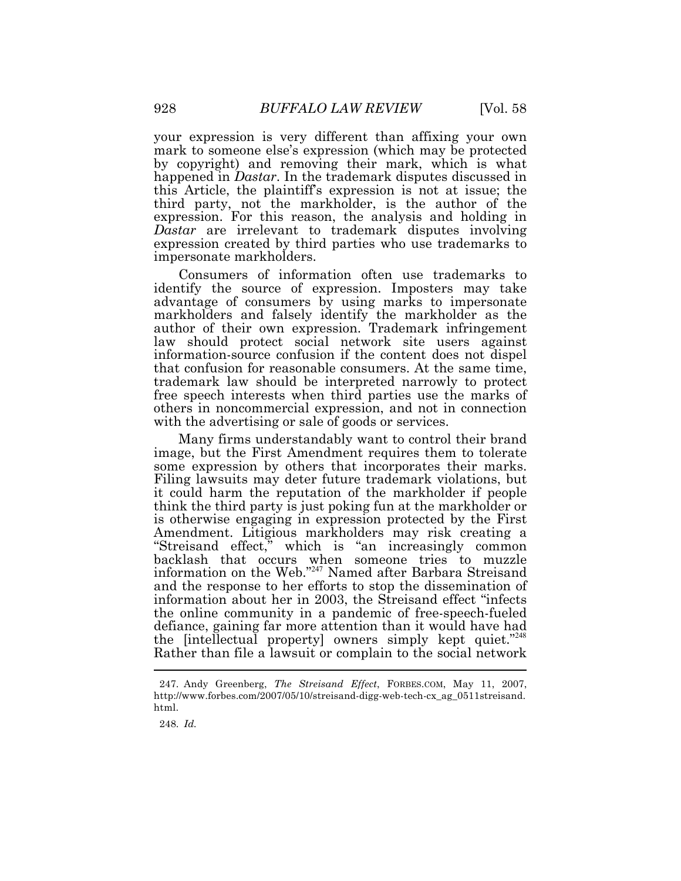your expression is very different than affixing your own mark to someone else's expression (which may be protected by copyright) and removing their mark, which is what happened in *Dastar*. In the trademark disputes discussed in this Article, the plaintiff's expression is not at issue; the third party, not the markholder, is the author of the expression. For this reason, the analysis and holding in *Dastar* are irrelevant to trademark disputes involving expression created by third parties who use trademarks to impersonate markholders.

Consumers of information often use trademarks to identify the source of expression. Imposters may take advantage of consumers by using marks to impersonate markholders and falsely identify the markholder as the author of their own expression. Trademark infringement law should protect social network site users against information-source confusion if the content does not dispel that confusion for reasonable consumers. At the same time, trademark law should be interpreted narrowly to protect free speech interests when third parties use the marks of others in noncommercial expression, and not in connection with the advertising or sale of goods or services.

Many firms understandably want to control their brand image, but the First Amendment requires them to tolerate some expression by others that incorporates their marks. Filing lawsuits may deter future trademark violations, but it could harm the reputation of the markholder if people think the third party is just poking fun at the markholder or is otherwise engaging in expression protected by the First Amendment. Litigious markholders may risk creating a "Streisand effect," which is "an increasingly common backlash that occurs when someone tries to muzzle information on the Web."[247] Named after Barbara Streisand and the response to her efforts to stop the dissemination of information about her in 2003, the Streisand effect "infects the online community in a pandemic of free-speech-fueled defiance, gaining far more attention than it would have had the [intellectual property] owners simply kept quiet."[248] Rather than file a lawsuit or complain to the social network

---

247. Andy Greenberg, *The Streisand Effect*, FORBES.COM, May 11, 2007, http://www.forbes.com/2007/05/10/streisand-digg-web-tech-cx_ag_0511streisand.html.

248. *Id.*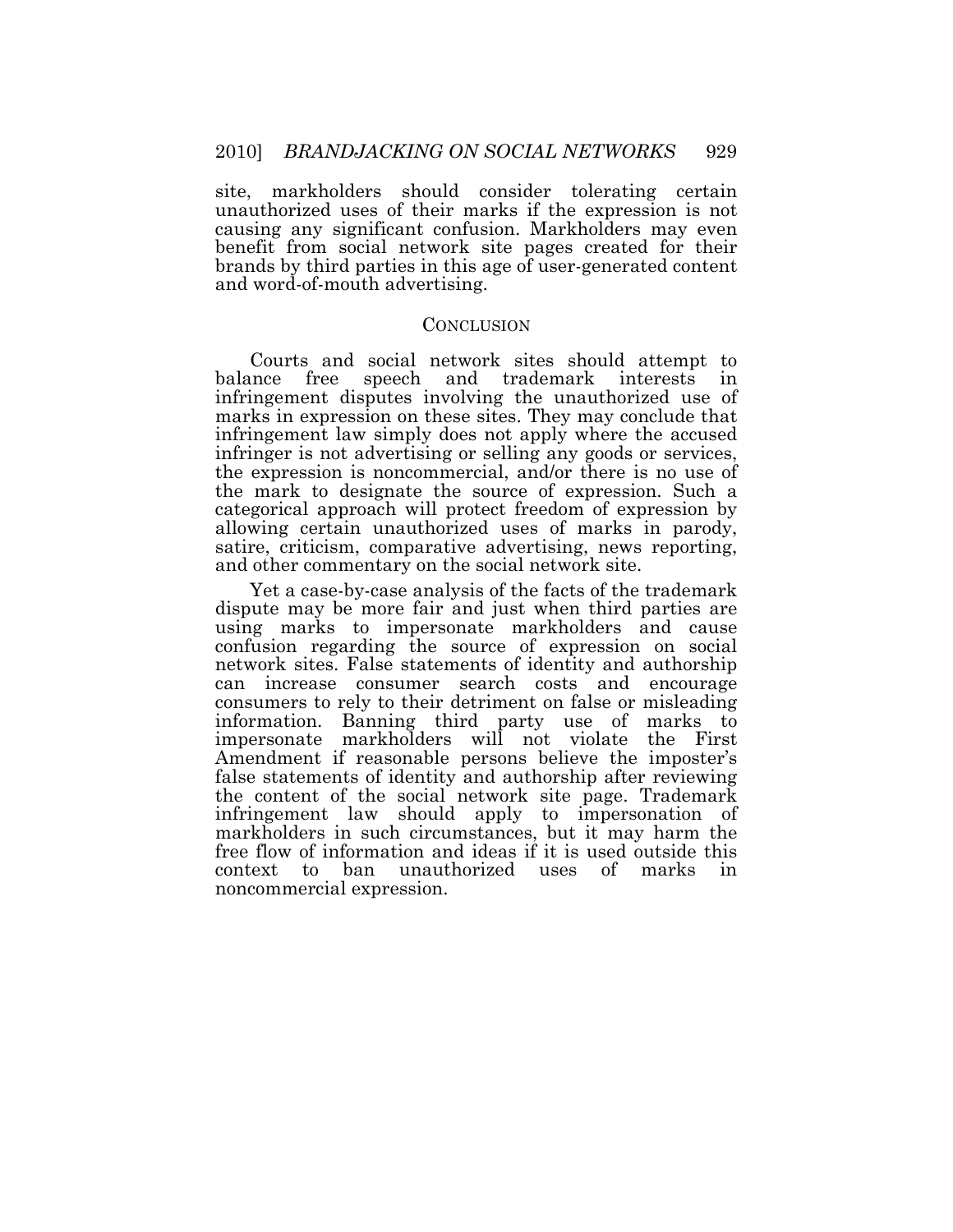site, markholders should consider tolerating certain unauthorized uses of their marks if the expression is not causing any significant confusion. Markholders may even benefit from social network site pages created for their brands by third parties in this age of user-generated content and word-of-mouth advertising.

## CONCLUSION

Courts and social network sites should attempt to balance free speech and trademark interests in infringement disputes involving the unauthorized use of marks in expression on these sites. They may conclude that infringement law simply does not apply where the accused infringer is not advertising or selling any goods or services, the expression is noncommercial, and/or there is no use of the mark to designate the source of expression. Such a categorical approach will protect freedom of expression by allowing certain unauthorized uses of marks in parody, satire, criticism, comparative advertising, news reporting, and other commentary on the social network site.

Yet a case-by-case analysis of the facts of the trademark dispute may be more fair and just when third parties are using marks to impersonate markholders and cause confusion regarding the source of expression on social network sites. False statements of identity and authorship can increase consumer search costs and encourage consumers to rely to their detriment on false or misleading information. Banning third party use of marks to impersonate markholders will not violate the First Amendment if reasonable persons believe the imposter's false statements of identity and authorship after reviewing the content of the social network site page. Trademark infringement law should apply to impersonation of markholders in such circumstances, but it may harm the free flow of information and ideas if it is used outside this context to ban unauthorized uses of marks in noncommercial expression.